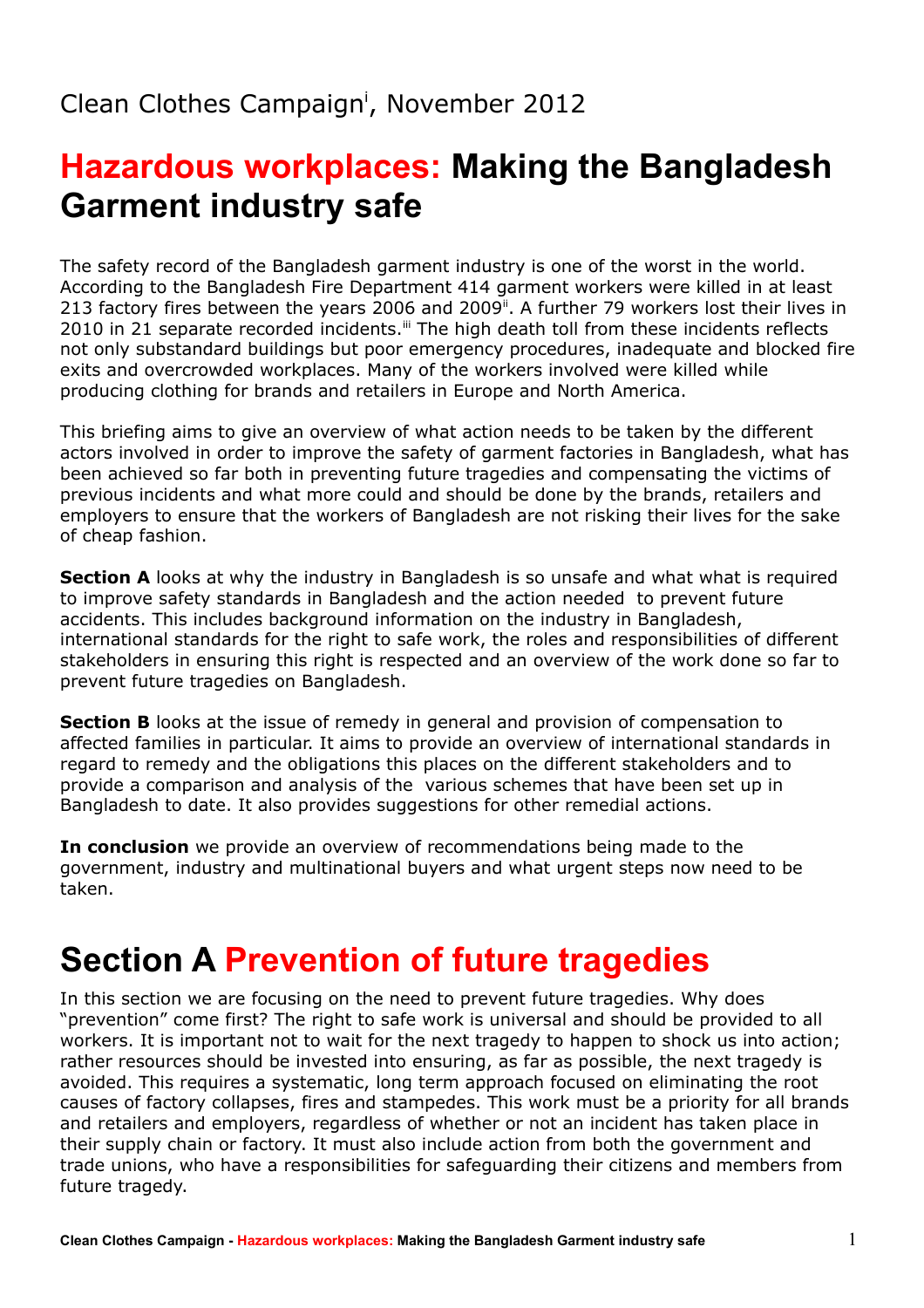Clean Clothes Campaign[i], November 2012

# Hazardous workplaces: Making the Bangladesh Garment industry safe

The safety record of the Bangladesh garment industry is one of the worst in the world. According to the Bangladesh Fire Department 414 garment workers were killed in at least 213 factory fires between the years 2006 and 2009[ii]. A further 79 workers lost their lives in 2010 in 21 separate recorded incidents.[iii] The high death toll from these incidents reflects not only substandard buildings but poor emergency procedures, inadequate and blocked fire exits and overcrowded workplaces. Many of the workers involved were killed while producing clothing for brands and retailers in Europe and North America.

This briefing aims to give an overview of what action needs to be taken by the different actors involved in order to improve the safety of garment factories in Bangladesh, what has been achieved so far both in preventing future tragedies and compensating the victims of previous incidents and what more could and should be done by the brands, retailers and employers to ensure that the workers of Bangladesh are not risking their lives for the sake of cheap fashion.

**Section A** looks at why the industry in Bangladesh is so unsafe and what what is required to improve safety standards in Bangladesh and the action needed to prevent future accidents. This includes background information on the industry in Bangladesh, international standards for the right to safe work, the roles and responsibilities of different stakeholders in ensuring this right is respected and an overview of the work done so far to prevent future tragedies on Bangladesh.

**Section B** looks at the issue of remedy in general and provision of compensation to affected families in particular. It aims to provide an overview of international standards in regard to remedy and the obligations this places on the different stakeholders and to provide a comparison and analysis of the various schemes that have been set up in Bangladesh to date. It also provides suggestions for other remedial actions.

**In conclusion** we provide an overview of recommendations being made to the government, industry and multinational buyers and what urgent steps now need to be taken.

# Section A Prevention of future tragedies

In this section we are focusing on the need to prevent future tragedies. Why does "prevention" come first? The right to safe work is universal and should be provided to all workers. It is important not to wait for the next tragedy to happen to shock us into action; rather resources should be invested into ensuring, as far as possible, the next tragedy is avoided. This requires a systematic, long term approach focused on eliminating the root causes of factory collapses, fires and stampedes. This work must be a priority for all brands and retailers and employers, regardless of whether or not an incident has taken place in their supply chain or factory. It must also include action from both the government and trade unions, who have a responsibilities for safeguarding their citizens and members from future tragedy.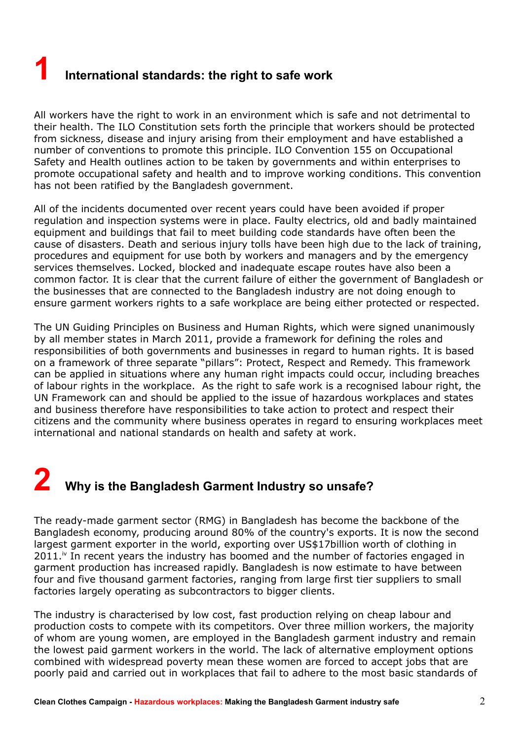# 1 International standards: the right to safe work

All workers have the right to work in an environment which is safe and not detrimental to their health. The ILO Constitution sets forth the principle that workers should be protected from sickness, disease and injury arising from their employment and have established a number of conventions to promote this principle. ILO Convention 155 on Occupational Safety and Health outlines action to be taken by governments and within enterprises to promote occupational safety and health and to improve working conditions. This convention has not been ratified by the Bangladesh government.

All of the incidents documented over recent years could have been avoided if proper regulation and inspection systems were in place. Faulty electrics, old and badly maintained equipment and buildings that fail to meet building code standards have often been the cause of disasters. Death and serious injury tolls have been high due to the lack of training, procedures and equipment for use both by workers and managers and by the emergency services themselves. Locked, blocked and inadequate escape routes have also been a common factor. It is clear that the current failure of either the government of Bangladesh or the businesses that are connected to the Bangladesh industry are not doing enough to ensure garment workers rights to a safe workplace are being either protected or respected.

The UN Guiding Principles on Business and Human Rights, which were signed unanimously by all member states in March 2011, provide a framework for defining the roles and responsibilities of both governments and businesses in regard to human rights. It is based on a framework of three separate "pillars": Protect, Respect and Remedy. This framework can be applied in situations where any human right impacts could occur, including breaches of labour rights in the workplace. As the right to safe work is a recognised labour right, the UN Framework can and should be applied to the issue of hazardous workplaces and states and business therefore have responsibilities to take action to protect and respect their citizens and the community where business operates in regard to ensuring workplaces meet international and national standards on health and safety at work.

# 2 Why is the Bangladesh Garment Industry so unsafe?

The ready-made garment sector (RMG) in Bangladesh has become the backbone of the Bangladesh economy, producing around 80% of the country's exports. It is now the second largest garment exporter in the world, exporting over US$17billion worth of clothing in 2011.[iv] In recent years the industry has boomed and the number of factories engaged in garment production has increased rapidly. Bangladesh is now estimate to have between four and five thousand garment factories, ranging from large first tier suppliers to small factories largely operating as subcontractors to bigger clients.

The industry is characterised by low cost, fast production relying on cheap labour and production costs to compete with its competitors. Over three million workers, the majority of whom are young women, are employed in the Bangladesh garment industry and remain the lowest paid garment workers in the world. The lack of alternative employment options combined with widespread poverty mean these women are forced to accept jobs that are poorly paid and carried out in workplaces that fail to adhere to the most basic standards of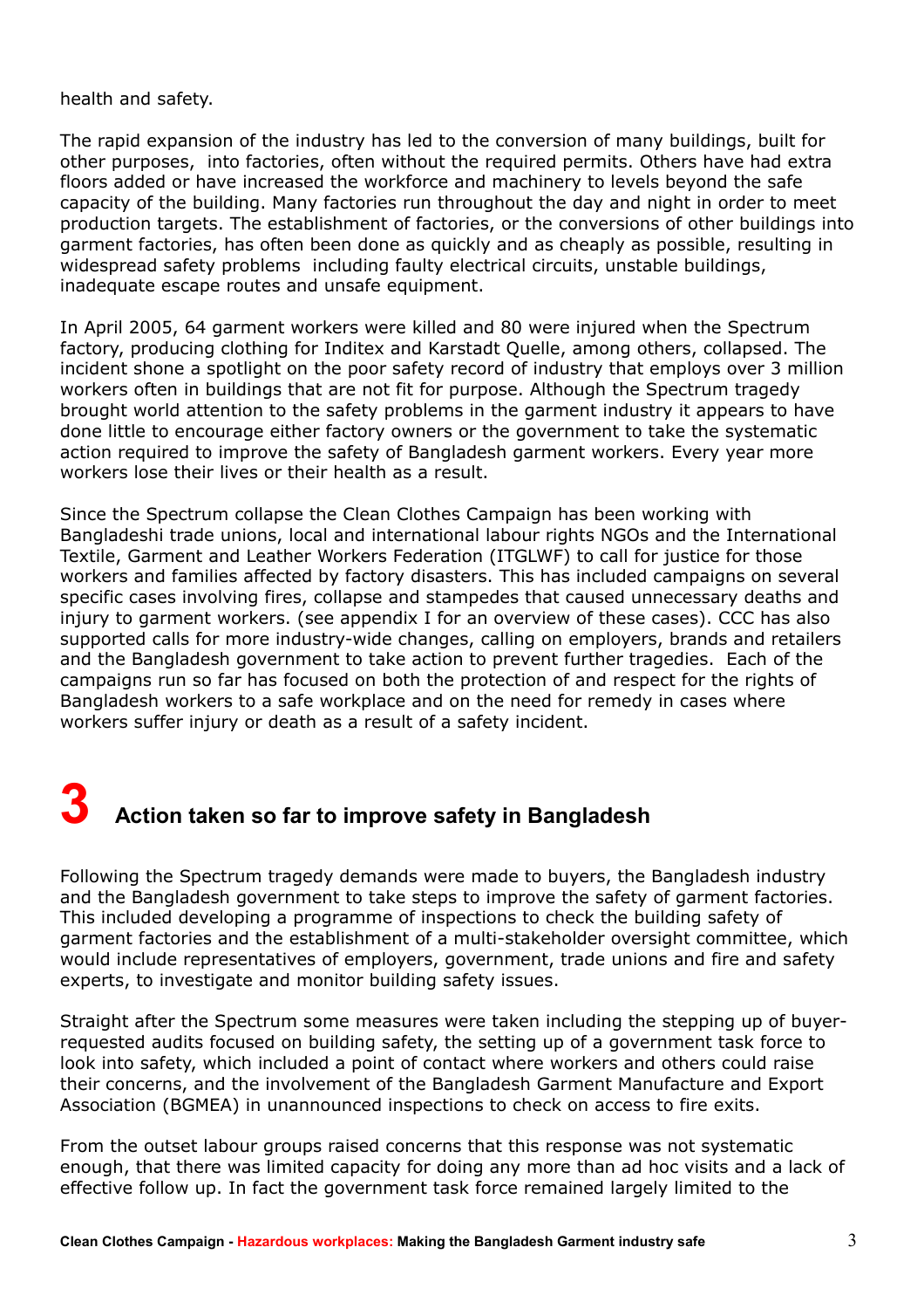health and safety.

The rapid expansion of the industry has led to the conversion of many buildings, built for other purposes, into factories, often without the required permits. Others have had extra floors added or have increased the workforce and machinery to levels beyond the safe capacity of the building. Many factories run throughout the day and night in order to meet production targets. The establishment of factories, or the conversions of other buildings into garment factories, has often been done as quickly and as cheaply as possible, resulting in widespread safety problems including faulty electrical circuits, unstable buildings, inadequate escape routes and unsafe equipment.

In April 2005, 64 garment workers were killed and 80 were injured when the Spectrum factory, producing clothing for Inditex and Karstadt Quelle, among others, collapsed. The incident shone a spotlight on the poor safety record of industry that employs over 3 million workers often in buildings that are not fit for purpose. Although the Spectrum tragedy brought world attention to the safety problems in the garment industry it appears to have done little to encourage either factory owners or the government to take the systematic action required to improve the safety of Bangladesh garment workers. Every year more workers lose their lives or their health as a result.

Since the Spectrum collapse the Clean Clothes Campaign has been working with Bangladeshi trade unions, local and international labour rights NGOs and the International Textile, Garment and Leather Workers Federation (ITGLWF) to call for justice for those workers and families affected by factory disasters. This has included campaigns on several specific cases involving fires, collapse and stampedes that caused unnecessary deaths and injury to garment workers. (see appendix I for an overview of these cases). CCC has also supported calls for more industry-wide changes, calling on employers, brands and retailers and the Bangladesh government to take action to prevent further tragedies. Each of the campaigns run so far has focused on both the protection of and respect for the rights of Bangladesh workers to a safe workplace and on the need for remedy in cases where workers suffer injury or death as a result of a safety incident.

# 3 Action taken so far to improve safety in Bangladesh

Following the Spectrum tragedy demands were made to buyers, the Bangladesh industry and the Bangladesh government to take steps to improve the safety of garment factories. This included developing a programme of inspections to check the building safety of garment factories and the establishment of a multi-stakeholder oversight committee, which would include representatives of employers, government, trade unions and fire and safety experts, to investigate and monitor building safety issues.

Straight after the Spectrum some measures were taken including the stepping up of buyer-requested audits focused on building safety, the setting up of a government task force to look into safety, which included a point of contact where workers and others could raise their concerns, and the involvement of the Bangladesh Garment Manufacture and Export Association (BGMEA) in unannounced inspections to check on access to fire exits.

From the outset labour groups raised concerns that this response was not systematic enough, that there was limited capacity for doing any more than ad hoc visits and a lack of effective follow up. In fact the government task force remained largely limited to the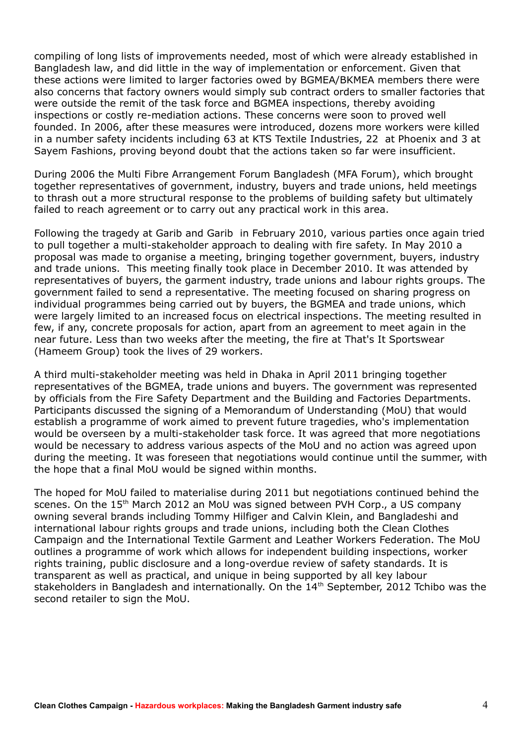compiling of long lists of improvements needed, most of which were already established in Bangladesh law, and did little in the way of implementation or enforcement. Given that these actions were limited to larger factories owed by BGMEA/BKMEA members there were also concerns that factory owners would simply sub contract orders to smaller factories that were outside the remit of the task force and BGMEA inspections, thereby avoiding inspections or costly re-mediation actions. These concerns were soon to proved well founded. In 2006, after these measures were introduced, dozens more workers were killed in a number safety incidents including 63 at KTS Textile Industries, 22 at Phoenix and 3 at Sayem Fashions, proving beyond doubt that the actions taken so far were insufficient.

During 2006 the Multi Fibre Arrangement Forum Bangladesh (MFA Forum), which brought together representatives of government, industry, buyers and trade unions, held meetings to thrash out a more structural response to the problems of building safety but ultimately failed to reach agreement or to carry out any practical work in this area.

Following the tragedy at Garib and Garib in February 2010, various parties once again tried to pull together a multi-stakeholder approach to dealing with fire safety. In May 2010 a proposal was made to organise a meeting, bringing together government, buyers, industry and trade unions. This meeting finally took place in December 2010. It was attended by representatives of buyers, the garment industry, trade unions and labour rights groups. The government failed to send a representative. The meeting focused on sharing progress on individual programmes being carried out by buyers, the BGMEA and trade unions, which were largely limited to an increased focus on electrical inspections. The meeting resulted in few, if any, concrete proposals for action, apart from an agreement to meet again in the near future. Less than two weeks after the meeting, the fire at That's It Sportswear (Hameem Group) took the lives of 29 workers.

A third multi-stakeholder meeting was held in Dhaka in April 2011 bringing together representatives of the BGMEA, trade unions and buyers. The government was represented by officials from the Fire Safety Department and the Building and Factories Departments. Participants discussed the signing of a Memorandum of Understanding (MoU) that would establish a programme of work aimed to prevent future tragedies, who's implementation would be overseen by a multi-stakeholder task force. It was agreed that more negotiations would be necessary to address various aspects of the MoU and no action was agreed upon during the meeting. It was foreseen that negotiations would continue until the summer, with the hope that a final MoU would be signed within months.

The hoped for MoU failed to materialise during 2011 but negotiations continued behind the scenes. On the 15th March 2012 an MoU was signed between PVH Corp., a US company owning several brands including Tommy Hilfiger and Calvin Klein, and Bangladeshi and international labour rights groups and trade unions, including both the Clean Clothes Campaign and the International Textile Garment and Leather Workers Federation. The MoU outlines a programme of work which allows for independent building inspections, worker rights training, public disclosure and a long-overdue review of safety standards. It is transparent as well as practical, and unique in being supported by all key labour stakeholders in Bangladesh and internationally. On the 14th September, 2012 Tchibo was the second retailer to sign the MoU.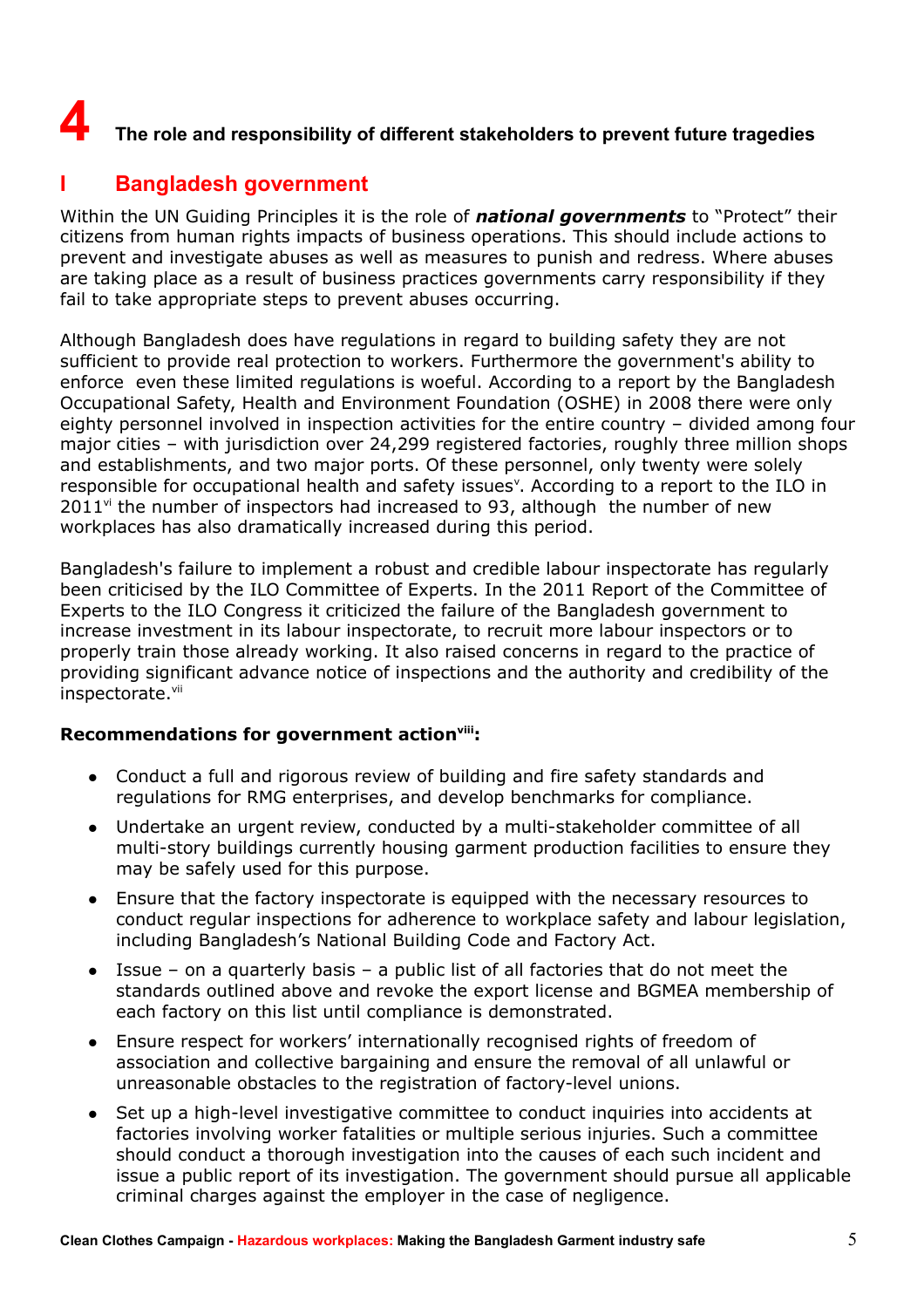# 4 The role and responsibility of different stakeholders to prevent future tragedies

## I Bangladesh government

Within the UN Guiding Principles it is the role of ***national governments*** to "Protect" their citizens from human rights impacts of business operations. This should include actions to prevent and investigate abuses as well as measures to punish and redress. Where abuses are taking place as a result of business practices governments carry responsibility if they fail to take appropriate steps to prevent abuses occurring.

Although Bangladesh does have regulations in regard to building safety they are not sufficient to provide real protection to workers. Furthermore the government's ability to enforce even these limited regulations is woeful. According to a report by the Bangladesh Occupational Safety, Health and Environment Foundation (OSHE) in 2008 there were only eighty personnel involved in inspection activities for the entire country – divided among four major cities – with jurisdiction over 24,299 registered factories, roughly three million shops and establishments, and two major ports. Of these personnel, only twenty were solely responsible for occupational health and safety issues[v]. According to a report to the ILO in 2011[vi] the number of inspectors had increased to 93, although the number of new workplaces has also dramatically increased during this period.

Bangladesh's failure to implement a robust and credible labour inspectorate has regularly been criticised by the ILO Committee of Experts. In the 2011 Report of the Committee of Experts to the ILO Congress it criticized the failure of the Bangladesh government to increase investment in its labour inspectorate, to recruit more labour inspectors or to properly train those already working. It also raised concerns in regard to the practice of providing significant advance notice of inspections and the authority and credibility of the inspectorate.[vii]

**Recommendations for government action[viii]:**

- Conduct a full and rigorous review of building and fire safety standards and regulations for RMG enterprises, and develop benchmarks for compliance.
- Undertake an urgent review, conducted by a multi-stakeholder committee of all multi-story buildings currently housing garment production facilities to ensure they may be safely used for this purpose.
- Ensure that the factory inspectorate is equipped with the necessary resources to conduct regular inspections for adherence to workplace safety and labour legislation, including Bangladesh's National Building Code and Factory Act.
- Issue – on a quarterly basis – a public list of all factories that do not meet the standards outlined above and revoke the export license and BGMEA membership of each factory on this list until compliance is demonstrated.
- Ensure respect for workers' internationally recognised rights of freedom of association and collective bargaining and ensure the removal of all unlawful or unreasonable obstacles to the registration of factory-level unions.
- Set up a high-level investigative committee to conduct inquiries into accidents at factories involving worker fatalities or multiple serious injuries. Such a committee should conduct a thorough investigation into the causes of each such incident and issue a public report of its investigation. The government should pursue all applicable criminal charges against the employer in the case of negligence.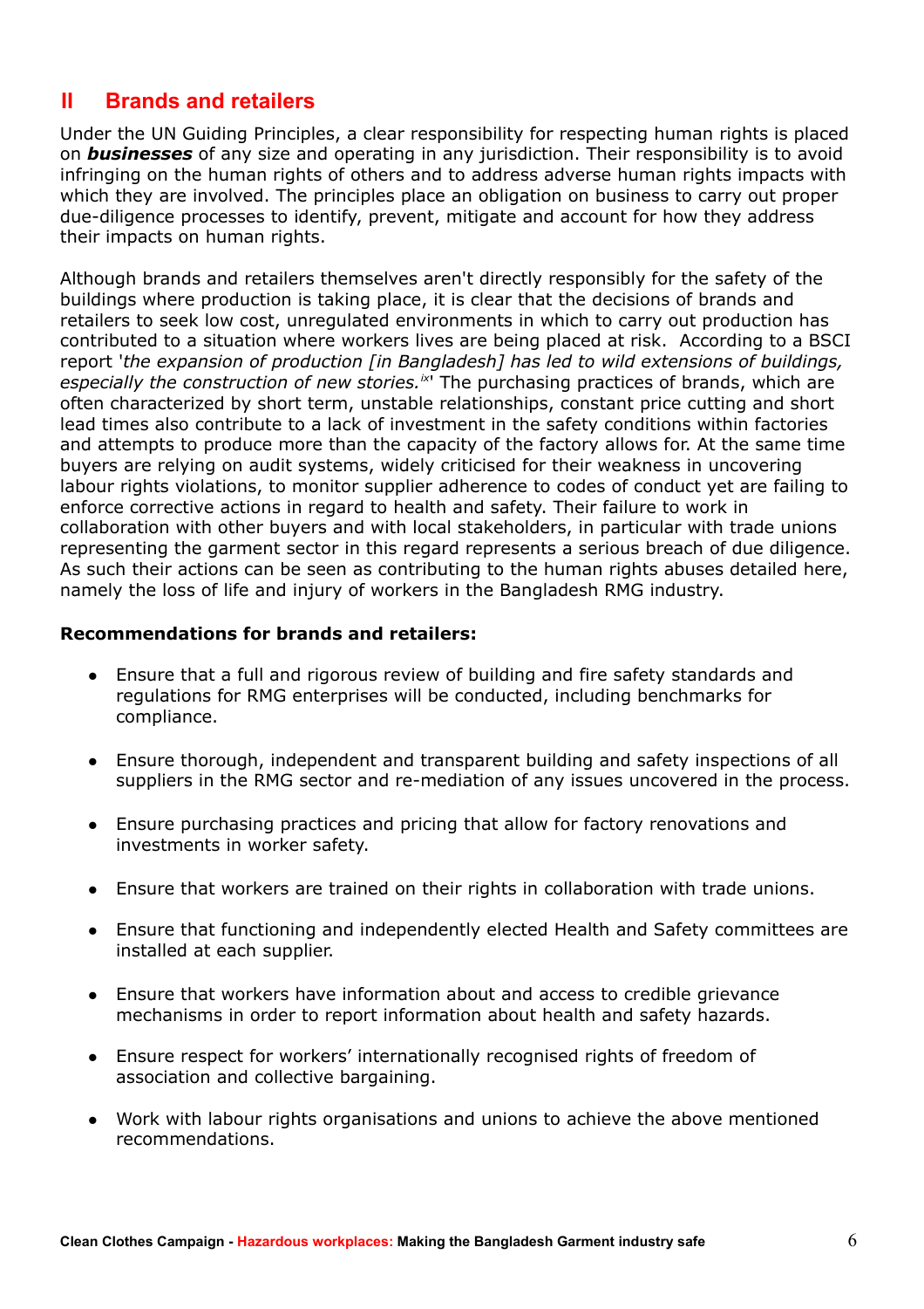## II Brands and retailers

Under the UN Guiding Principles, a clear responsibility for respecting human rights is placed on ***businesses*** of any size and operating in any jurisdiction. Their responsibility is to avoid infringing on the human rights of others and to address adverse human rights impacts with which they are involved. The principles place an obligation on business to carry out proper due-diligence processes to identify, prevent, mitigate and account for how they address their impacts on human rights.

Although brands and retailers themselves aren't directly responsibly for the safety of the buildings where production is taking place, it is clear that the decisions of brands and retailers to seek low cost, unregulated environments in which to carry out production has contributed to a situation where workers lives are being placed at risk. According to a BSCI report '*the expansion of production [in Bangladesh] has led to wild extensions of buildings, especially the construction of new stories.*[ix]' The purchasing practices of brands, which are often characterized by short term, unstable relationships, constant price cutting and short lead times also contribute to a lack of investment in the safety conditions within factories and attempts to produce more than the capacity of the factory allows for. At the same time buyers are relying on audit systems, widely criticised for their weakness in uncovering labour rights violations, to monitor supplier adherence to codes of conduct yet are failing to enforce corrective actions in regard to health and safety. Their failure to work in collaboration with other buyers and with local stakeholders, in particular with trade unions representing the garment sector in this regard represents a serious breach of due diligence. As such their actions can be seen as contributing to the human rights abuses detailed here, namely the loss of life and injury of workers in the Bangladesh RMG industry.

**Recommendations for brands and retailers:**

- Ensure that a full and rigorous review of building and fire safety standards and regulations for RMG enterprises will be conducted, including benchmarks for compliance.
- Ensure thorough, independent and transparent building and safety inspections of all suppliers in the RMG sector and re-mediation of any issues uncovered in the process.
- Ensure purchasing practices and pricing that allow for factory renovations and investments in worker safety.
- Ensure that workers are trained on their rights in collaboration with trade unions.
- Ensure that functioning and independently elected Health and Safety committees are installed at each supplier.
- Ensure that workers have information about and access to credible grievance mechanisms in order to report information about health and safety hazards.
- Ensure respect for workers' internationally recognised rights of freedom of association and collective bargaining.
- Work with labour rights organisations and unions to achieve the above mentioned recommendations.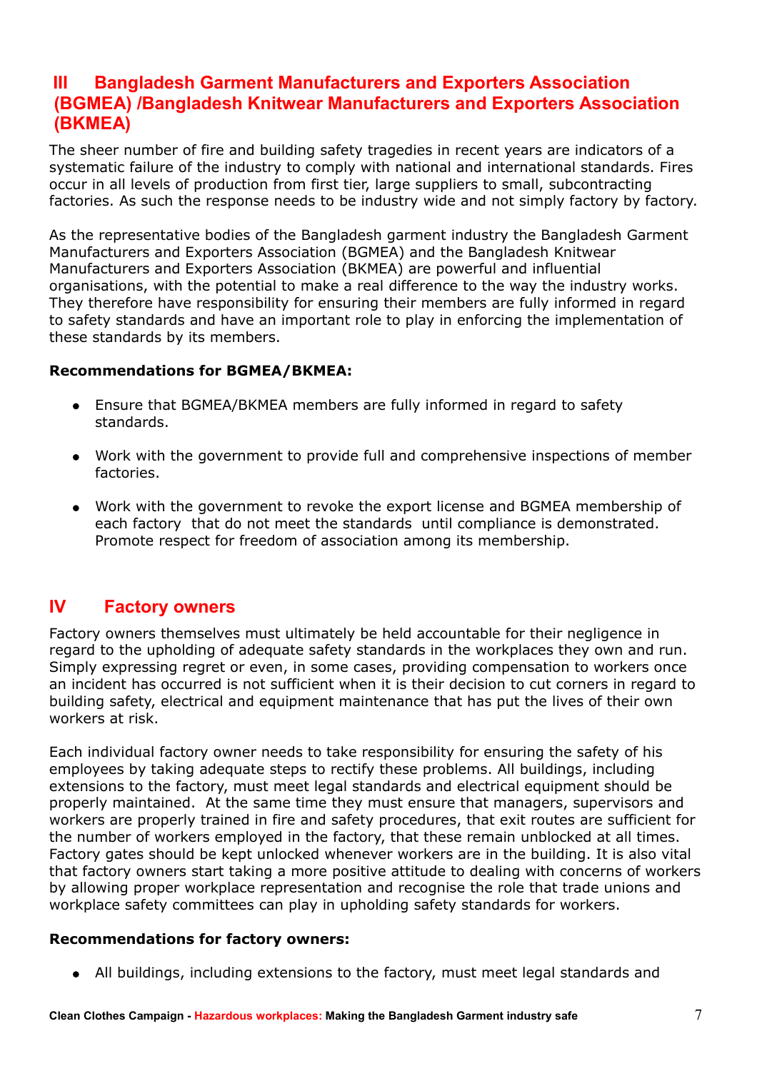## III Bangladesh Garment Manufacturers and Exporters Association (BGMEA) /Bangladesh Knitwear Manufacturers and Exporters Association (BKMEA)

The sheer number of fire and building safety tragedies in recent years are indicators of a systematic failure of the industry to comply with national and international standards. Fires occur in all levels of production from first tier, large suppliers to small, subcontracting factories. As such the response needs to be industry wide and not simply factory by factory.

As the representative bodies of the Bangladesh garment industry the Bangladesh Garment Manufacturers and Exporters Association (BGMEA) and the Bangladesh Knitwear Manufacturers and Exporters Association (BKMEA) are powerful and influential organisations, with the potential to make a real difference to the way the industry works. They therefore have responsibility for ensuring their members are fully informed in regard to safety standards and have an important role to play in enforcing the implementation of these standards by its members.

**Recommendations for BGMEA/BKMEA:**

- Ensure that BGMEA/BKMEA members are fully informed in regard to safety standards.
- Work with the government to provide full and comprehensive inspections of member factories.
- Work with the government to revoke the export license and BGMEA membership of each factory that do not meet the standards until compliance is demonstrated. Promote respect for freedom of association among its membership.

## IV Factory owners

Factory owners themselves must ultimately be held accountable for their negligence in regard to the upholding of adequate safety standards in the workplaces they own and run. Simply expressing regret or even, in some cases, providing compensation to workers once an incident has occurred is not sufficient when it is their decision to cut corners in regard to building safety, electrical and equipment maintenance that has put the lives of their own workers at risk.

Each individual factory owner needs to take responsibility for ensuring the safety of his employees by taking adequate steps to rectify these problems. All buildings, including extensions to the factory, must meet legal standards and electrical equipment should be properly maintained. At the same time they must ensure that managers, supervisors and workers are properly trained in fire and safety procedures, that exit routes are sufficient for the number of workers employed in the factory, that these remain unblocked at all times. Factory gates should be kept unlocked whenever workers are in the building. It is also vital that factory owners start taking a more positive attitude to dealing with concerns of workers by allowing proper workplace representation and recognise the role that trade unions and workplace safety committees can play in upholding safety standards for workers.

**Recommendations for factory owners:**

- All buildings, including extensions to the factory, must meet legal standards and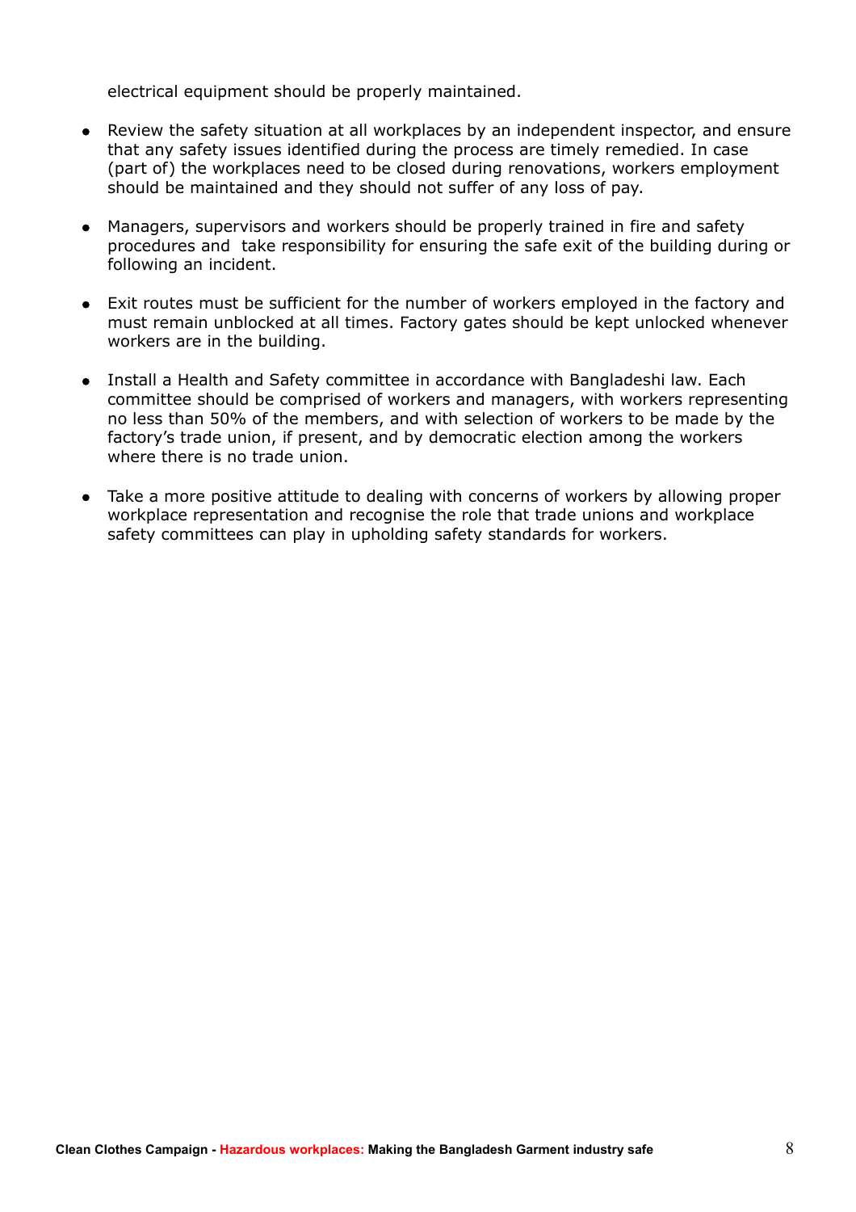electrical equipment should be properly maintained.

- Review the safety situation at all workplaces by an independent inspector, and ensure that any safety issues identified during the process are timely remedied. In case (part of) the workplaces need to be closed during renovations, workers employment should be maintained and they should not suffer of any loss of pay.

- Managers, supervisors and workers should be properly trained in fire and safety procedures and take responsibility for ensuring the safe exit of the building during or following an incident.

- Exit routes must be sufficient for the number of workers employed in the factory and must remain unblocked at all times. Factory gates should be kept unlocked whenever workers are in the building.

- Install a Health and Safety committee in accordance with Bangladeshi law. Each committee should be comprised of workers and managers, with workers representing no less than 50% of the members, and with selection of workers to be made by the factory's trade union, if present, and by democratic election among the workers where there is no trade union.

- Take a more positive attitude to dealing with concerns of workers by allowing proper workplace representation and recognise the role that trade unions and workplace safety committees can play in upholding safety standards for workers.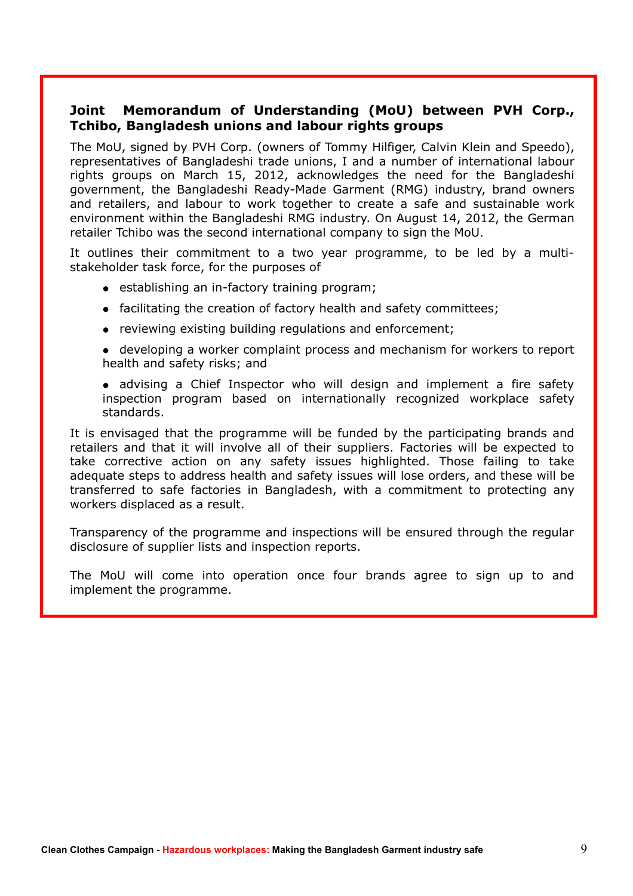**Joint Memorandum of Understanding (MoU) between PVH Corp., Tchibo, Bangladesh unions and labour rights groups**

The MoU, signed by PVH Corp. (owners of Tommy Hilfiger, Calvin Klein and Speedo), representatives of Bangladeshi trade unions, I and a number of international labour rights groups on March 15, 2012, acknowledges the need for the Bangladeshi government, the Bangladeshi Ready-Made Garment (RMG) industry, brand owners and retailers, and labour to work together to create a safe and sustainable work environment within the Bangladeshi RMG industry. On August 14, 2012, the German retailer Tchibo was the second international company to sign the MoU.

It outlines their commitment to a two year programme, to be led by a multi-stakeholder task force, for the purposes of

- establishing an in-factory training program;
- facilitating the creation of factory health and safety committees;
- reviewing existing building regulations and enforcement;
- developing a worker complaint process and mechanism for workers to report health and safety risks; and
- advising a Chief Inspector who will design and implement a fire safety inspection program based on internationally recognized workplace safety standards.

It is envisaged that the programme will be funded by the participating brands and retailers and that it will involve all of their suppliers. Factories will be expected to take corrective action on any safety issues highlighted. Those failing to take adequate steps to address health and safety issues will lose orders, and these will be transferred to safe factories in Bangladesh, with a commitment to protecting any workers displaced as a result.

Transparency of the programme and inspections will be ensured through the regular disclosure of supplier lists and inspection reports.

The MoU will come into operation once four brands agree to sign up to and implement the programme.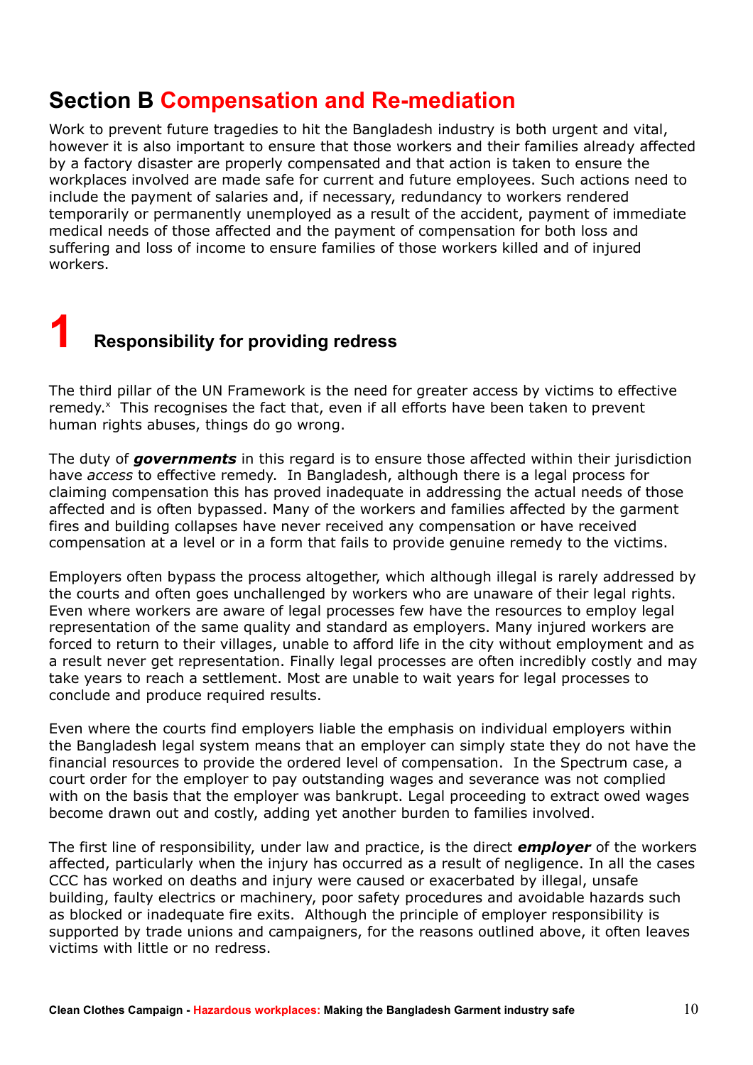## Section B Compensation and Re-mediation

Work to prevent future tragedies to hit the Bangladesh industry is both urgent and vital, however it is also important to ensure that those workers and their families already affected by a factory disaster are properly compensated and that action is taken to ensure the workplaces involved are made safe for current and future employees. Such actions need to include the payment of salaries and, if necessary, redundancy to workers rendered temporarily or permanently unemployed as a result of the accident, payment of immediate medical needs of those affected and the payment of compensation for both loss and suffering and loss of income to ensure families of those workers killed and of injured workers.

### 1 Responsibility for providing redress

The third pillar of the UN Framework is the need for greater access by victims to effective remedy.[x] This recognises the fact that, even if all efforts have been taken to prevent human rights abuses, things do go wrong.

The duty of ***governments*** in this regard is to ensure those affected within their jurisdiction have *access* to effective remedy. In Bangladesh, although there is a legal process for claiming compensation this has proved inadequate in addressing the actual needs of those affected and is often bypassed. Many of the workers and families affected by the garment fires and building collapses have never received any compensation or have received compensation at a level or in a form that fails to provide genuine remedy to the victims.

Employers often bypass the process altogether, which although illegal is rarely addressed by the courts and often goes unchallenged by workers who are unaware of their legal rights. Even where workers are aware of legal processes few have the resources to employ legal representation of the same quality and standard as employers. Many injured workers are forced to return to their villages, unable to afford life in the city without employment and as a result never get representation. Finally legal processes are often incredibly costly and may take years to reach a settlement. Most are unable to wait years for legal processes to conclude and produce required results.

Even where the courts find employers liable the emphasis on individual employers within the Bangladesh legal system means that an employer can simply state they do not have the financial resources to provide the ordered level of compensation. In the Spectrum case, a court order for the employer to pay outstanding wages and severance was not complied with on the basis that the employer was bankrupt. Legal proceeding to extract owed wages become drawn out and costly, adding yet another burden to families involved.

The first line of responsibility, under law and practice, is the direct ***employer*** of the workers affected, particularly when the injury has occurred as a result of negligence. In all the cases CCC has worked on deaths and injury were caused or exacerbated by illegal, unsafe building, faulty electrics or machinery, poor safety procedures and avoidable hazards such as blocked or inadequate fire exits. Although the principle of employer responsibility is supported by trade unions and campaigners, for the reasons outlined above, it often leaves victims with little or no redress.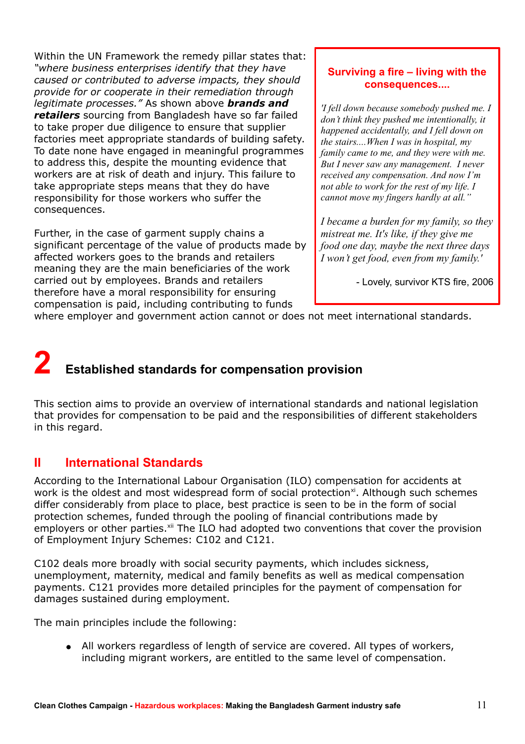Within the UN Framework the remedy pillar states that: *"where business enterprises identify that they have caused or contributed to adverse impacts, they should provide for or cooperate in their remediation through legitimate processes."* As shown above ***brands and retailers*** sourcing from Bangladesh have so far failed to take proper due diligence to ensure that supplier factories meet appropriate standards of building safety. To date none have engaged in meaningful programmes to address this, despite the mounting evidence that workers are at risk of death and injury. This failure to take appropriate steps means that they do have responsibility for those workers who suffer the consequences.

Further, in the case of garment supply chains a significant percentage of the value of products made by affected workers goes to the brands and retailers meaning they are the main beneficiaries of the work carried out by employees. Brands and retailers therefore have a moral responsibility for ensuring compensation is paid, including contributing to funds where employer and government action cannot or does not meet international standards.

> **Surviving a fire – living with the consequences....**
>
> *'I fell down because somebody pushed me. I don't think they pushed me intentionally, it happened accidentally, and I fell down on the stairs....When I was in hospital, my family came to me, and they were with me. But I never saw any management. I never received any compensation. And now I'm not able to work for the rest of my life. I cannot move my fingers hardly at all."*
>
> *I became a burden for my family, so they mistreat me. It's like, if they give me food one day, maybe the next three days I won't get food, even from my family.'*
>
> - Lovely, survivor KTS fire, 2006

# 2 Established standards for compensation provision

This section aims to provide an overview of international standards and national legislation that provides for compensation to be paid and the responsibilities of different stakeholders in this regard.

## II International Standards

According to the International Labour Organisation (ILO) compensation for accidents at work is the oldest and most widespread form of social protection[xi]. Although such schemes differ considerably from place to place, best practice is seen to be in the form of social protection schemes, funded through the pooling of financial contributions made by employers or other parties.[xii] The ILO had adopted two conventions that cover the provision of Employment Injury Schemes: C102 and C121.

C102 deals more broadly with social security payments, which includes sickness, unemployment, maternity, medical and family benefits as well as medical compensation payments. C121 provides more detailed principles for the payment of compensation for damages sustained during employment.

The main principles include the following:

- All workers regardless of length of service are covered. All types of workers, including migrant workers, are entitled to the same level of compensation.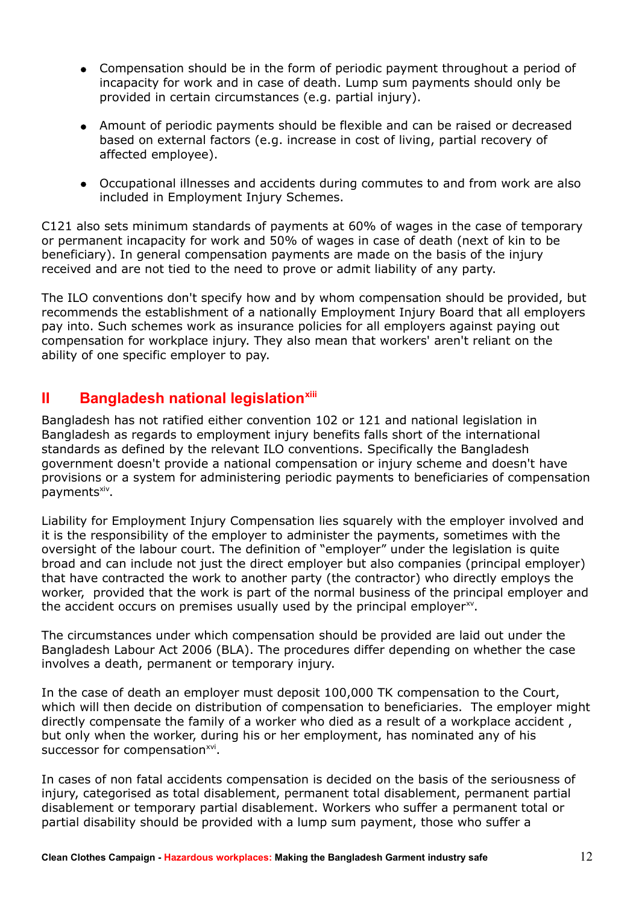- Compensation should be in the form of periodic payment throughout a period of incapacity for work and in case of death. Lump sum payments should only be provided in certain circumstances (e.g. partial injury).

- Amount of periodic payments should be flexible and can be raised or decreased based on external factors (e.g. increase in cost of living, partial recovery of affected employee).

- Occupational illnesses and accidents during commutes to and from work are also included in Employment Injury Schemes.

C121 also sets minimum standards of payments at 60% of wages in the case of temporary or permanent incapacity for work and 50% of wages in case of death (next of kin to be beneficiary). In general compensation payments are made on the basis of the injury received and are not tied to the need to prove or admit liability of any party.

The ILO conventions don't specify how and by whom compensation should be provided, but recommends the establishment of a nationally Employment Injury Board that all employers pay into. Such schemes work as insurance policies for all employers against paying out compensation for workplace injury. They also mean that workers' aren't reliant on the ability of one specific employer to pay.

## II Bangladesh national legislation[xiii]

Bangladesh has not ratified either convention 102 or 121 and national legislation in Bangladesh as regards to employment injury benefits falls short of the international standards as defined by the relevant ILO conventions. Specifically the Bangladesh government doesn't provide a national compensation or injury scheme and doesn't have provisions or a system for administering periodic payments to beneficiaries of compensation payments[xiv].

Liability for Employment Injury Compensation lies squarely with the employer involved and it is the responsibility of the employer to administer the payments, sometimes with the oversight of the labour court. The definition of "employer" under the legislation is quite broad and can include not just the direct employer but also companies (principal employer) that have contracted the work to another party (the contractor) who directly employs the worker, provided that the work is part of the normal business of the principal employer and the accident occurs on premises usually used by the principal employer[xv].

The circumstances under which compensation should be provided are laid out under the Bangladesh Labour Act 2006 (BLA). The procedures differ depending on whether the case involves a death, permanent or temporary injury.

In the case of death an employer must deposit 100,000 TK compensation to the Court, which will then decide on distribution of compensation to beneficiaries. The employer might directly compensate the family of a worker who died as a result of a workplace accident , but only when the worker, during his or her employment, has nominated any of his successor for compensation[xvi].

In cases of non fatal accidents compensation is decided on the basis of the seriousness of injury, categorised as total disablement, permanent total disablement, permanent partial disablement or temporary partial disablement. Workers who suffer a permanent total or partial disability should be provided with a lump sum payment, those who suffer a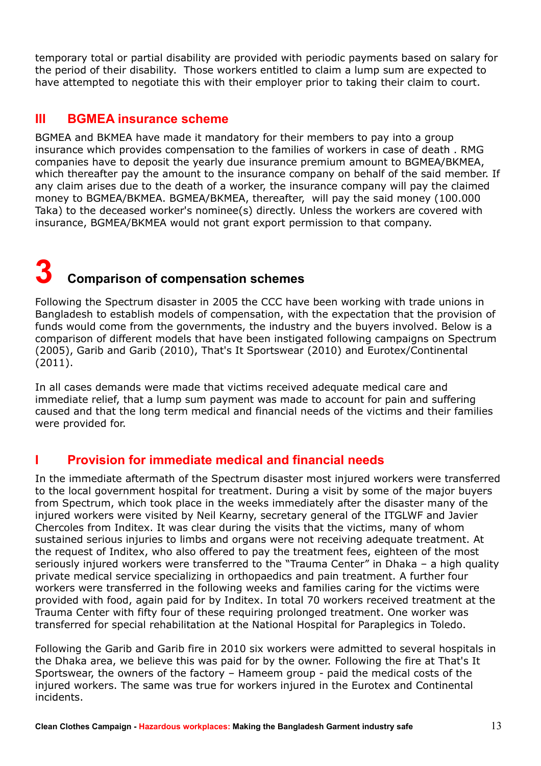temporary total or partial disability are provided with periodic payments based on salary for the period of their disability. Those workers entitled to claim a lump sum are expected to have attempted to negotiate this with their employer prior to taking their claim to court.

### III BGMEA insurance scheme

BGMEA and BKMEA have made it mandatory for their members to pay into a group insurance which provides compensation to the families of workers in case of death . RMG companies have to deposit the yearly due insurance premium amount to BGMEA/BKMEA, which thereafter pay the amount to the insurance company on behalf of the said member. If any claim arises due to the death of a worker, the insurance company will pay the claimed money to BGMEA/BKMEA. BGMEA/BKMEA, thereafter, will pay the said money (100.000 Taka) to the deceased worker's nominee(s) directly. Unless the workers are covered with insurance, BGMEA/BKMEA would not grant export permission to that company.

## 3 Comparison of compensation schemes

Following the Spectrum disaster in 2005 the CCC have been working with trade unions in Bangladesh to establish models of compensation, with the expectation that the provision of funds would come from the governments, the industry and the buyers involved. Below is a comparison of different models that have been instigated following campaigns on Spectrum (2005), Garib and Garib (2010), That's It Sportswear (2010) and Eurotex/Continental (2011).

In all cases demands were made that victims received adequate medical care and immediate relief, that a lump sum payment was made to account for pain and suffering caused and that the long term medical and financial needs of the victims and their families were provided for.

### I Provision for immediate medical and financial needs

In the immediate aftermath of the Spectrum disaster most injured workers were transferred to the local government hospital for treatment. During a visit by some of the major buyers from Spectrum, which took place in the weeks immediately after the disaster many of the injured workers were visited by Neil Kearny, secretary general of the ITGLWF and Javier Chercoles from Inditex. It was clear during the visits that the victims, many of whom sustained serious injuries to limbs and organs were not receiving adequate treatment. At the request of Inditex, who also offered to pay the treatment fees, eighteen of the most seriously injured workers were transferred to the “Trauma Center” in Dhaka – a high quality private medical service specializing in orthopaedics and pain treatment. A further four workers were transferred in the following weeks and families caring for the victims were provided with food, again paid for by Inditex. In total 70 workers received treatment at the Trauma Center with fifty four of these requiring prolonged treatment. One worker was transferred for special rehabilitation at the National Hospital for Paraplegics in Toledo.

Following the Garib and Garib fire in 2010 six workers were admitted to several hospitals in the Dhaka area, we believe this was paid for by the owner. Following the fire at That's It Sportswear, the owners of the factory – Hameem group - paid the medical costs of the injured workers. The same was true for workers injured in the Eurotex and Continental incidents.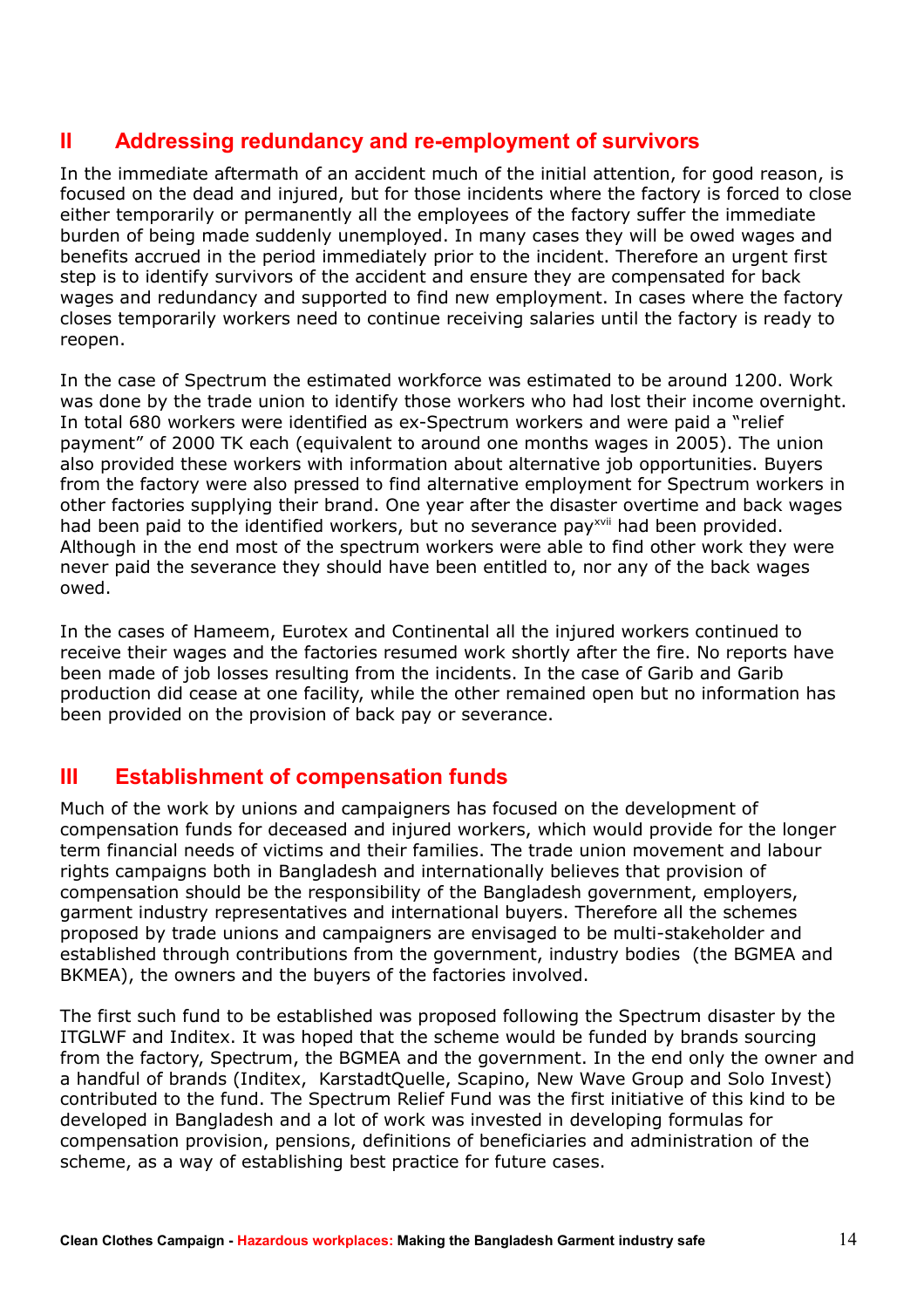## II Addressing redundancy and re-employment of survivors

In the immediate aftermath of an accident much of the initial attention, for good reason, is focused on the dead and injured, but for those incidents where the factory is forced to close either temporarily or permanently all the employees of the factory suffer the immediate burden of being made suddenly unemployed. In many cases they will be owed wages and benefits accrued in the period immediately prior to the incident. Therefore an urgent first step is to identify survivors of the accident and ensure they are compensated for back wages and redundancy and supported to find new employment. In cases where the factory closes temporarily workers need to continue receiving salaries until the factory is ready to reopen.

In the case of Spectrum the estimated workforce was estimated to be around 1200. Work was done by the trade union to identify those workers who had lost their income overnight. In total 680 workers were identified as ex-Spectrum workers and were paid a "relief payment" of 2000 TK each (equivalent to around one months wages in 2005). The union also provided these workers with information about alternative job opportunities. Buyers from the factory were also pressed to find alternative employment for Spectrum workers in other factories supplying their brand. One year after the disaster overtime and back wages had been paid to the identified workers, but no severance pay[xvii] had been provided. Although in the end most of the spectrum workers were able to find other work they were never paid the severance they should have been entitled to, nor any of the back wages owed.

In the cases of Hameem, Eurotex and Continental all the injured workers continued to receive their wages and the factories resumed work shortly after the fire. No reports have been made of job losses resulting from the incidents. In the case of Garib and Garib production did cease at one facility, while the other remained open but no information has been provided on the provision of back pay or severance.

## III Establishment of compensation funds

Much of the work by unions and campaigners has focused on the development of compensation funds for deceased and injured workers, which would provide for the longer term financial needs of victims and their families. The trade union movement and labour rights campaigns both in Bangladesh and internationally believes that provision of compensation should be the responsibility of the Bangladesh government, employers, garment industry representatives and international buyers. Therefore all the schemes proposed by trade unions and campaigners are envisaged to be multi-stakeholder and established through contributions from the government, industry bodies (the BGMEA and BKMEA), the owners and the buyers of the factories involved.

The first such fund to be established was proposed following the Spectrum disaster by the ITGLWF and Inditex. It was hoped that the scheme would be funded by brands sourcing from the factory, Spectrum, the BGMEA and the government. In the end only the owner and a handful of brands (Inditex, KarstadtQuelle, Scapino, New Wave Group and Solo Invest) contributed to the fund. The Spectrum Relief Fund was the first initiative of this kind to be developed in Bangladesh and a lot of work was invested in developing formulas for compensation provision, pensions, definitions of beneficiaries and administration of the scheme, as a way of establishing best practice for future cases.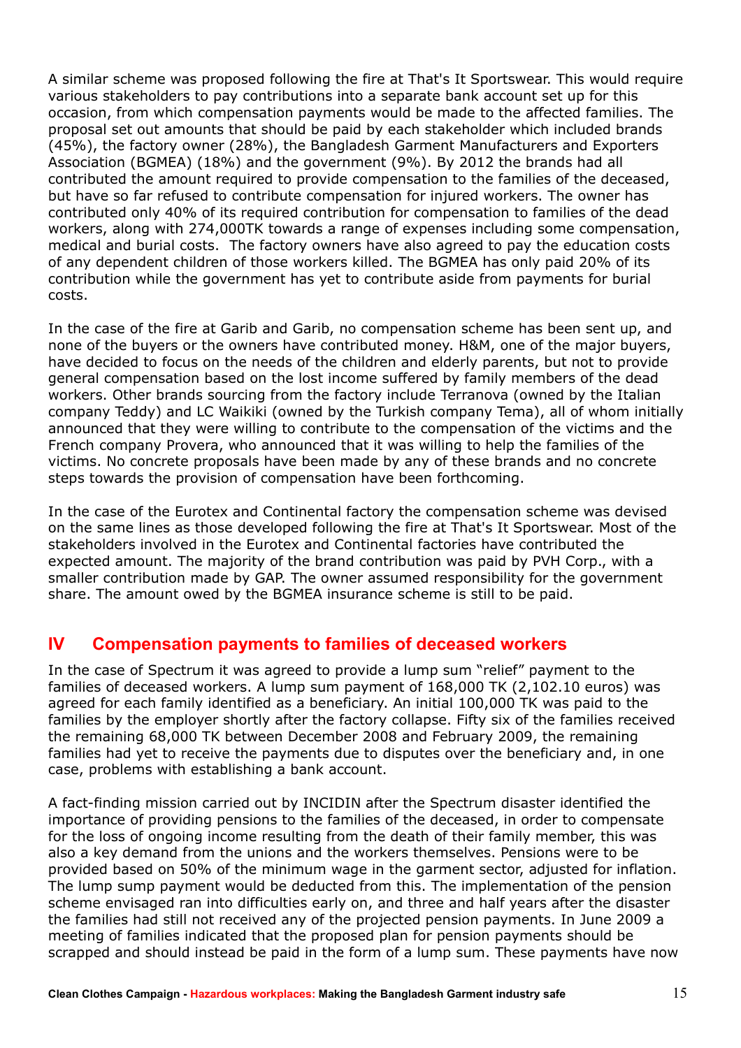A similar scheme was proposed following the fire at That's It Sportswear. This would require various stakeholders to pay contributions into a separate bank account set up for this occasion, from which compensation payments would be made to the affected families. The proposal set out amounts that should be paid by each stakeholder which included brands (45%), the factory owner (28%), the Bangladesh Garment Manufacturers and Exporters Association (BGMEA) (18%) and the government (9%). By 2012 the brands had all contributed the amount required to provide compensation to the families of the deceased, but have so far refused to contribute compensation for injured workers. The owner has contributed only 40% of its required contribution for compensation to families of the dead workers, along with 274,000TK towards a range of expenses including some compensation, medical and burial costs. The factory owners have also agreed to pay the education costs of any dependent children of those workers killed. The BGMEA has only paid 20% of its contribution while the government has yet to contribute aside from payments for burial costs.

In the case of the fire at Garib and Garib, no compensation scheme has been sent up, and none of the buyers or the owners have contributed money. H&M, one of the major buyers, have decided to focus on the needs of the children and elderly parents, but not to provide general compensation based on the lost income suffered by family members of the dead workers. Other brands sourcing from the factory include Terranova (owned by the Italian company Teddy) and LC Waikiki (owned by the Turkish company Tema), all of whom initially announced that they were willing to contribute to the compensation of the victims and the French company Provera, who announced that it was willing to help the families of the victims. No concrete proposals have been made by any of these brands and no concrete steps towards the provision of compensation have been forthcoming.

In the case of the Eurotex and Continental factory the compensation scheme was devised on the same lines as those developed following the fire at That's It Sportswear. Most of the stakeholders involved in the Eurotex and Continental factories have contributed the expected amount. The majority of the brand contribution was paid by PVH Corp., with a smaller contribution made by GAP. The owner assumed responsibility for the government share. The amount owed by the BGMEA insurance scheme is still to be paid.

## IV Compensation payments to families of deceased workers

In the case of Spectrum it was agreed to provide a lump sum "relief" payment to the families of deceased workers. A lump sum payment of 168,000 TK (2,102.10 euros) was agreed for each family identified as a beneficiary. An initial 100,000 TK was paid to the families by the employer shortly after the factory collapse. Fifty six of the families received the remaining 68,000 TK between December 2008 and February 2009, the remaining families had yet to receive the payments due to disputes over the beneficiary and, in one case, problems with establishing a bank account.

A fact-finding mission carried out by INCIDIN after the Spectrum disaster identified the importance of providing pensions to the families of the deceased, in order to compensate for the loss of ongoing income resulting from the death of their family member, this was also a key demand from the unions and the workers themselves. Pensions were to be provided based on 50% of the minimum wage in the garment sector, adjusted for inflation. The lump sump payment would be deducted from this. The implementation of the pension scheme envisaged ran into difficulties early on, and three and half years after the disaster the families had still not received any of the projected pension payments. In June 2009 a meeting of families indicated that the proposed plan for pension payments should be scrapped and should instead be paid in the form of a lump sum. These payments have now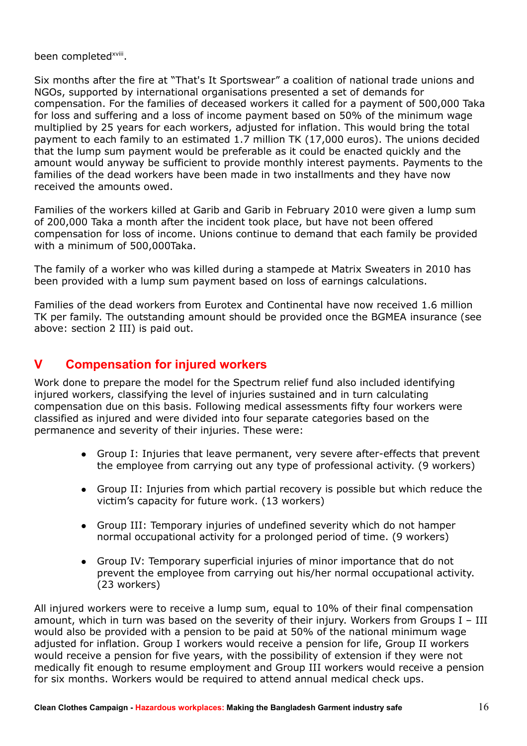been completed[xviii].

Six months after the fire at “That's It Sportswear” a coalition of national trade unions and NGOs, supported by international organisations presented a set of demands for compensation. For the families of deceased workers it called for a payment of 500,000 Taka for loss and suffering and a loss of income payment based on 50% of the minimum wage multiplied by 25 years for each workers, adjusted for inflation. This would bring the total payment to each family to an estimated 1.7 million TK (17,000 euros). The unions decided that the lump sum payment would be preferable as it could be enacted quickly and the amount would anyway be sufficient to provide monthly interest payments. Payments to the families of the dead workers have been made in two installments and they have now received the amounts owed.

Families of the workers killed at Garib and Garib in February 2010 were given a lump sum of 200,000 Taka a month after the incident took place, but have not been offered compensation for loss of income. Unions continue to demand that each family be provided with a minimum of 500,000Taka.

The family of a worker who was killed during a stampede at Matrix Sweaters in 2010 has been provided with a lump sum payment based on loss of earnings calculations.

Families of the dead workers from Eurotex and Continental have now received 1.6 million TK per family. The outstanding amount should be provided once the BGMEA insurance (see above: section 2 III) is paid out.

## V Compensation for injured workers

Work done to prepare the model for the Spectrum relief fund also included identifying injured workers, classifying the level of injuries sustained and in turn calculating compensation due on this basis. Following medical assessments fifty four workers were classified as injured and were divided into four separate categories based on the permanence and severity of their injuries. These were:

- Group I: Injuries that leave permanent, very severe after-effects that prevent the employee from carrying out any type of professional activity. (9 workers)
- Group II: Injuries from which partial recovery is possible but which reduce the victim’s capacity for future work. (13 workers)
- Group III: Temporary injuries of undefined severity which do not hamper normal occupational activity for a prolonged period of time. (9 workers)
- Group IV: Temporary superficial injuries of minor importance that do not prevent the employee from carrying out his/her normal occupational activity. (23 workers)

All injured workers were to receive a lump sum, equal to 10% of their final compensation amount, which in turn was based on the severity of their injury. Workers from Groups I – III would also be provided with a pension to be paid at 50% of the national minimum wage adjusted for inflation. Group I workers would receive a pension for life, Group II workers would receive a pension for five years, with the possibility of extension if they were not medically fit enough to resume employment and Group III workers would receive a pension for six months. Workers would be required to attend annual medical check ups.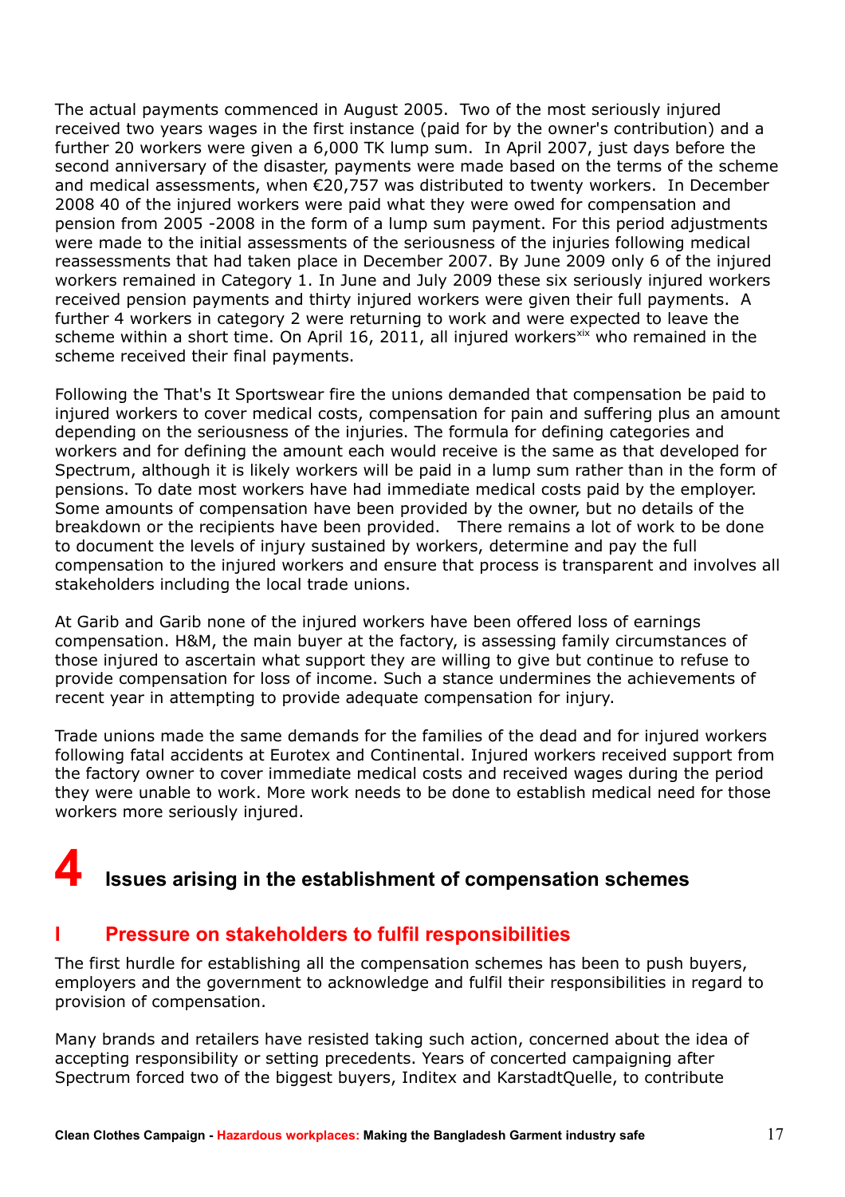The actual payments commenced in August 2005. Two of the most seriously injured received two years wages in the first instance (paid for by the owner's contribution) and a further 20 workers were given a 6,000 TK lump sum. In April 2007, just days before the second anniversary of the disaster, payments were made based on the terms of the scheme and medical assessments, when €20,757 was distributed to twenty workers. In December 2008 40 of the injured workers were paid what they were owed for compensation and pension from 2005 -2008 in the form of a lump sum payment. For this period adjustments were made to the initial assessments of the seriousness of the injuries following medical reassessments that had taken place in December 2007. By June 2009 only 6 of the injured workers remained in Category 1. In June and July 2009 these six seriously injured workers received pension payments and thirty injured workers were given their full payments. A further 4 workers in category 2 were returning to work and were expected to leave the scheme within a short time. On April 16, 2011, all injured workers[xix] who remained in the scheme received their final payments.

Following the That's It Sportswear fire the unions demanded that compensation be paid to injured workers to cover medical costs, compensation for pain and suffering plus an amount depending on the seriousness of the injuries. The formula for defining categories and workers and for defining the amount each would receive is the same as that developed for Spectrum, although it is likely workers will be paid in a lump sum rather than in the form of pensions. To date most workers have had immediate medical costs paid by the employer. Some amounts of compensation have been provided by the owner, but no details of the breakdown or the recipients have been provided. There remains a lot of work to be done to document the levels of injury sustained by workers, determine and pay the full compensation to the injured workers and ensure that process is transparent and involves all stakeholders including the local trade unions.

At Garib and Garib none of the injured workers have been offered loss of earnings compensation. H&M, the main buyer at the factory, is assessing family circumstances of those injured to ascertain what support they are willing to give but continue to refuse to provide compensation for loss of income. Such a stance undermines the achievements of recent year in attempting to provide adequate compensation for injury.

Trade unions made the same demands for the families of the dead and for injured workers following fatal accidents at Eurotex and Continental. Injured workers received support from the factory owner to cover immediate medical costs and received wages during the period they were unable to work. More work needs to be done to establish medical need for those workers more seriously injured.

# 4 Issues arising in the establishment of compensation schemes

## I Pressure on stakeholders to fulfil responsibilities

The first hurdle for establishing all the compensation schemes has been to push buyers, employers and the government to acknowledge and fulfil their responsibilities in regard to provision of compensation.

Many brands and retailers have resisted taking such action, concerned about the idea of accepting responsibility or setting precedents. Years of concerted campaigning after Spectrum forced two of the biggest buyers, Inditex and KarstadtQuelle, to contribute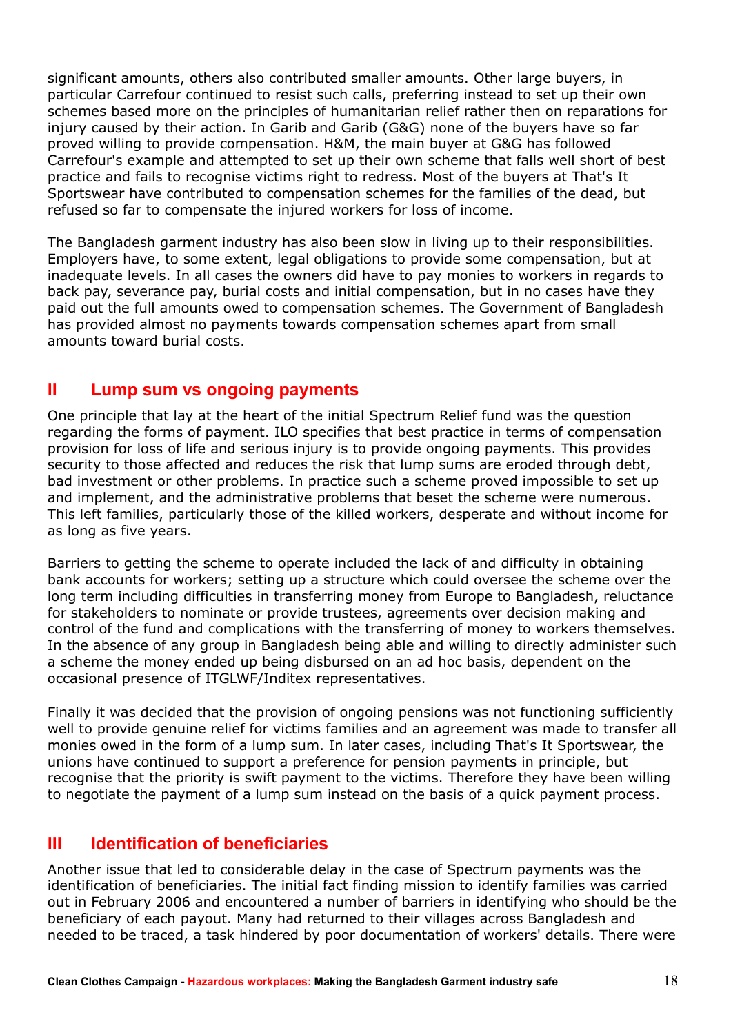significant amounts, others also contributed smaller amounts. Other large buyers, in particular Carrefour continued to resist such calls, preferring instead to set up their own schemes based more on the principles of humanitarian relief rather then on reparations for injury caused by their action. In Garib and Garib (G&G) none of the buyers have so far proved willing to provide compensation. H&M, the main buyer at G&G has followed Carrefour's example and attempted to set up their own scheme that falls well short of best practice and fails to recognise victims right to redress. Most of the buyers at That's It Sportswear have contributed to compensation schemes for the families of the dead, but refused so far to compensate the injured workers for loss of income.

The Bangladesh garment industry has also been slow in living up to their responsibilities. Employers have, to some extent, legal obligations to provide some compensation, but at inadequate levels. In all cases the owners did have to pay monies to workers in regards to back pay, severance pay, burial costs and initial compensation, but in no cases have they paid out the full amounts owed to compensation schemes. The Government of Bangladesh has provided almost no payments towards compensation schemes apart from small amounts toward burial costs.

## II Lump sum vs ongoing payments

One principle that lay at the heart of the initial Spectrum Relief fund was the question regarding the forms of payment. ILO specifies that best practice in terms of compensation provision for loss of life and serious injury is to provide ongoing payments. This provides security to those affected and reduces the risk that lump sums are eroded through debt, bad investment or other problems. In practice such a scheme proved impossible to set up and implement, and the administrative problems that beset the scheme were numerous. This left families, particularly those of the killed workers, desperate and without income for as long as five years.

Barriers to getting the scheme to operate included the lack of and difficulty in obtaining bank accounts for workers; setting up a structure which could oversee the scheme over the long term including difficulties in transferring money from Europe to Bangladesh, reluctance for stakeholders to nominate or provide trustees, agreements over decision making and control of the fund and complications with the transferring of money to workers themselves. In the absence of any group in Bangladesh being able and willing to directly administer such a scheme the money ended up being disbursed on an ad hoc basis, dependent on the occasional presence of ITGLWF/Inditex representatives.

Finally it was decided that the provision of ongoing pensions was not functioning sufficiently well to provide genuine relief for victims families and an agreement was made to transfer all monies owed in the form of a lump sum. In later cases, including That's It Sportswear, the unions have continued to support a preference for pension payments in principle, but recognise that the priority is swift payment to the victims. Therefore they have been willing to negotiate the payment of a lump sum instead on the basis of a quick payment process.

## III Identification of beneficiaries

Another issue that led to considerable delay in the case of Spectrum payments was the identification of beneficiaries. The initial fact finding mission to identify families was carried out in February 2006 and encountered a number of barriers in identifying who should be the beneficiary of each payout. Many had returned to their villages across Bangladesh and needed to be traced, a task hindered by poor documentation of workers' details. There were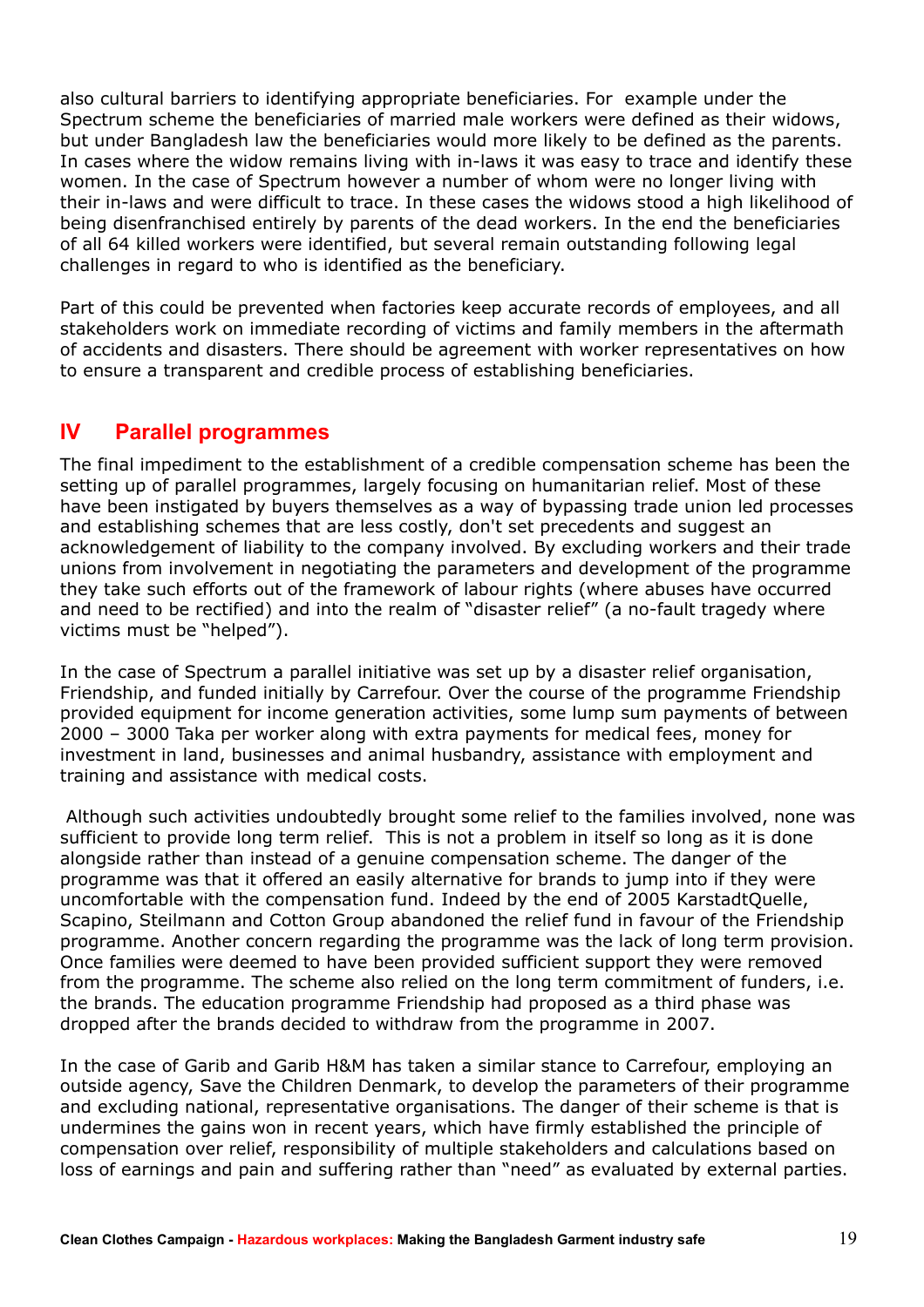also cultural barriers to identifying appropriate beneficiaries. For example under the Spectrum scheme the beneficiaries of married male workers were defined as their widows, but under Bangladesh law the beneficiaries would more likely to be defined as the parents. In cases where the widow remains living with in-laws it was easy to trace and identify these women. In the case of Spectrum however a number of whom were no longer living with their in-laws and were difficult to trace. In these cases the widows stood a high likelihood of being disenfranchised entirely by parents of the dead workers. In the end the beneficiaries of all 64 killed workers were identified, but several remain outstanding following legal challenges in regard to who is identified as the beneficiary.

Part of this could be prevented when factories keep accurate records of employees, and all stakeholders work on immediate recording of victims and family members in the aftermath of accidents and disasters. There should be agreement with worker representatives on how to ensure a transparent and credible process of establishing beneficiaries.

## IV Parallel programmes

The final impediment to the establishment of a credible compensation scheme has been the setting up of parallel programmes, largely focusing on humanitarian relief. Most of these have been instigated by buyers themselves as a way of bypassing trade union led processes and establishing schemes that are less costly, don't set precedents and suggest an acknowledgement of liability to the company involved. By excluding workers and their trade unions from involvement in negotiating the parameters and development of the programme they take such efforts out of the framework of labour rights (where abuses have occurred and need to be rectified) and into the realm of "disaster relief" (a no-fault tragedy where victims must be "helped").

In the case of Spectrum a parallel initiative was set up by a disaster relief organisation, Friendship, and funded initially by Carrefour. Over the course of the programme Friendship provided equipment for income generation activities, some lump sum payments of between 2000 – 3000 Taka per worker along with extra payments for medical fees, money for investment in land, businesses and animal husbandry, assistance with employment and training and assistance with medical costs.

Although such activities undoubtedly brought some relief to the families involved, none was sufficient to provide long term relief. This is not a problem in itself so long as it is done alongside rather than instead of a genuine compensation scheme. The danger of the programme was that it offered an easily alternative for brands to jump into if they were uncomfortable with the compensation fund. Indeed by the end of 2005 KarstadtQuelle, Scapino, Steilmann and Cotton Group abandoned the relief fund in favour of the Friendship programme. Another concern regarding the programme was the lack of long term provision. Once families were deemed to have been provided sufficient support they were removed from the programme. The scheme also relied on the long term commitment of funders, i.e. the brands. The education programme Friendship had proposed as a third phase was dropped after the brands decided to withdraw from the programme in 2007.

In the case of Garib and Garib H&M has taken a similar stance to Carrefour, employing an outside agency, Save the Children Denmark, to develop the parameters of their programme and excluding national, representative organisations. The danger of their scheme is that is undermines the gains won in recent years, which have firmly established the principle of compensation over relief, responsibility of multiple stakeholders and calculations based on loss of earnings and pain and suffering rather than "need" as evaluated by external parties.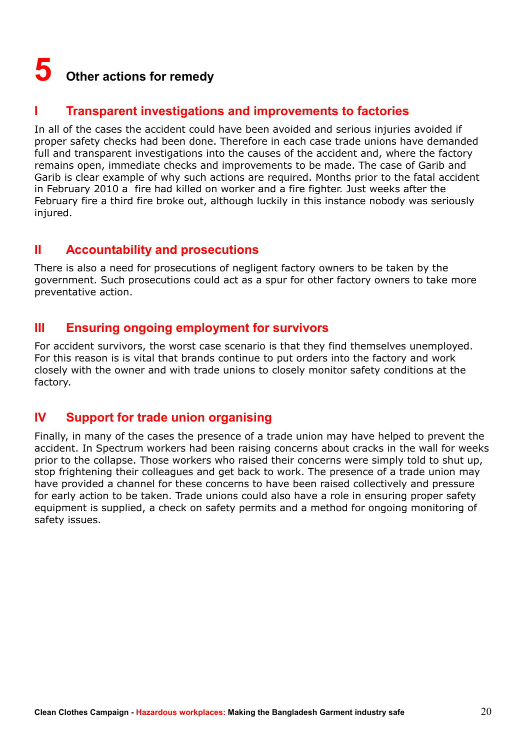# 5 Other actions for remedy

## I Transparent investigations and improvements to factories

In all of the cases the accident could have been avoided and serious injuries avoided if proper safety checks had been done. Therefore in each case trade unions have demanded full and transparent investigations into the causes of the accident and, where the factory remains open, immediate checks and improvements to be made. The case of Garib and Garib is clear example of why such actions are required. Months prior to the fatal accident in February 2010 a fire had killed on worker and a fire fighter. Just weeks after the February fire a third fire broke out, although luckily in this instance nobody was seriously injured.

## II Accountability and prosecutions

There is also a need for prosecutions of negligent factory owners to be taken by the government. Such prosecutions could act as a spur for other factory owners to take more preventative action.

## III Ensuring ongoing employment for survivors

For accident survivors, the worst case scenario is that they find themselves unemployed. For this reason is is vital that brands continue to put orders into the factory and work closely with the owner and with trade unions to closely monitor safety conditions at the factory.

## IV Support for trade union organising

Finally, in many of the cases the presence of a trade union may have helped to prevent the accident. In Spectrum workers had been raising concerns about cracks in the wall for weeks prior to the collapse. Those workers who raised their concerns were simply told to shut up, stop frightening their colleagues and get back to work. The presence of a trade union may have provided a channel for these concerns to have been raised collectively and pressure for early action to be taken. Trade unions could also have a role in ensuring proper safety equipment is supplied, a check on safety permits and a method for ongoing monitoring of safety issues.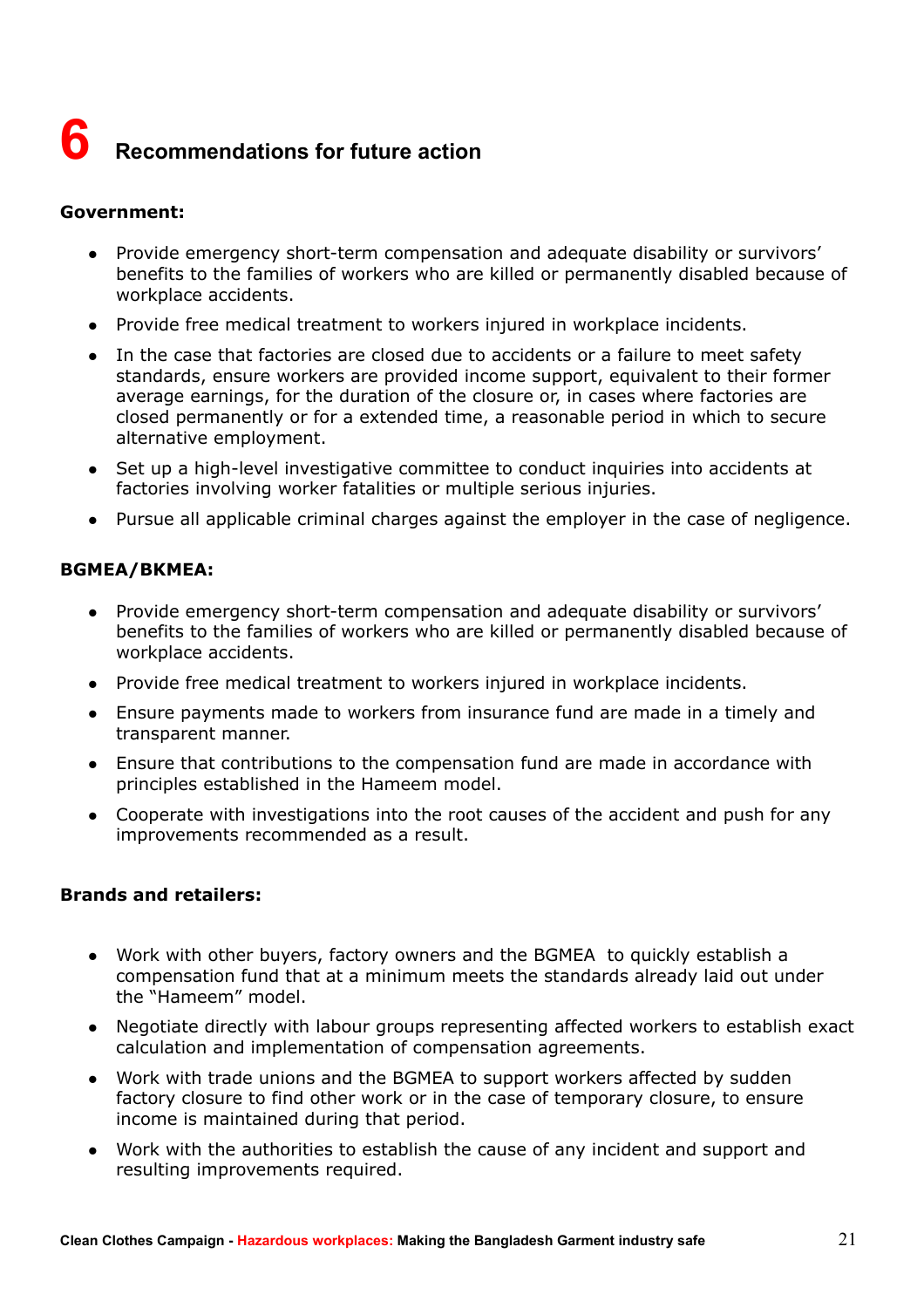# 6 Recommendations for future action

**Government:**

- Provide emergency short-term compensation and adequate disability or survivors' benefits to the families of workers who are killed or permanently disabled because of workplace accidents.
- Provide free medical treatment to workers injured in workplace incidents.
- In the case that factories are closed due to accidents or a failure to meet safety standards, ensure workers are provided income support, equivalent to their former average earnings, for the duration of the closure or, in cases where factories are closed permanently or for a extended time, a reasonable period in which to secure alternative employment.
- Set up a high-level investigative committee to conduct inquiries into accidents at factories involving worker fatalities or multiple serious injuries.
- Pursue all applicable criminal charges against the employer in the case of negligence.

**BGMEA/BKMEA:**

- Provide emergency short-term compensation and adequate disability or survivors' benefits to the families of workers who are killed or permanently disabled because of workplace accidents.
- Provide free medical treatment to workers injured in workplace incidents.
- Ensure payments made to workers from insurance fund are made in a timely and transparent manner.
- Ensure that contributions to the compensation fund are made in accordance with principles established in the Hameem model.
- Cooperate with investigations into the root causes of the accident and push for any improvements recommended as a result.

**Brands and retailers:**

- Work with other buyers, factory owners and the BGMEA to quickly establish a compensation fund that at a minimum meets the standards already laid out under the "Hameem" model.
- Negotiate directly with labour groups representing affected workers to establish exact calculation and implementation of compensation agreements.
- Work with trade unions and the BGMEA to support workers affected by sudden factory closure to find other work or in the case of temporary closure, to ensure income is maintained during that period.
- Work with the authorities to establish the cause of any incident and support and resulting improvements required.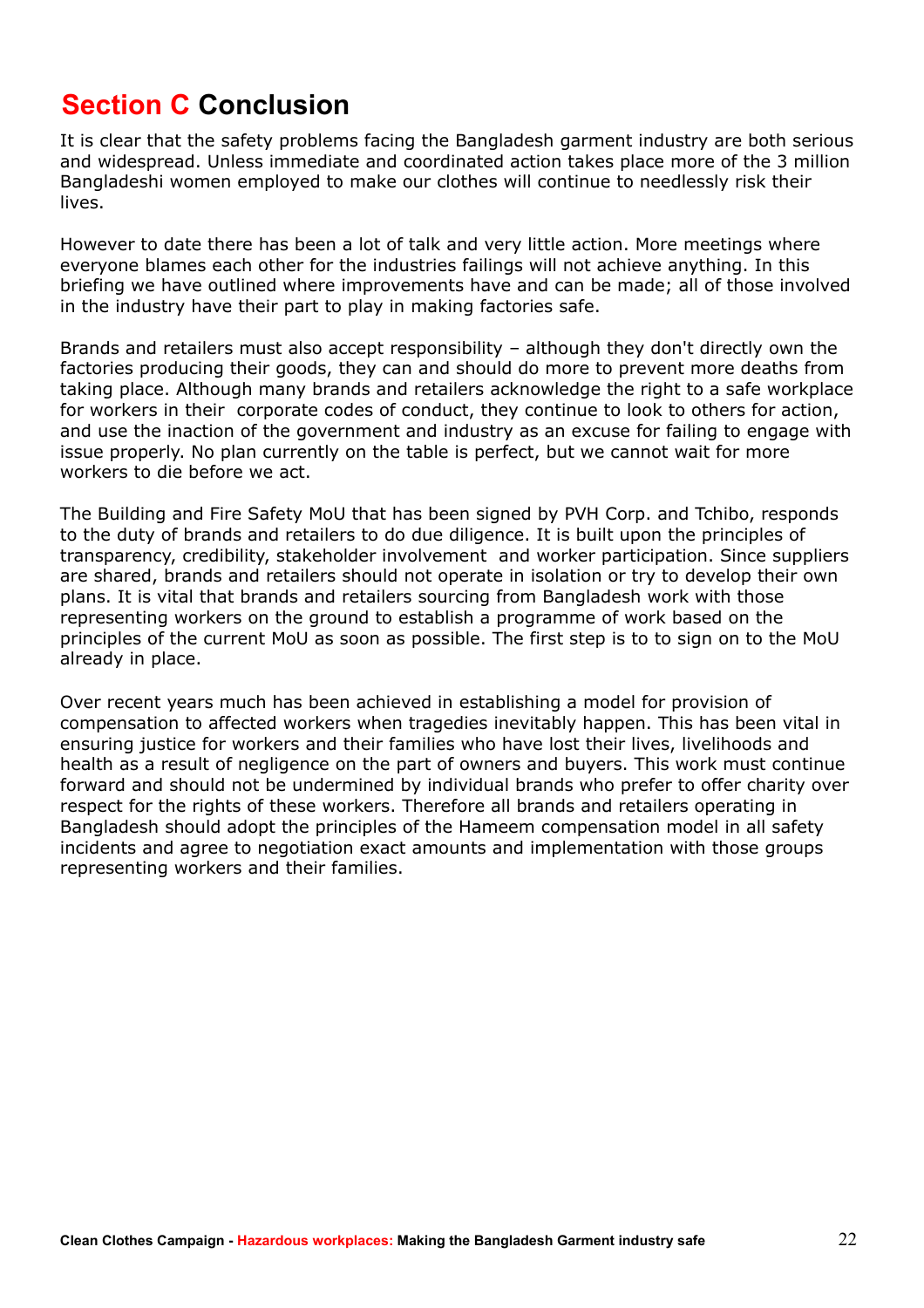## Section C Conclusion

It is clear that the safety problems facing the Bangladesh garment industry are both serious and widespread. Unless immediate and coordinated action takes place more of the 3 million Bangladeshi women employed to make our clothes will continue to needlessly risk their lives.

However to date there has been a lot of talk and very little action. More meetings where everyone blames each other for the industries failings will not achieve anything. In this briefing we have outlined where improvements have and can be made; all of those involved in the industry have their part to play in making factories safe.

Brands and retailers must also accept responsibility – although they don't directly own the factories producing their goods, they can and should do more to prevent more deaths from taking place. Although many brands and retailers acknowledge the right to a safe workplace for workers in their corporate codes of conduct, they continue to look to others for action, and use the inaction of the government and industry as an excuse for failing to engage with issue properly. No plan currently on the table is perfect, but we cannot wait for more workers to die before we act.

The Building and Fire Safety MoU that has been signed by PVH Corp. and Tchibo, responds to the duty of brands and retailers to do due diligence. It is built upon the principles of transparency, credibility, stakeholder involvement and worker participation. Since suppliers are shared, brands and retailers should not operate in isolation or try to develop their own plans. It is vital that brands and retailers sourcing from Bangladesh work with those representing workers on the ground to establish a programme of work based on the principles of the current MoU as soon as possible. The first step is to to sign on to the MoU already in place.

Over recent years much has been achieved in establishing a model for provision of compensation to affected workers when tragedies inevitably happen. This has been vital in ensuring justice for workers and their families who have lost their lives, livelihoods and health as a result of negligence on the part of owners and buyers. This work must continue forward and should not be undermined by individual brands who prefer to offer charity over respect for the rights of these workers. Therefore all brands and retailers operating in Bangladesh should adopt the principles of the Hameem compensation model in all safety incidents and agree to negotiation exact amounts and implementation with those groups representing workers and their families.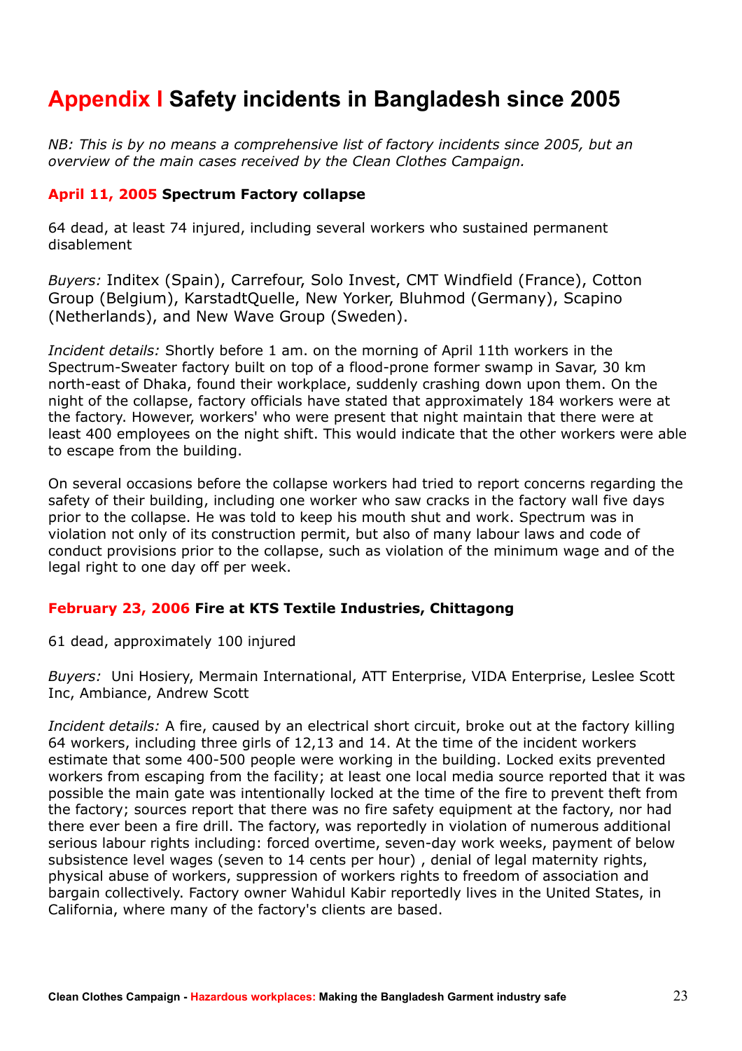# Appendix I Safety incidents in Bangladesh since 2005

*NB: This is by no means a comprehensive list of factory incidents since 2005, but an overview of the main cases received by the Clean Clothes Campaign.*

### April 11, 2005 Spectrum Factory collapse

64 dead, at least 74 injured, including several workers who sustained permanent disablement

*Buyers:* Inditex (Spain), Carrefour, Solo Invest, CMT Windfield (France), Cotton Group (Belgium), KarstadtQuelle, New Yorker, Bluhmod (Germany), Scapino (Netherlands), and New Wave Group (Sweden).

*Incident details:* Shortly before 1 am. on the morning of April 11th workers in the Spectrum-Sweater factory built on top of a flood-prone former swamp in Savar, 30 km north-east of Dhaka, found their workplace, suddenly crashing down upon them. On the night of the collapse, factory officials have stated that approximately 184 workers were at the factory. However, workers' who were present that night maintain that there were at least 400 employees on the night shift. This would indicate that the other workers were able to escape from the building.

On several occasions before the collapse workers had tried to report concerns regarding the safety of their building, including one worker who saw cracks in the factory wall five days prior to the collapse. He was told to keep his mouth shut and work. Spectrum was in violation not only of its construction permit, but also of many labour laws and code of conduct provisions prior to the collapse, such as violation of the minimum wage and of the legal right to one day off per week.

### February 23, 2006 Fire at KTS Textile Industries, Chittagong

61 dead, approximately 100 injured

*Buyers:* Uni Hosiery, Mermain International, ATT Enterprise, VIDA Enterprise, Leslee Scott Inc, Ambiance, Andrew Scott

*Incident details:* A fire, caused by an electrical short circuit, broke out at the factory killing 64 workers, including three girls of 12,13 and 14. At the time of the incident workers estimate that some 400-500 people were working in the building. Locked exits prevented workers from escaping from the facility; at least one local media source reported that it was possible the main gate was intentionally locked at the time of the fire to prevent theft from the factory; sources report that there was no fire safety equipment at the factory, nor had there ever been a fire drill. The factory, was reportedly in violation of numerous additional serious labour rights including: forced overtime, seven-day work weeks, payment of below subsistence level wages (seven to 14 cents per hour) , denial of legal maternity rights, physical abuse of workers, suppression of workers rights to freedom of association and bargain collectively. Factory owner Wahidul Kabir reportedly lives in the United States, in California, where many of the factory's clients are based.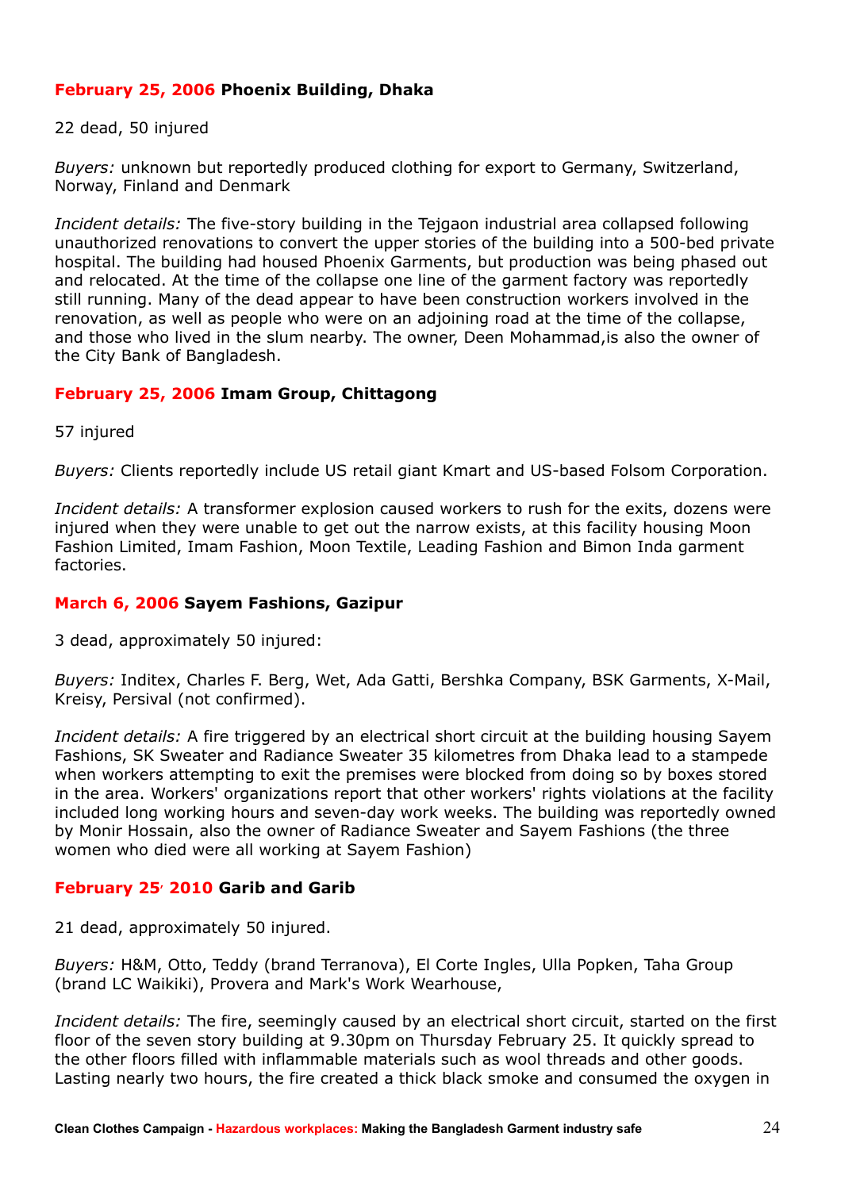**February 25, 2006 Phoenix Building, Dhaka**

22 dead, 50 injured

*Buyers:* unknown but reportedly produced clothing for export to Germany, Switzerland, Norway, Finland and Denmark

*Incident details:* The five-story building in the Tejgaon industrial area collapsed following unauthorized renovations to convert the upper stories of the building into a 500-bed private hospital. The building had housed Phoenix Garments, but production was being phased out and relocated. At the time of the collapse one line of the garment factory was reportedly still running. Many of the dead appear to have been construction workers involved in the renovation, as well as people who were on an adjoining road at the time of the collapse, and those who lived in the slum nearby. The owner, Deen Mohammad,is also the owner of the City Bank of Bangladesh.

**February 25, 2006 Imam Group, Chittagong**

57 injured

*Buyers:* Clients reportedly include US retail giant Kmart and US-based Folsom Corporation.

*Incident details:* A transformer explosion caused workers to rush for the exits, dozens were injured when they were unable to get out the narrow exists, at this facility housing Moon Fashion Limited, Imam Fashion, Moon Textile, Leading Fashion and Bimon Inda garment factories.

**March 6, 2006 Sayem Fashions, Gazipur**

3 dead, approximately 50 injured:

*Buyers:* Inditex, Charles F. Berg, Wet, Ada Gatti, Bershka Company, BSK Garments, X-Mail, Kreisy, Persival (not confirmed).

*Incident details:* A fire triggered by an electrical short circuit at the building housing Sayem Fashions, SK Sweater and Radiance Sweater 35 kilometres from Dhaka lead to a stampede when workers attempting to exit the premises were blocked from doing so by boxes stored in the area. Workers' organizations report that other workers' rights violations at the facility included long working hours and seven-day work weeks. The building was reportedly owned by Monir Hossain, also the owner of Radiance Sweater and Sayem Fashions (the three women who died were all working at Sayem Fashion)

**February 25, 2010 Garib and Garib**

21 dead, approximately 50 injured.

*Buyers:* H&M, Otto, Teddy (brand Terranova), El Corte Ingles, Ulla Popken, Taha Group (brand LC Waikiki), Provera and Mark's Work Wearhouse,

*Incident details:* The fire, seemingly caused by an electrical short circuit, started on the first floor of the seven story building at 9.30pm on Thursday February 25. It quickly spread to the other floors filled with inflammable materials such as wool threads and other goods. Lasting nearly two hours, the fire created a thick black smoke and consumed the oxygen in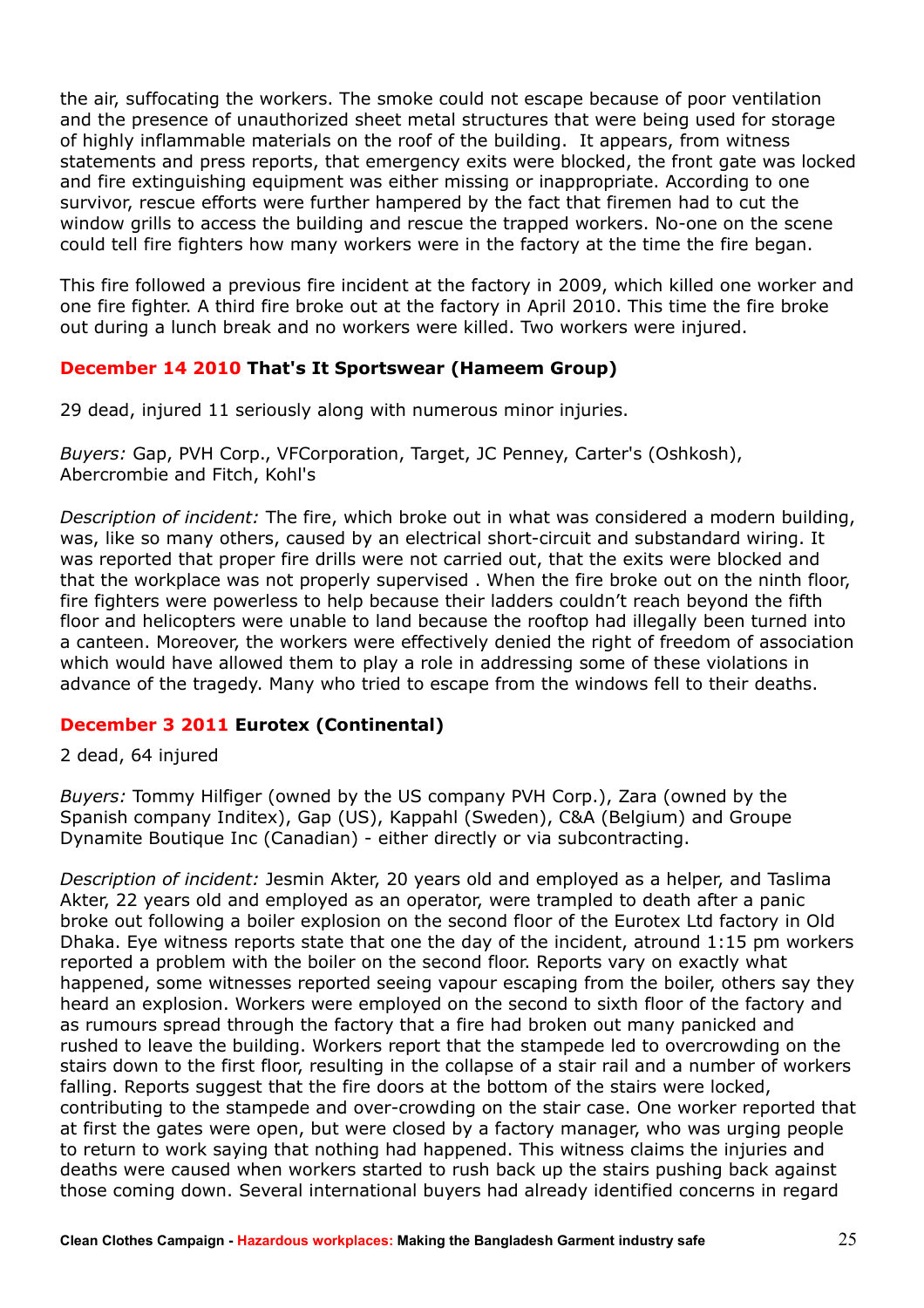the air, suffocating the workers. The smoke could not escape because of poor ventilation and the presence of unauthorized sheet metal structures that were being used for storage of highly inflammable materials on the roof of the building. It appears, from witness statements and press reports, that emergency exits were blocked, the front gate was locked and fire extinguishing equipment was either missing or inappropriate. According to one survivor, rescue efforts were further hampered by the fact that firemen had to cut the window grills to access the building and rescue the trapped workers. No-one on the scene could tell fire fighters how many workers were in the factory at the time the fire began.

This fire followed a previous fire incident at the factory in 2009, which killed one worker and one fire fighter. A third fire broke out at the factory in April 2010. This time the fire broke out during a lunch break and no workers were killed. Two workers were injured.

### December 14 2010 That's It Sportswear (Hameem Group)

29 dead, injured 11 seriously along with numerous minor injuries.

*Buyers:* Gap, PVH Corp., VFCorporation, Target, JC Penney, Carter's (Oshkosh), Abercrombie and Fitch, Kohl's

*Description of incident:* The fire, which broke out in what was considered a modern building, was, like so many others, caused by an electrical short-circuit and substandard wiring. It was reported that proper fire drills were not carried out, that the exits were blocked and that the workplace was not properly supervised . When the fire broke out on the ninth floor, fire fighters were powerless to help because their ladders couldn't reach beyond the fifth floor and helicopters were unable to land because the rooftop had illegally been turned into a canteen. Moreover, the workers were effectively denied the right of freedom of association which would have allowed them to play a role in addressing some of these violations in advance of the tragedy. Many who tried to escape from the windows fell to their deaths.

### December 3 2011 Eurotex (Continental)

2 dead, 64 injured

*Buyers:* Tommy Hilfiger (owned by the US company PVH Corp.), Zara (owned by the Spanish company Inditex), Gap (US), Kappahl (Sweden), C&A (Belgium) and Groupe Dynamite Boutique Inc (Canadian) - either directly or via subcontracting.

*Description of incident:* Jesmin Akter, 20 years old and employed as a helper, and Taslima Akter, 22 years old and employed as an operator, were trampled to death after a panic broke out following a boiler explosion on the second floor of the Eurotex Ltd factory in Old Dhaka. Eye witness reports state that one the day of the incident, atround 1:15 pm workers reported a problem with the boiler on the second floor. Reports vary on exactly what happened, some witnesses reported seeing vapour escaping from the boiler, others say they heard an explosion. Workers were employed on the second to sixth floor of the factory and as rumours spread through the factory that a fire had broken out many panicked and rushed to leave the building. Workers report that the stampede led to overcrowding on the stairs down to the first floor, resulting in the collapse of a stair rail and a number of workers falling. Reports suggest that the fire doors at the bottom of the stairs were locked, contributing to the stampede and over-crowding on the stair case. One worker reported that at first the gates were open, but were closed by a factory manager, who was urging people to return to work saying that nothing had happened. This witness claims the injuries and deaths were caused when workers started to rush back up the stairs pushing back against those coming down. Several international buyers had already identified concerns in regard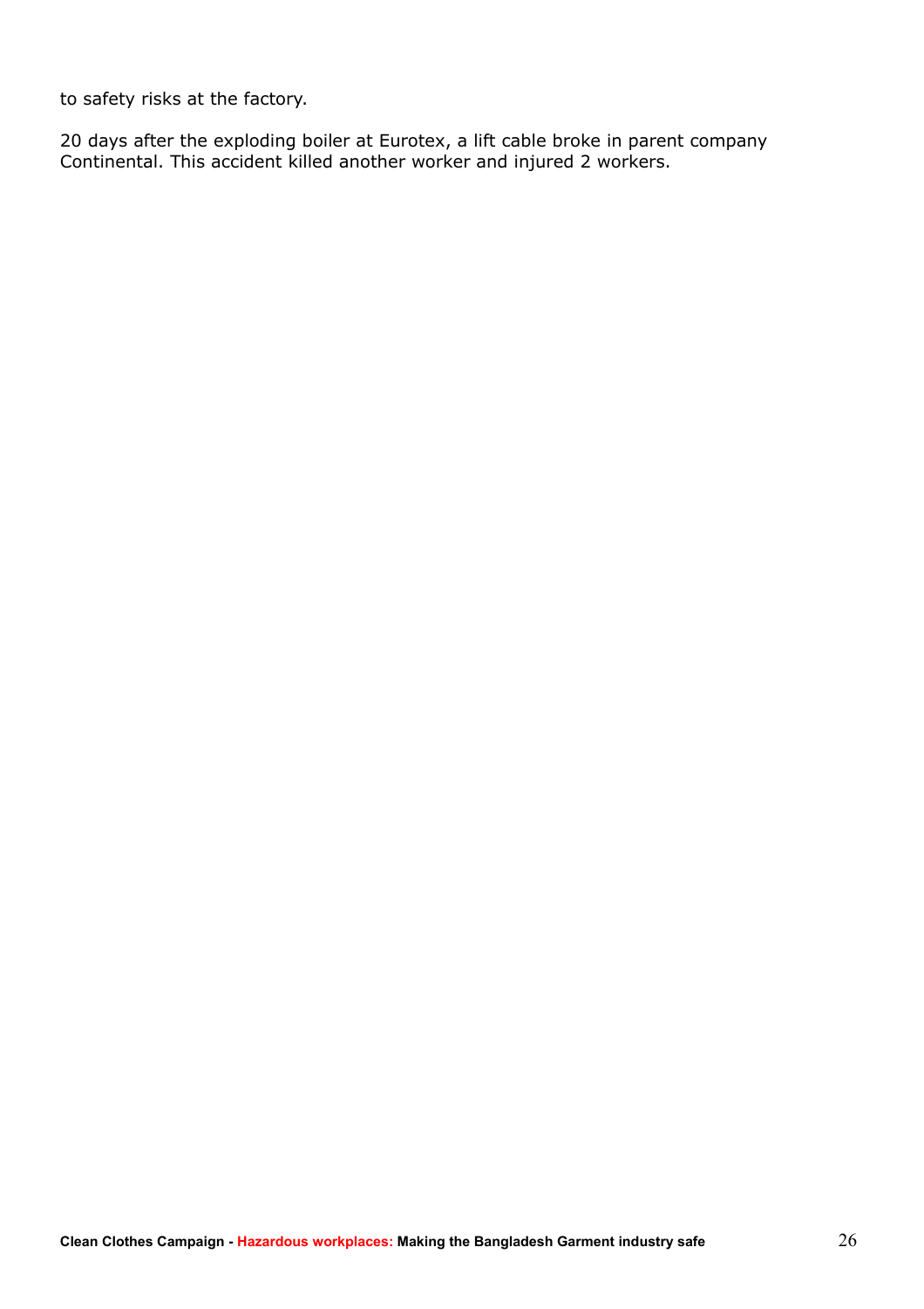to safety risks at the factory.

20 days after the exploding boiler at Eurotex, a lift cable broke in parent company Continental. This accident killed another worker and injured 2 workers.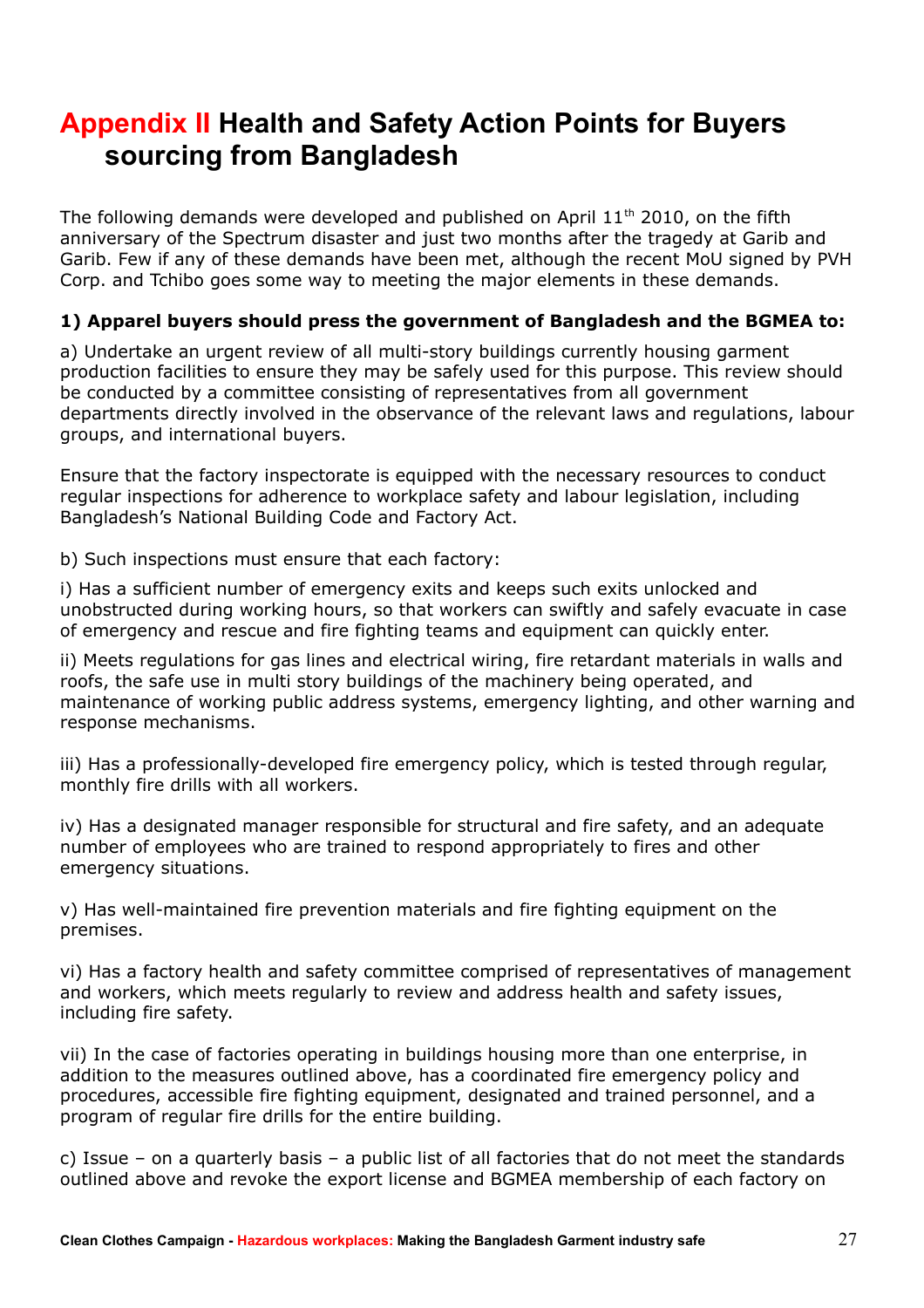# Appendix II Health and Safety Action Points for Buyers sourcing from Bangladesh

The following demands were developed and published on April 11th 2010, on the fifth anniversary of the Spectrum disaster and just two months after the tragedy at Garib and Garib. Few if any of these demands have been met, although the recent MoU signed by PVH Corp. and Tchibo goes some way to meeting the major elements in these demands.

**1) Apparel buyers should press the government of Bangladesh and the BGMEA to:**

a) Undertake an urgent review of all multi-story buildings currently housing garment production facilities to ensure they may be safely used for this purpose. This review should be conducted by a committee consisting of representatives from all government departments directly involved in the observance of the relevant laws and regulations, labour groups, and international buyers.

Ensure that the factory inspectorate is equipped with the necessary resources to conduct regular inspections for adherence to workplace safety and labour legislation, including Bangladesh's National Building Code and Factory Act.

b) Such inspections must ensure that each factory:

i) Has a sufficient number of emergency exits and keeps such exits unlocked and unobstructed during working hours, so that workers can swiftly and safely evacuate in case of emergency and rescue and fire fighting teams and equipment can quickly enter.

ii) Meets regulations for gas lines and electrical wiring, fire retardant materials in walls and roofs, the safe use in multi story buildings of the machinery being operated, and maintenance of working public address systems, emergency lighting, and other warning and response mechanisms.

iii) Has a professionally-developed fire emergency policy, which is tested through regular, monthly fire drills with all workers.

iv) Has a designated manager responsible for structural and fire safety, and an adequate number of employees who are trained to respond appropriately to fires and other emergency situations.

v) Has well-maintained fire prevention materials and fire fighting equipment on the premises.

vi) Has a factory health and safety committee comprised of representatives of management and workers, which meets regularly to review and address health and safety issues, including fire safety.

vii) In the case of factories operating in buildings housing more than one enterprise, in addition to the measures outlined above, has a coordinated fire emergency policy and procedures, accessible fire fighting equipment, designated and trained personnel, and a program of regular fire drills for the entire building.

c) Issue – on a quarterly basis – a public list of all factories that do not meet the standards outlined above and revoke the export license and BGMEA membership of each factory on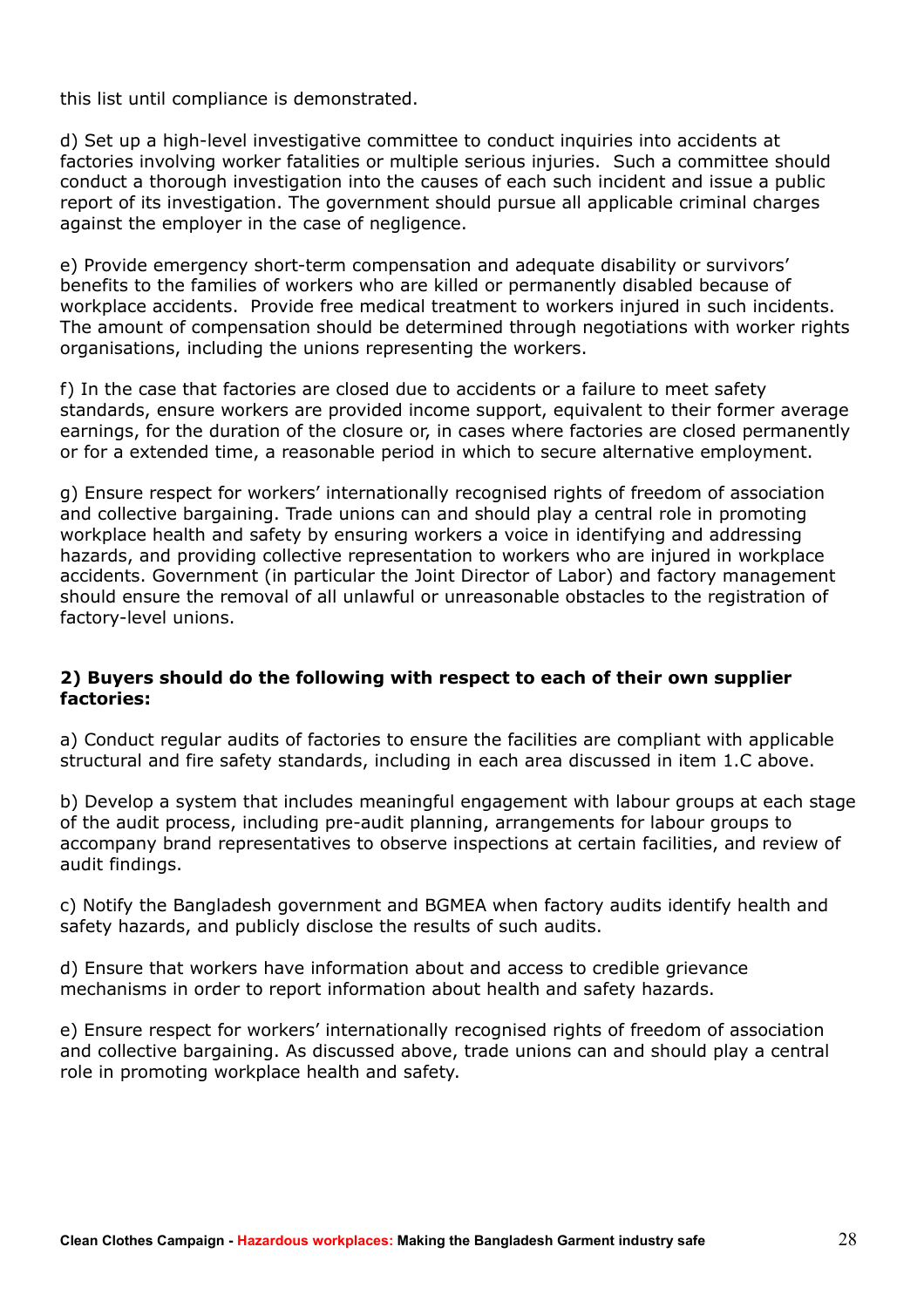this list until compliance is demonstrated.

d) Set up a high-level investigative committee to conduct inquiries into accidents at factories involving worker fatalities or multiple serious injuries. Such a committee should conduct a thorough investigation into the causes of each such incident and issue a public report of its investigation. The government should pursue all applicable criminal charges against the employer in the case of negligence.

e) Provide emergency short-term compensation and adequate disability or survivors' benefits to the families of workers who are killed or permanently disabled because of workplace accidents. Provide free medical treatment to workers injured in such incidents. The amount of compensation should be determined through negotiations with worker rights organisations, including the unions representing the workers.

f) In the case that factories are closed due to accidents or a failure to meet safety standards, ensure workers are provided income support, equivalent to their former average earnings, for the duration of the closure or, in cases where factories are closed permanently or for a extended time, a reasonable period in which to secure alternative employment.

g) Ensure respect for workers' internationally recognised rights of freedom of association and collective bargaining. Trade unions can and should play a central role in promoting workplace health and safety by ensuring workers a voice in identifying and addressing hazards, and providing collective representation to workers who are injured in workplace accidents. Government (in particular the Joint Director of Labor) and factory management should ensure the removal of all unlawful or unreasonable obstacles to the registration of factory-level unions.

**2) Buyers should do the following with respect to each of their own supplier factories:**

a) Conduct regular audits of factories to ensure the facilities are compliant with applicable structural and fire safety standards, including in each area discussed in item 1.C above.

b) Develop a system that includes meaningful engagement with labour groups at each stage of the audit process, including pre-audit planning, arrangements for labour groups to accompany brand representatives to observe inspections at certain facilities, and review of audit findings.

c) Notify the Bangladesh government and BGMEA when factory audits identify health and safety hazards, and publicly disclose the results of such audits.

d) Ensure that workers have information about and access to credible grievance mechanisms in order to report information about health and safety hazards.

e) Ensure respect for workers' internationally recognised rights of freedom of association and collective bargaining. As discussed above, trade unions can and should play a central role in promoting workplace health and safety.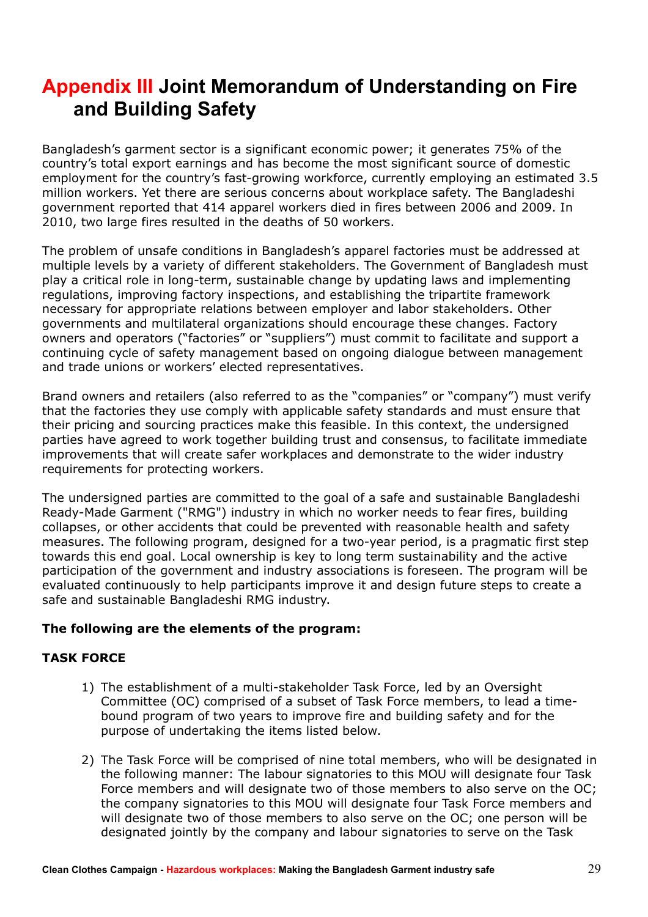# Appendix III Joint Memorandum of Understanding on Fire and Building Safety

Bangladesh's garment sector is a significant economic power; it generates 75% of the country's total export earnings and has become the most significant source of domestic employment for the country's fast-growing workforce, currently employing an estimated 3.5 million workers. Yet there are serious concerns about workplace safety. The Bangladeshi government reported that 414 apparel workers died in fires between 2006 and 2009. In 2010, two large fires resulted in the deaths of 50 workers.

The problem of unsafe conditions in Bangladesh's apparel factories must be addressed at multiple levels by a variety of different stakeholders. The Government of Bangladesh must play a critical role in long-term, sustainable change by updating laws and implementing regulations, improving factory inspections, and establishing the tripartite framework necessary for appropriate relations between employer and labor stakeholders. Other governments and multilateral organizations should encourage these changes. Factory owners and operators ("factories" or "suppliers") must commit to facilitate and support a continuing cycle of safety management based on ongoing dialogue between management and trade unions or workers' elected representatives.

Brand owners and retailers (also referred to as the "companies" or "company") must verify that the factories they use comply with applicable safety standards and must ensure that their pricing and sourcing practices make this feasible. In this context, the undersigned parties have agreed to work together building trust and consensus, to facilitate immediate improvements that will create safer workplaces and demonstrate to the wider industry requirements for protecting workers.

The undersigned parties are committed to the goal of a safe and sustainable Bangladeshi Ready-Made Garment ("RMG") industry in which no worker needs to fear fires, building collapses, or other accidents that could be prevented with reasonable health and safety measures. The following program, designed for a two-year period, is a pragmatic first step towards this end goal. Local ownership is key to long term sustainability and the active participation of the government and industry associations is foreseen. The program will be evaluated continuously to help participants improve it and design future steps to create a safe and sustainable Bangladeshi RMG industry.

**The following are the elements of the program:**

**TASK FORCE**

1) The establishment of a multi-stakeholder Task Force, led by an Oversight Committee (OC) comprised of a subset of Task Force members, to lead a time-bound program of two years to improve fire and building safety and for the purpose of undertaking the items listed below.

2) The Task Force will be comprised of nine total members, who will be designated in the following manner: The labour signatories to this MOU will designate four Task Force members and will designate two of those members to also serve on the OC; the company signatories to this MOU will designate four Task Force members and will designate two of those members to also serve on the OC; one person will be designated jointly by the company and labour signatories to serve on the Task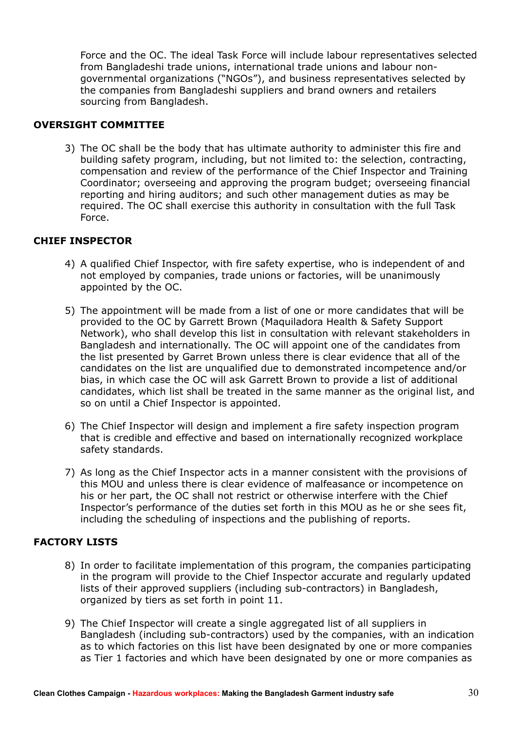Force and the OC. The ideal Task Force will include labour representatives selected from Bangladeshi trade unions, international trade unions and labour non-governmental organizations ("NGOs"), and business representatives selected by the companies from Bangladeshi suppliers and brand owners and retailers sourcing from Bangladesh.

**OVERSIGHT COMMITTEE**

3) The OC shall be the body that has ultimate authority to administer this fire and building safety program, including, but not limited to: the selection, contracting, compensation and review of the performance of the Chief Inspector and Training Coordinator; overseeing and approving the program budget; overseeing financial reporting and hiring auditors; and such other management duties as may be required. The OC shall exercise this authority in consultation with the full Task Force.

**CHIEF INSPECTOR**

4) A qualified Chief Inspector, with fire safety expertise, who is independent of and not employed by companies, trade unions or factories, will be unanimously appointed by the OC.

5) The appointment will be made from a list of one or more candidates that will be provided to the OC by Garrett Brown (Maquiladora Health & Safety Support Network), who shall develop this list in consultation with relevant stakeholders in Bangladesh and internationally. The OC will appoint one of the candidates from the list presented by Garret Brown unless there is clear evidence that all of the candidates on the list are unqualified due to demonstrated incompetence and/or bias, in which case the OC will ask Garrett Brown to provide a list of additional candidates, which list shall be treated in the same manner as the original list, and so on until a Chief Inspector is appointed.

6) The Chief Inspector will design and implement a fire safety inspection program that is credible and effective and based on internationally recognized workplace safety standards.

7) As long as the Chief Inspector acts in a manner consistent with the provisions of this MOU and unless there is clear evidence of malfeasance or incompetence on his or her part, the OC shall not restrict or otherwise interfere with the Chief Inspector's performance of the duties set forth in this MOU as he or she sees fit, including the scheduling of inspections and the publishing of reports.

**FACTORY LISTS**

8) In order to facilitate implementation of this program, the companies participating in the program will provide to the Chief Inspector accurate and regularly updated lists of their approved suppliers (including sub-contractors) in Bangladesh, organized by tiers as set forth in point 11.

9) The Chief Inspector will create a single aggregated list of all suppliers in Bangladesh (including sub-contractors) used by the companies, with an indication as to which factories on this list have been designated by one or more companies as Tier 1 factories and which have been designated by one or more companies as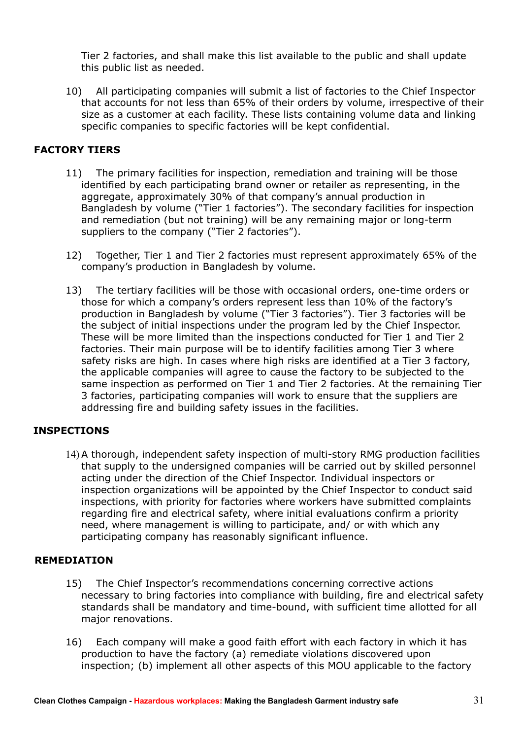Tier 2 factories, and shall make this list available to the public and shall update this public list as needed.

10) All participating companies will submit a list of factories to the Chief Inspector that accounts for not less than 65% of their orders by volume, irrespective of their size as a customer at each facility. These lists containing volume data and linking specific companies to specific factories will be kept confidential.

## FACTORY TIERS

11) The primary facilities for inspection, remediation and training will be those identified by each participating brand owner or retailer as representing, in the aggregate, approximately 30% of that company's annual production in Bangladesh by volume ("Tier 1 factories"). The secondary facilities for inspection and remediation (but not training) will be any remaining major or long-term suppliers to the company ("Tier 2 factories").

12) Together, Tier 1 and Tier 2 factories must represent approximately 65% of the company's production in Bangladesh by volume.

13) The tertiary facilities will be those with occasional orders, one-time orders or those for which a company's orders represent less than 10% of the factory's production in Bangladesh by volume ("Tier 3 factories"). Tier 3 factories will be the subject of initial inspections under the program led by the Chief Inspector. These will be more limited than the inspections conducted for Tier 1 and Tier 2 factories. Their main purpose will be to identify facilities among Tier 3 where safety risks are high. In cases where high risks are identified at a Tier 3 factory, the applicable companies will agree to cause the factory to be subjected to the same inspection as performed on Tier 1 and Tier 2 factories. At the remaining Tier 3 factories, participating companies will work to ensure that the suppliers are addressing fire and building safety issues in the facilities.

## INSPECTIONS

14) A thorough, independent safety inspection of multi-story RMG production facilities that supply to the undersigned companies will be carried out by skilled personnel acting under the direction of the Chief Inspector. Individual inspectors or inspection organizations will be appointed by the Chief Inspector to conduct said inspections, with priority for factories where workers have submitted complaints regarding fire and electrical safety, where initial evaluations confirm a priority need, where management is willing to participate, and/ or with which any participating company has reasonably significant influence.

## REMEDIATION

15) The Chief Inspector's recommendations concerning corrective actions necessary to bring factories into compliance with building, fire and electrical safety standards shall be mandatory and time-bound, with sufficient time allotted for all major renovations.

16) Each company will make a good faith effort with each factory in which it has production to have the factory (a) remediate violations discovered upon inspection; (b) implement all other aspects of this MOU applicable to the factory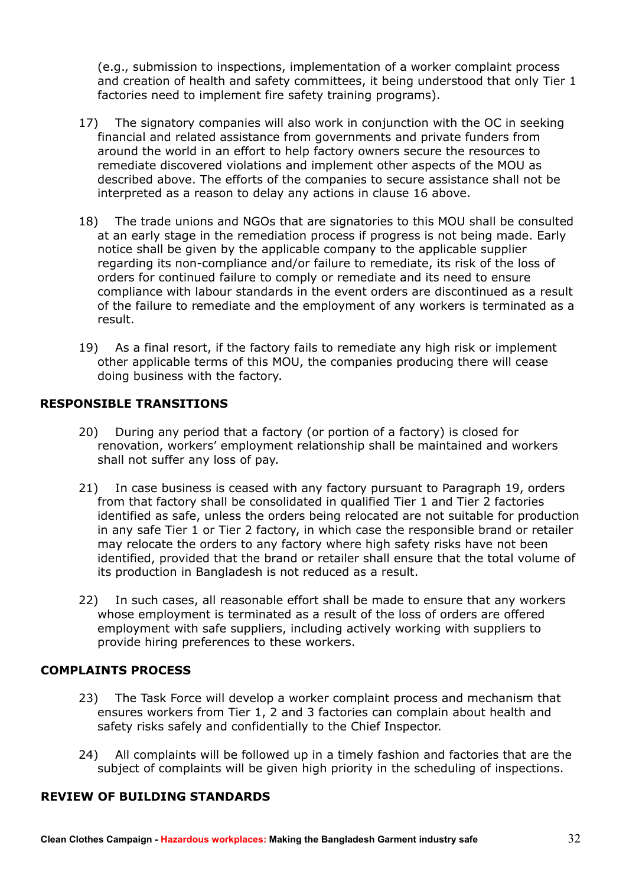(e.g., submission to inspections, implementation of a worker complaint process and creation of health and safety committees, it being understood that only Tier 1 factories need to implement fire safety training programs).

17) The signatory companies will also work in conjunction with the OC in seeking financial and related assistance from governments and private funders from around the world in an effort to help factory owners secure the resources to remediate discovered violations and implement other aspects of the MOU as described above. The efforts of the companies to secure assistance shall not be interpreted as a reason to delay any actions in clause 16 above.

18) The trade unions and NGOs that are signatories to this MOU shall be consulted at an early stage in the remediation process if progress is not being made. Early notice shall be given by the applicable company to the applicable supplier regarding its non-compliance and/or failure to remediate, its risk of the loss of orders for continued failure to comply or remediate and its need to ensure compliance with labour standards in the event orders are discontinued as a result of the failure to remediate and the employment of any workers is terminated as a result.

19) As a final resort, if the factory fails to remediate any high risk or implement other applicable terms of this MOU, the companies producing there will cease doing business with the factory.

### RESPONSIBLE TRANSITIONS

20) During any period that a factory (or portion of a factory) is closed for renovation, workers' employment relationship shall be maintained and workers shall not suffer any loss of pay.

21) In case business is ceased with any factory pursuant to Paragraph 19, orders from that factory shall be consolidated in qualified Tier 1 and Tier 2 factories identified as safe, unless the orders being relocated are not suitable for production in any safe Tier 1 or Tier 2 factory, in which case the responsible brand or retailer may relocate the orders to any factory where high safety risks have not been identified, provided that the brand or retailer shall ensure that the total volume of its production in Bangladesh is not reduced as a result.

22) In such cases, all reasonable effort shall be made to ensure that any workers whose employment is terminated as a result of the loss of orders are offered employment with safe suppliers, including actively working with suppliers to provide hiring preferences to these workers.

### COMPLAINTS PROCESS

23) The Task Force will develop a worker complaint process and mechanism that ensures workers from Tier 1, 2 and 3 factories can complain about health and safety risks safely and confidentially to the Chief Inspector.

24) All complaints will be followed up in a timely fashion and factories that are the subject of complaints will be given high priority in the scheduling of inspections.

### REVIEW OF BUILDING STANDARDS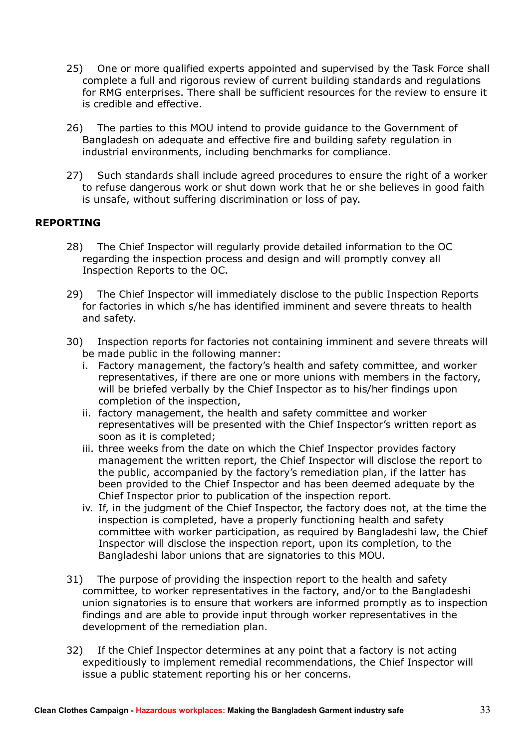25) One or more qualified experts appointed and supervised by the Task Force shall complete a full and rigorous review of current building standards and regulations for RMG enterprises. There shall be sufficient resources for the review to ensure it is credible and effective.

26) The parties to this MOU intend to provide guidance to the Government of Bangladesh on adequate and effective fire and building safety regulation in industrial environments, including benchmarks for compliance.

27) Such standards shall include agreed procedures to ensure the right of a worker to refuse dangerous work or shut down work that he or she believes in good faith is unsafe, without suffering discrimination or loss of pay.

**REPORTING**

28) The Chief Inspector will regularly provide detailed information to the OC regarding the inspection process and design and will promptly convey all Inspection Reports to the OC.

29) The Chief Inspector will immediately disclose to the public Inspection Reports for factories in which s/he has identified imminent and severe threats to health and safety.

30) Inspection reports for factories not containing imminent and severe threats will be made public in the following manner:

   i. Factory management, the factory's health and safety committee, and worker representatives, if there are one or more unions with members in the factory, will be briefed verbally by the Chief Inspector as to his/her findings upon completion of the inspection,
   ii. factory management, the health and safety committee and worker representatives will be presented with the Chief Inspector's written report as soon as it is completed;
   iii. three weeks from the date on which the Chief Inspector provides factory management the written report, the Chief Inspector will disclose the report to the public, accompanied by the factory's remediation plan, if the latter has been provided to the Chief Inspector and has been deemed adequate by the Chief Inspector prior to publication of the inspection report.
   iv. If, in the judgment of the Chief Inspector, the factory does not, at the time the inspection is completed, have a properly functioning health and safety committee with worker participation, as required by Bangladeshi law, the Chief Inspector will disclose the inspection report, upon its completion, to the Bangladeshi labor unions that are signatories to this MOU.

31) The purpose of providing the inspection report to the health and safety committee, to worker representatives in the factory, and/or to the Bangladeshi union signatories is to ensure that workers are informed promptly as to inspection findings and are able to provide input through worker representatives in the development of the remediation plan.

32) If the Chief Inspector determines at any point that a factory is not acting expeditiously to implement remedial recommendations, the Chief Inspector will issue a public statement reporting his or her concerns.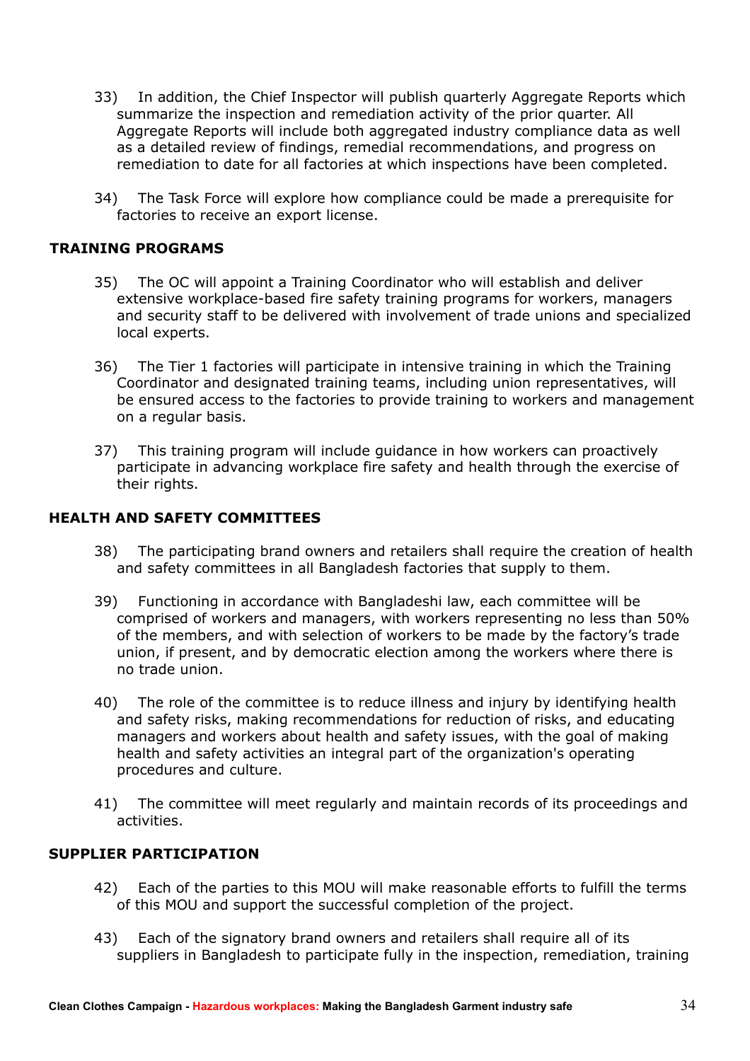33) In addition, the Chief Inspector will publish quarterly Aggregate Reports which summarize the inspection and remediation activity of the prior quarter. All Aggregate Reports will include both aggregated industry compliance data as well as a detailed review of findings, remedial recommendations, and progress on remediation to date for all factories at which inspections have been completed.

34) The Task Force will explore how compliance could be made a prerequisite for factories to receive an export license.

## TRAINING PROGRAMS

35) The OC will appoint a Training Coordinator who will establish and deliver extensive workplace-based fire safety training programs for workers, managers and security staff to be delivered with involvement of trade unions and specialized local experts.

36) The Tier 1 factories will participate in intensive training in which the Training Coordinator and designated training teams, including union representatives, will be ensured access to the factories to provide training to workers and management on a regular basis.

37) This training program will include guidance in how workers can proactively participate in advancing workplace fire safety and health through the exercise of their rights.

## HEALTH AND SAFETY COMMITTEES

38) The participating brand owners and retailers shall require the creation of health and safety committees in all Bangladesh factories that supply to them.

39) Functioning in accordance with Bangladeshi law, each committee will be comprised of workers and managers, with workers representing no less than 50% of the members, and with selection of workers to be made by the factory's trade union, if present, and by democratic election among the workers where there is no trade union.

40) The role of the committee is to reduce illness and injury by identifying health and safety risks, making recommendations for reduction of risks, and educating managers and workers about health and safety issues, with the goal of making health and safety activities an integral part of the organization's operating procedures and culture.

41) The committee will meet regularly and maintain records of its proceedings and activities.

## SUPPLIER PARTICIPATION

42) Each of the parties to this MOU will make reasonable efforts to fulfill the terms of this MOU and support the successful completion of the project.

43) Each of the signatory brand owners and retailers shall require all of its suppliers in Bangladesh to participate fully in the inspection, remediation, training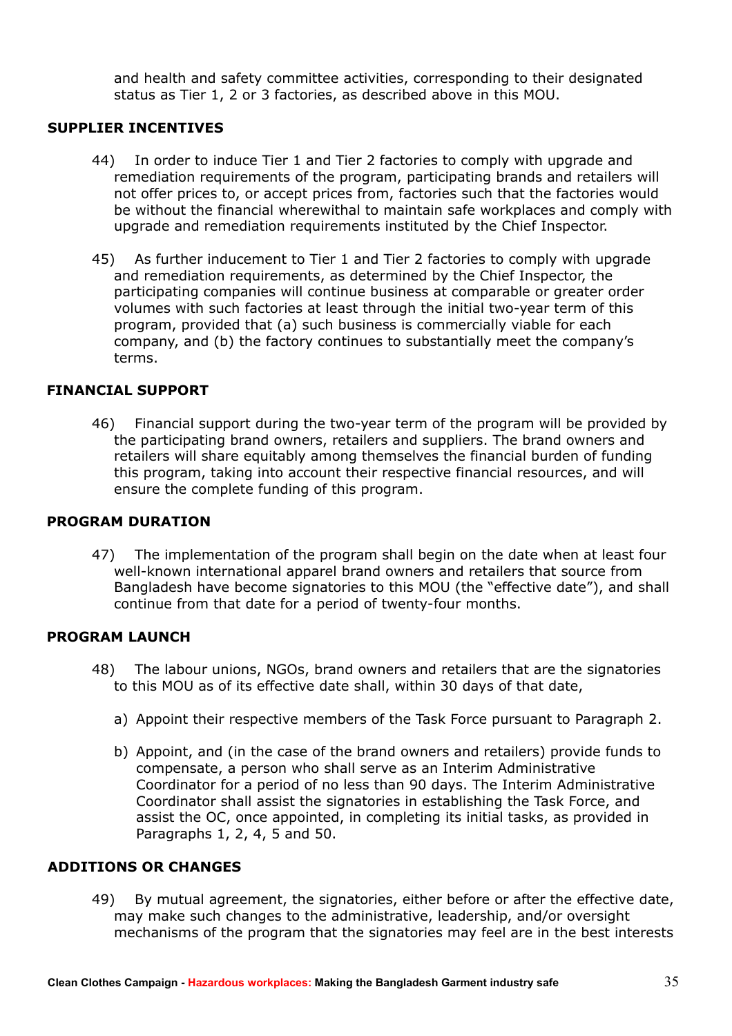and health and safety committee activities, corresponding to their designated status as Tier 1, 2 or 3 factories, as described above in this MOU.

**SUPPLIER INCENTIVES**

44) In order to induce Tier 1 and Tier 2 factories to comply with upgrade and remediation requirements of the program, participating brands and retailers will not offer prices to, or accept prices from, factories such that the factories would be without the financial wherewithal to maintain safe workplaces and comply with upgrade and remediation requirements instituted by the Chief Inspector.

45) As further inducement to Tier 1 and Tier 2 factories to comply with upgrade and remediation requirements, as determined by the Chief Inspector, the participating companies will continue business at comparable or greater order volumes with such factories at least through the initial two-year term of this program, provided that (a) such business is commercially viable for each company, and (b) the factory continues to substantially meet the company's terms.

**FINANCIAL SUPPORT**

46) Financial support during the two-year term of the program will be provided by the participating brand owners, retailers and suppliers. The brand owners and retailers will share equitably among themselves the financial burden of funding this program, taking into account their respective financial resources, and will ensure the complete funding of this program.

**PROGRAM DURATION**

47) The implementation of the program shall begin on the date when at least four well-known international apparel brand owners and retailers that source from Bangladesh have become signatories to this MOU (the "effective date"), and shall continue from that date for a period of twenty-four months.

**PROGRAM LAUNCH**

48) The labour unions, NGOs, brand owners and retailers that are the signatories to this MOU as of its effective date shall, within 30 days of that date,

a) Appoint their respective members of the Task Force pursuant to Paragraph 2.

b) Appoint, and (in the case of the brand owners and retailers) provide funds to compensate, a person who shall serve as an Interim Administrative Coordinator for a period of no less than 90 days. The Interim Administrative Coordinator shall assist the signatories in establishing the Task Force, and assist the OC, once appointed, in completing its initial tasks, as provided in Paragraphs 1, 2, 4, 5 and 50.

**ADDITIONS OR CHANGES**

49) By mutual agreement, the signatories, either before or after the effective date, may make such changes to the administrative, leadership, and/or oversight mechanisms of the program that the signatories may feel are in the best interests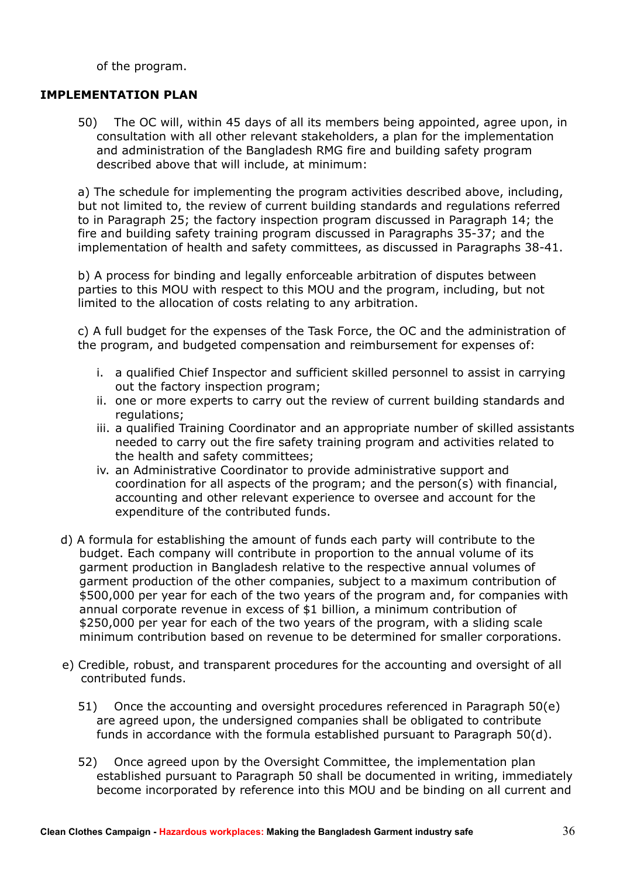of the program.

**IMPLEMENTATION PLAN**

50) The OC will, within 45 days of all its members being appointed, agree upon, in consultation with all other relevant stakeholders, a plan for the implementation and administration of the Bangladesh RMG fire and building safety program described above that will include, at minimum:

a) The schedule for implementing the program activities described above, including, but not limited to, the review of current building standards and regulations referred to in Paragraph 25; the factory inspection program discussed in Paragraph 14; the fire and building safety training program discussed in Paragraphs 35-37; and the implementation of health and safety committees, as discussed in Paragraphs 38-41.

b) A process for binding and legally enforceable arbitration of disputes between parties to this MOU with respect to this MOU and the program, including, but not limited to the allocation of costs relating to any arbitration.

c) A full budget for the expenses of the Task Force, the OC and the administration of the program, and budgeted compensation and reimbursement for expenses of:

i. a qualified Chief Inspector and sufficient skilled personnel to assist in carrying out the factory inspection program;
ii. one or more experts to carry out the review of current building standards and regulations;
iii. a qualified Training Coordinator and an appropriate number of skilled assistants needed to carry out the fire safety training program and activities related to the health and safety committees;
iv. an Administrative Coordinator to provide administrative support and coordination for all aspects of the program; and the person(s) with financial, accounting and other relevant experience to oversee and account for the expenditure of the contributed funds.

d) A formula for establishing the amount of funds each party will contribute to the budget. Each company will contribute in proportion to the annual volume of its garment production in Bangladesh relative to the respective annual volumes of garment production of the other companies, subject to a maximum contribution of $500,000 per year for each of the two years of the program and, for companies with annual corporate revenue in excess of $1 billion, a minimum contribution of $250,000 per year for each of the two years of the program, with a sliding scale minimum contribution based on revenue to be determined for smaller corporations.

e) Credible, robust, and transparent procedures for the accounting and oversight of all contributed funds.

51) Once the accounting and oversight procedures referenced in Paragraph 50(e) are agreed upon, the undersigned companies shall be obligated to contribute funds in accordance with the formula established pursuant to Paragraph 50(d).

52) Once agreed upon by the Oversight Committee, the implementation plan established pursuant to Paragraph 50 shall be documented in writing, immediately become incorporated by reference into this MOU and be binding on all current and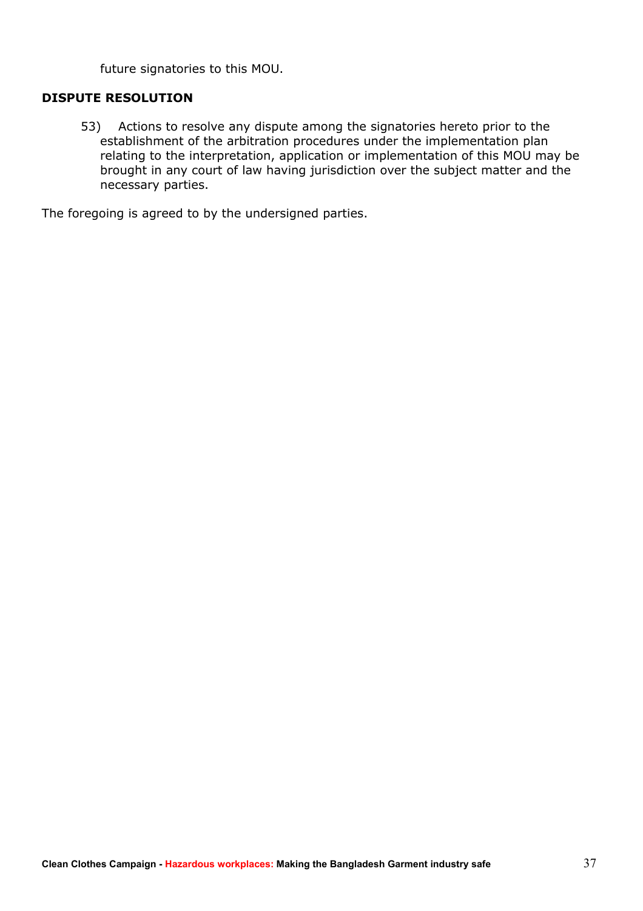future signatories to this MOU.

**DISPUTE RESOLUTION**

53) Actions to resolve any dispute among the signatories hereto prior to the establishment of the arbitration procedures under the implementation plan relating to the interpretation, application or implementation of this MOU may be brought in any court of law having jurisdiction over the subject matter and the necessary parties.

The foregoing is agreed to by the undersigned parties.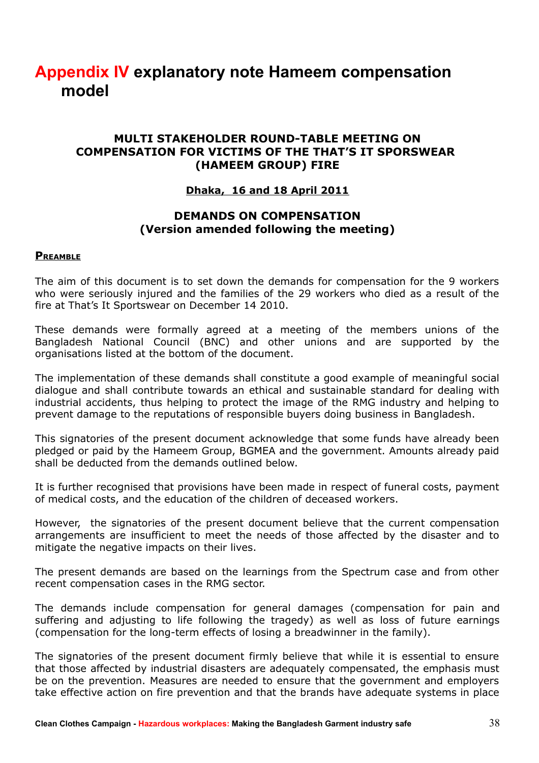# Appendix IV explanatory note Hameem compensation model

**MULTI STAKEHOLDER ROUND-TABLE MEETING ON COMPENSATION FOR VICTIMS OF THE THAT'S IT SPORSWEAR (HAMEEM GROUP) FIRE**

**Dhaka, 16 and 18 April 2011**

**DEMANDS ON COMPENSATION (Version amended following the meeting)**

**PREAMBLE**

The aim of this document is to set down the demands for compensation for the 9 workers who were seriously injured and the families of the 29 workers who died as a result of the fire at That's It Sportswear on December 14 2010.

These demands were formally agreed at a meeting of the members unions of the Bangladesh National Council (BNC) and other unions and are supported by the organisations listed at the bottom of the document.

The implementation of these demands shall constitute a good example of meaningful social dialogue and shall contribute towards an ethical and sustainable standard for dealing with industrial accidents, thus helping to protect the image of the RMG industry and helping to prevent damage to the reputations of responsible buyers doing business in Bangladesh.

This signatories of the present document acknowledge that some funds have already been pledged or paid by the Hameem Group, BGMEA and the government. Amounts already paid shall be deducted from the demands outlined below.

It is further recognised that provisions have been made in respect of funeral costs, payment of medical costs, and the education of the children of deceased workers.

However, the signatories of the present document believe that the current compensation arrangements are insufficient to meet the needs of those affected by the disaster and to mitigate the negative impacts on their lives.

The present demands are based on the learnings from the Spectrum case and from other recent compensation cases in the RMG sector.

The demands include compensation for general damages (compensation for pain and suffering and adjusting to life following the tragedy) as well as loss of future earnings (compensation for the long-term effects of losing a breadwinner in the family).

The signatories of the present document firmly believe that while it is essential to ensure that those affected by industrial disasters are adequately compensated, the emphasis must be on the prevention. Measures are needed to ensure that the government and employers take effective action on fire prevention and that the brands have adequate systems in place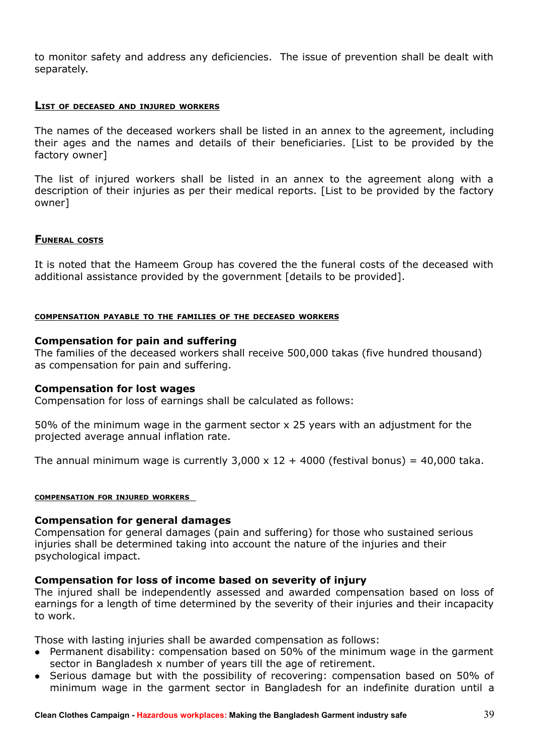to monitor safety and address any deficiencies. The issue of prevention shall be dealt with separately.

## List of deceased and injured workers

The names of the deceased workers shall be listed in an annex to the agreement, including their ages and the names and details of their beneficiaries. [List to be provided by the factory owner]

The list of injured workers shall be listed in an annex to the agreement along with a description of their injuries as per their medical reports. [List to be provided by the factory owner]

## Funeral costs

It is noted that the Hameem Group has covered the the funeral costs of the deceased with additional assistance provided by the government [details to be provided].

## Compensation payable to the families of the deceased workers

### Compensation for pain and suffering

The families of the deceased workers shall receive 500,000 takas (five hundred thousand) as compensation for pain and suffering.

### Compensation for lost wages

Compensation for loss of earnings shall be calculated as follows:

50% of the minimum wage in the garment sector x 25 years with an adjustment for the projected average annual inflation rate.

The annual minimum wage is currently 3,000 x 12 + 4000 (festival bonus) = 40,000 taka.

## Compensation for injured workers

### Compensation for general damages

Compensation for general damages (pain and suffering) for those who sustained serious injuries shall be determined taking into account the nature of the injuries and their psychological impact.

### Compensation for loss of income based on severity of injury

The injured shall be independently assessed and awarded compensation based on loss of earnings for a length of time determined by the severity of their injuries and their incapacity to work.

Those with lasting injuries shall be awarded compensation as follows:

- Permanent disability: compensation based on 50% of the minimum wage in the garment sector in Bangladesh x number of years till the age of retirement.
- Serious damage but with the possibility of recovering: compensation based on 50% of minimum wage in the garment sector in Bangladesh for an indefinite duration until a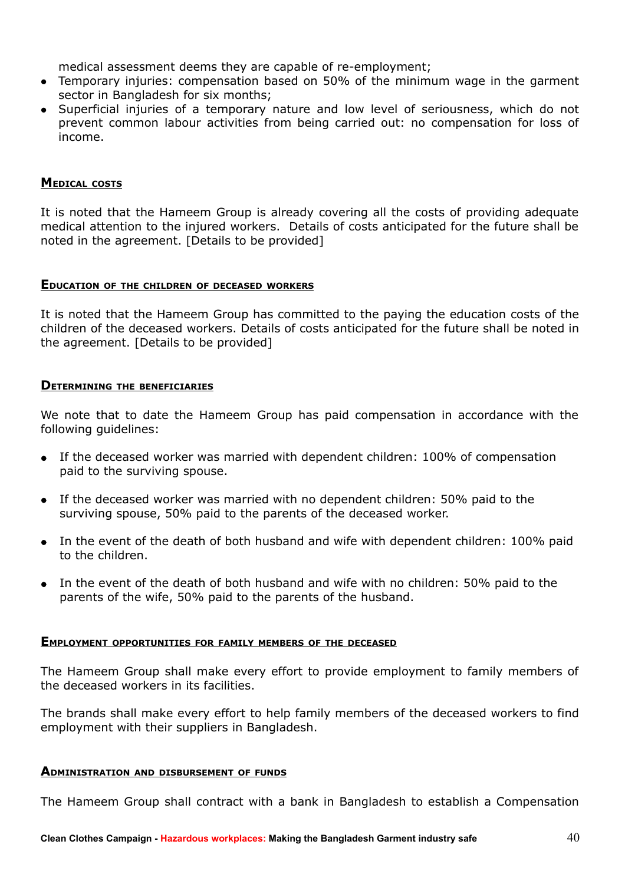medical assessment deems they are capable of re-employment;

- Temporary injuries: compensation based on 50% of the minimum wage in the garment sector in Bangladesh for six months;
- Superficial injuries of a temporary nature and low level of seriousness, which do not prevent common labour activities from being carried out: no compensation for loss of income.

### Medical costs

It is noted that the Hameem Group is already covering all the costs of providing adequate medical attention to the injured workers. Details of costs anticipated for the future shall be noted in the agreement. [Details to be provided]

### Education of the children of deceased workers

It is noted that the Hameem Group has committed to the paying the education costs of the children of the deceased workers. Details of costs anticipated for the future shall be noted in the agreement. [Details to be provided]

### Determining the beneficiaries

We note that to date the Hameem Group has paid compensation in accordance with the following guidelines:

- If the deceased worker was married with dependent children: 100% of compensation paid to the surviving spouse.
- If the deceased worker was married with no dependent children: 50% paid to the surviving spouse, 50% paid to the parents of the deceased worker.
- In the event of the death of both husband and wife with dependent children: 100% paid to the children.
- In the event of the death of both husband and wife with no children: 50% paid to the parents of the wife, 50% paid to the parents of the husband.

### Employment opportunities for family members of the deceased

The Hameem Group shall make every effort to provide employment to family members of the deceased workers in its facilities.

The brands shall make every effort to help family members of the deceased workers to find employment with their suppliers in Bangladesh.

### Administration and disbursement of funds

The Hameem Group shall contract with a bank in Bangladesh to establish a Compensation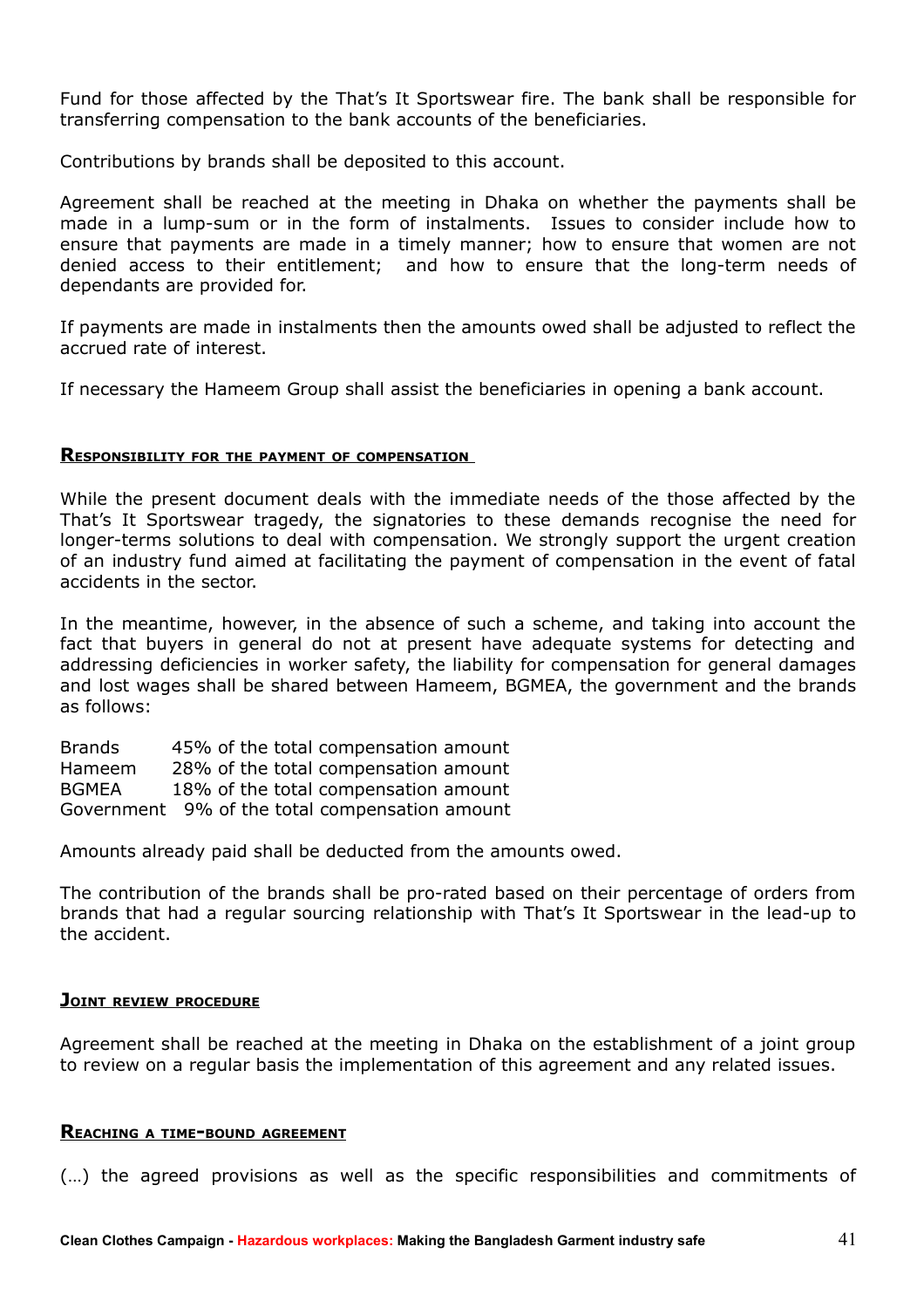Fund for those affected by the That's It Sportswear fire. The bank shall be responsible for transferring compensation to the bank accounts of the beneficiaries.

Contributions by brands shall be deposited to this account.

Agreement shall be reached at the meeting in Dhaka on whether the payments shall be made in a lump-sum or in the form of instalments. Issues to consider include how to ensure that payments are made in a timely manner; how to ensure that women are not denied access to their entitlement; and how to ensure that the long-term needs of dependants are provided for.

If payments are made in instalments then the amounts owed shall be adjusted to reflect the accrued rate of interest.

If necessary the Hameem Group shall assist the beneficiaries in opening a bank account.

#### Responsibility for the payment of compensation

While the present document deals with the immediate needs of the those affected by the That's It Sportswear tragedy, the signatories to these demands recognise the need for longer-terms solutions to deal with compensation. We strongly support the urgent creation of an industry fund aimed at facilitating the payment of compensation in the event of fatal accidents in the sector.

In the meantime, however, in the absence of such a scheme, and taking into account the fact that buyers in general do not at present have adequate systems for detecting and addressing deficiencies in worker safety, the liability for compensation for general damages and lost wages shall be shared between Hameem, BGMEA, the government and the brands as follows:

| | |
|---|---|
| Brands | 45% of the total compensation amount |
| Hameem | 28% of the total compensation amount |
| BGMEA | 18% of the total compensation amount |
| Government | 9% of the total compensation amount |

Amounts already paid shall be deducted from the amounts owed.

The contribution of the brands shall be pro-rated based on their percentage of orders from brands that had a regular sourcing relationship with That's It Sportswear in the lead-up to the accident.

#### Joint review procedure

Agreement shall be reached at the meeting in Dhaka on the establishment of a joint group to review on a regular basis the implementation of this agreement and any related issues.

#### Reaching a time-bound agreement

(…) the agreed provisions as well as the specific responsibilities and commitments of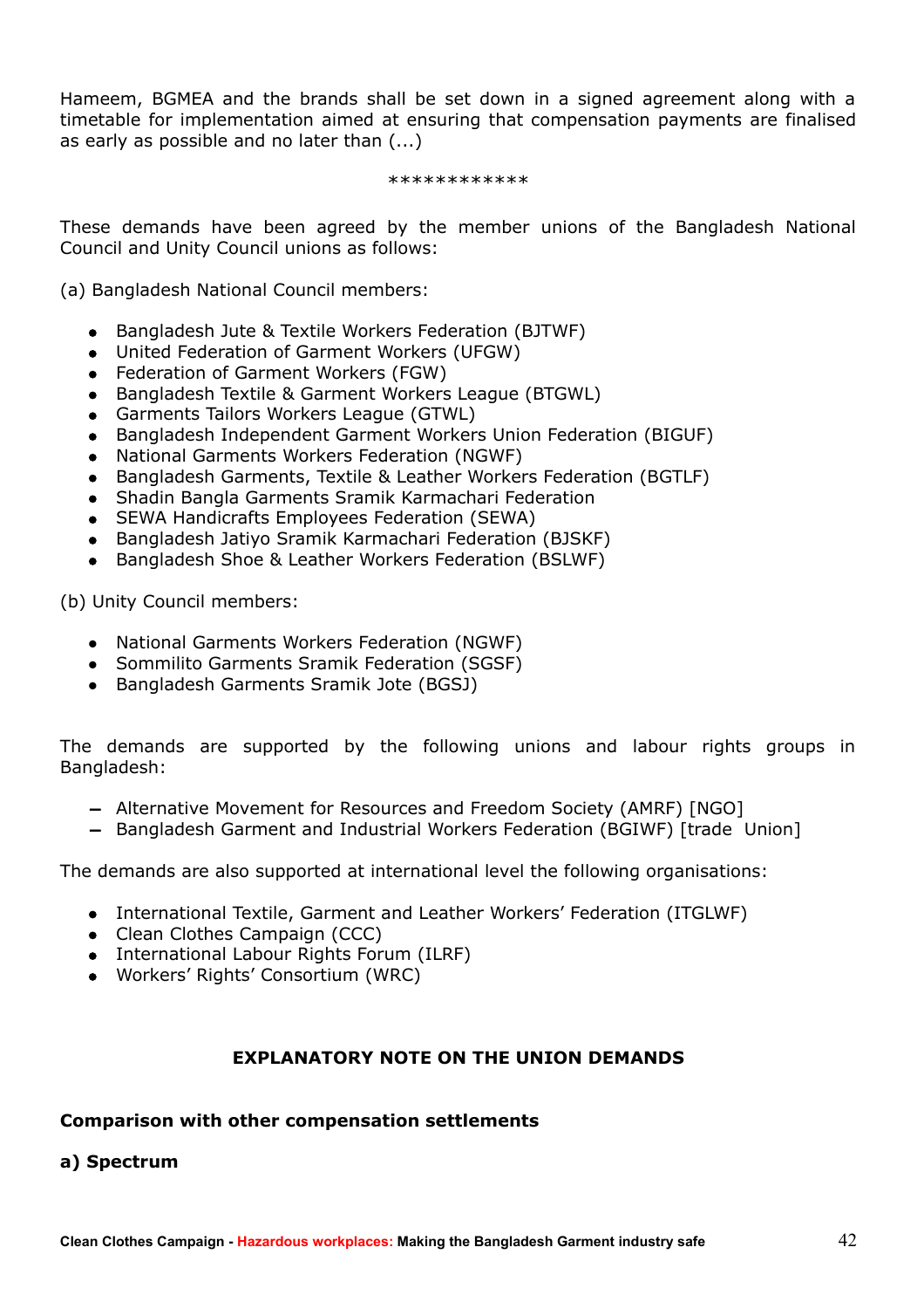Hameem, BGMEA and the brands shall be set down in a signed agreement along with a timetable for implementation aimed at ensuring that compensation payments are finalised as early as possible and no later than (...)

************

These demands have been agreed by the member unions of the Bangladesh National Council and Unity Council unions as follows:

(a) Bangladesh National Council members:

- Bangladesh Jute & Textile Workers Federation (BJTWF)
- United Federation of Garment Workers (UFGW)
- Federation of Garment Workers (FGW)
- Bangladesh Textile & Garment Workers League (BTGWL)
- Garments Tailors Workers League (GTWL)
- Bangladesh Independent Garment Workers Union Federation (BIGUF)
- National Garments Workers Federation (NGWF)
- Bangladesh Garments, Textile & Leather Workers Federation (BGTLF)
- Shadin Bangla Garments Sramik Karmachari Federation
- SEWA Handicrafts Employees Federation (SEWA)
- Bangladesh Jatiyo Sramik Karmachari Federation (BJSKF)
- Bangladesh Shoe & Leather Workers Federation (BSLWF)

(b) Unity Council members:

- National Garments Workers Federation (NGWF)
- Sommilito Garments Sramik Federation (SGSF)
- Bangladesh Garments Sramik Jote (BGSJ)

The demands are supported by the following unions and labour rights groups in Bangladesh:

- Alternative Movement for Resources and Freedom Society (AMRF) [NGO]
- Bangladesh Garment and Industrial Workers Federation (BGIWF) [trade Union]

The demands are also supported at international level the following organisations:

- International Textile, Garment and Leather Workers' Federation (ITGLWF)
- Clean Clothes Campaign (CCC)
- International Labour Rights Forum (ILRF)
- Workers' Rights' Consortium (WRC)

## EXPLANATORY NOTE ON THE UNION DEMANDS

### Comparison with other compensation settlements

#### a) Spectrum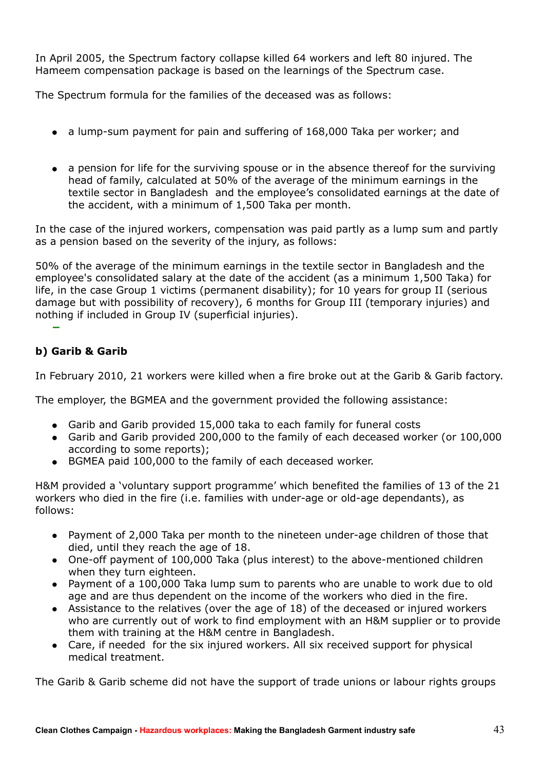In April 2005, the Spectrum factory collapse killed 64 workers and left 80 injured. The Hameem compensation package is based on the learnings of the Spectrum case.

The Spectrum formula for the families of the deceased was as follows:

- a lump-sum payment for pain and suffering of 168,000 Taka per worker; and
- a pension for life for the surviving spouse or in the absence thereof for the surviving head of family, calculated at 50% of the average of the minimum earnings in the textile sector in Bangladesh and the employee's consolidated earnings at the date of the accident, with a minimum of 1,500 Taka per month.

In the case of the injured workers, compensation was paid partly as a lump sum and partly as a pension based on the severity of the injury, as follows:

50% of the average of the minimum earnings in the textile sector in Bangladesh and the employee's consolidated salary at the date of the accident (as a minimum 1,500 Taka) for life, in the case Group 1 victims (permanent disability); for 10 years for group II (serious damage but with possibility of recovery), 6 months for Group III (temporary injuries) and nothing if included in Group IV (superficial injuries).

### b) Garib & Garib

In February 2010, 21 workers were killed when a fire broke out at the Garib & Garib factory.

The employer, the BGMEA and the government provided the following assistance:

- Garib and Garib provided 15,000 taka to each family for funeral costs
- Garib and Garib provided 200,000 to the family of each deceased worker (or 100,000 according to some reports);
- BGMEA paid 100,000 to the family of each deceased worker.

H&M provided a 'voluntary support programme' which benefited the families of 13 of the 21 workers who died in the fire (i.e. families with under-age or old-age dependants), as follows:

- Payment of 2,000 Taka per month to the nineteen under-age children of those that died, until they reach the age of 18.
- One-off payment of 100,000 Taka (plus interest) to the above-mentioned children when they turn eighteen.
- Payment of a 100,000 Taka lump sum to parents who are unable to work due to old age and are thus dependent on the income of the workers who died in the fire.
- Assistance to the relatives (over the age of 18) of the deceased or injured workers who are currently out of work to find employment with an H&M supplier or to provide them with training at the H&M centre in Bangladesh.
- Care, if needed for the six injured workers. All six received support for physical medical treatment.

The Garib & Garib scheme did not have the support of trade unions or labour rights groups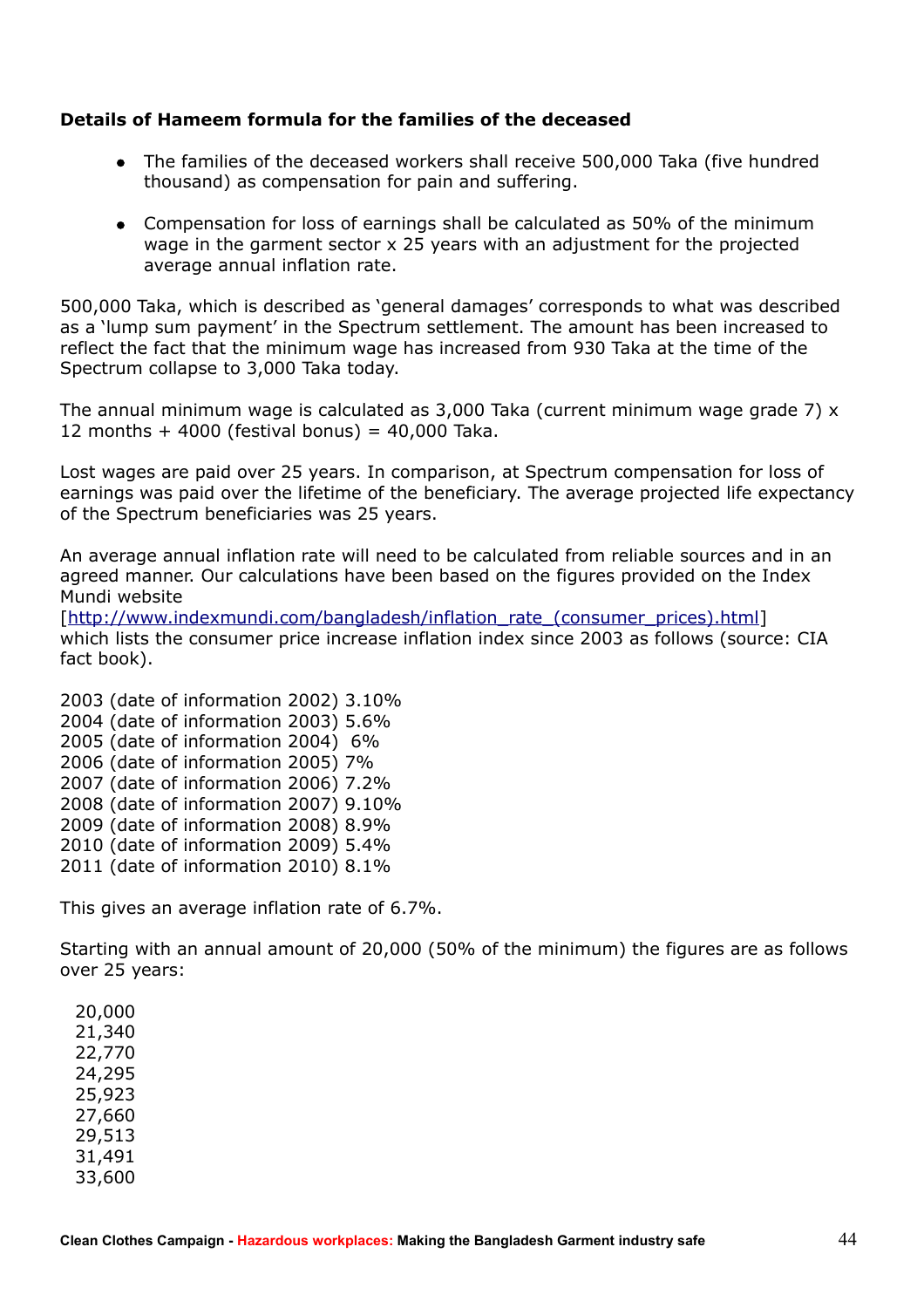**Details of Hameem formula for the families of the deceased**

- The families of the deceased workers shall receive 500,000 Taka (five hundred thousand) as compensation for pain and suffering.
- Compensation for loss of earnings shall be calculated as 50% of the minimum wage in the garment sector x 25 years with an adjustment for the projected average annual inflation rate.

500,000 Taka, which is described as 'general damages' corresponds to what was described as a 'lump sum payment' in the Spectrum settlement. The amount has been increased to reflect the fact that the minimum wage has increased from 930 Taka at the time of the Spectrum collapse to 3,000 Taka today.

The annual minimum wage is calculated as 3,000 Taka (current minimum wage grade 7) x 12 months + 4000 (festival bonus) = 40,000 Taka.

Lost wages are paid over 25 years. In comparison, at Spectrum compensation for loss of earnings was paid over the lifetime of the beneficiary. The average projected life expectancy of the Spectrum beneficiaries was 25 years.

An average annual inflation rate will need to be calculated from reliable sources and in an agreed manner. Our calculations have been based on the figures provided on the Index Mundi website [http://www.indexmundi.com/bangladesh/inflation_rate_(consumer_prices).html] which lists the consumer price increase inflation index since 2003 as follows (source: CIA fact book).

2003 (date of information 2002) 3.10%  
2004 (date of information 2003) 5.6%  
2005 (date of information 2004) 6%  
2006 (date of information 2005) 7%  
2007 (date of information 2006) 7.2%  
2008 (date of information 2007) 9.10%  
2009 (date of information 2008) 8.9%  
2010 (date of information 2009) 5.4%  
2011 (date of information 2010) 8.1%

This gives an average inflation rate of 6.7%.

Starting with an annual amount of 20,000 (50% of the minimum) the figures are as follows over 25 years:

20,000  
21,340  
22,770  
24,295  
25,923  
27,660  
29,513  
31,491  
33,600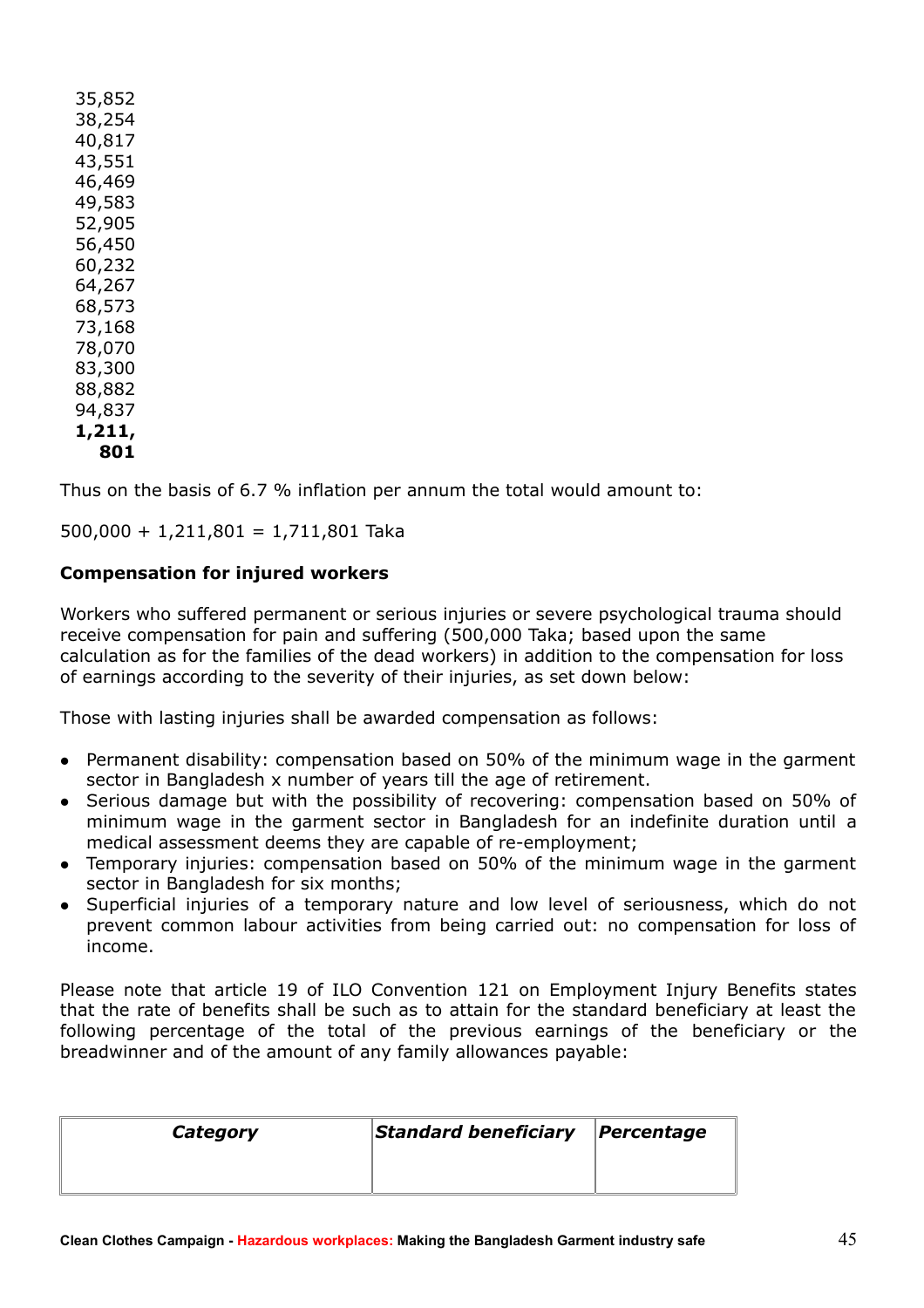35,852
38,254
40,817
43,551
46,469
49,583
52,905
56,450
60,232
64,267
68,573
73,168
78,070
83,300
88,882
94,837
**1,211,801**

Thus on the basis of 6.7 % inflation per annum the total would amount to:

500,000 + 1,211,801 = 1,711,801 Taka

**Compensation for injured workers**

Workers who suffered permanent or serious injuries or severe psychological trauma should receive compensation for pain and suffering (500,000 Taka; based upon the same calculation as for the families of the dead workers) in addition to the compensation for loss of earnings according to the severity of their injuries, as set down below:

Those with lasting injuries shall be awarded compensation as follows:

- Permanent disability: compensation based on 50% of the minimum wage in the garment sector in Bangladesh x number of years till the age of retirement.
- Serious damage but with the possibility of recovering: compensation based on 50% of minimum wage in the garment sector in Bangladesh for an indefinite duration until a medical assessment deems they are capable of re-employment;
- Temporary injuries: compensation based on 50% of the minimum wage in the garment sector in Bangladesh for six months;
- Superficial injuries of a temporary nature and low level of seriousness, which do not prevent common labour activities from being carried out: no compensation for loss of income.

Please note that article 19 of ILO Convention 121 on Employment Injury Benefits states that the rate of benefits shall be such as to attain for the standard beneficiary at least the following percentage of the total of the previous earnings of the beneficiary or the breadwinner and of the amount of any family allowances payable:

| *Category* | *Standard beneficiary* | *Percentage* |
| --- | --- | --- |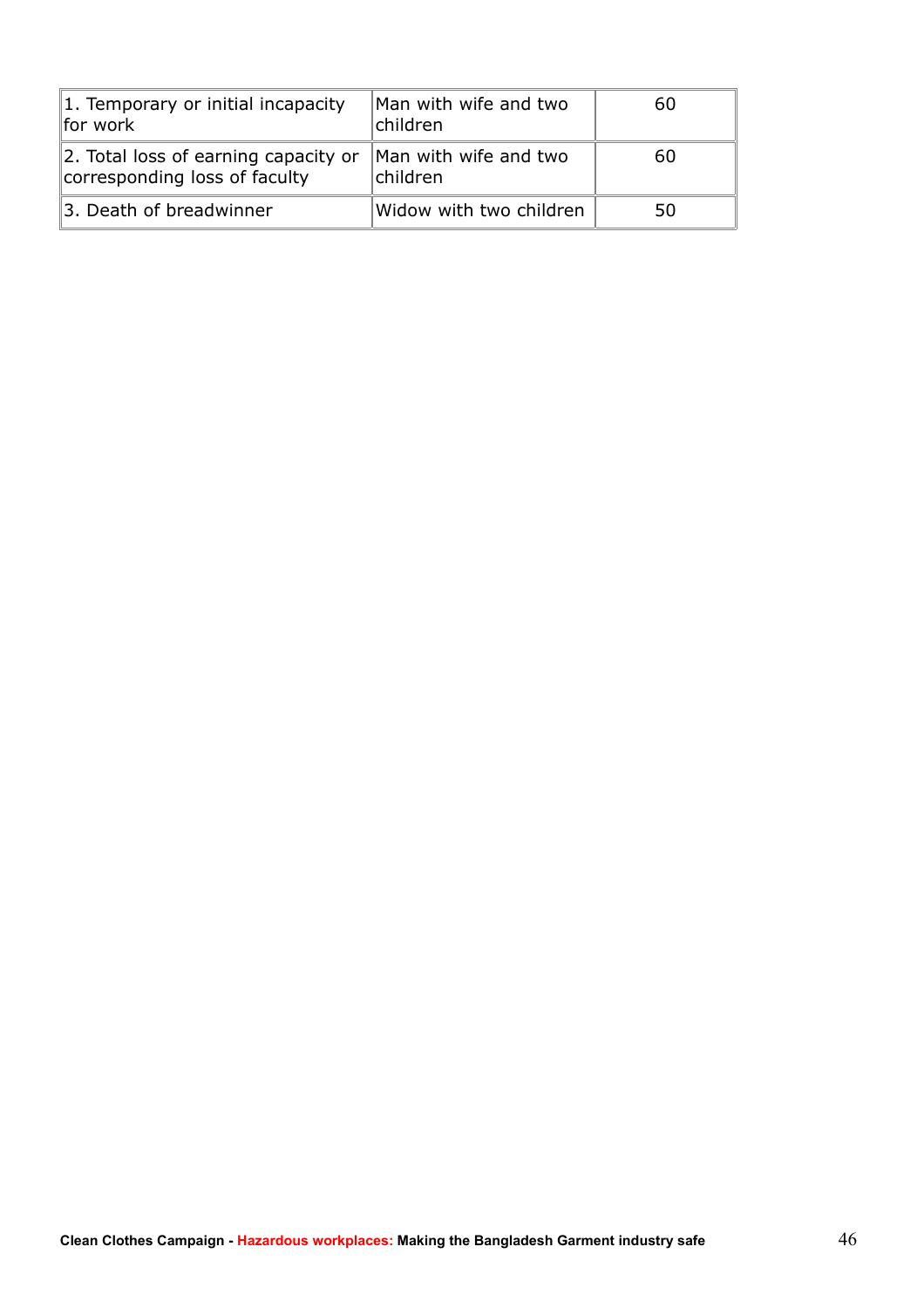| 1. Temporary or initial incapacity for work | Man with wife and two children | 60 |
|---|---|---|
| 2. Total loss of earning capacity or corresponding loss of faculty | Man with wife and two children | 60 |
| 3. Death of breadwinner | Widow with two children | 50 |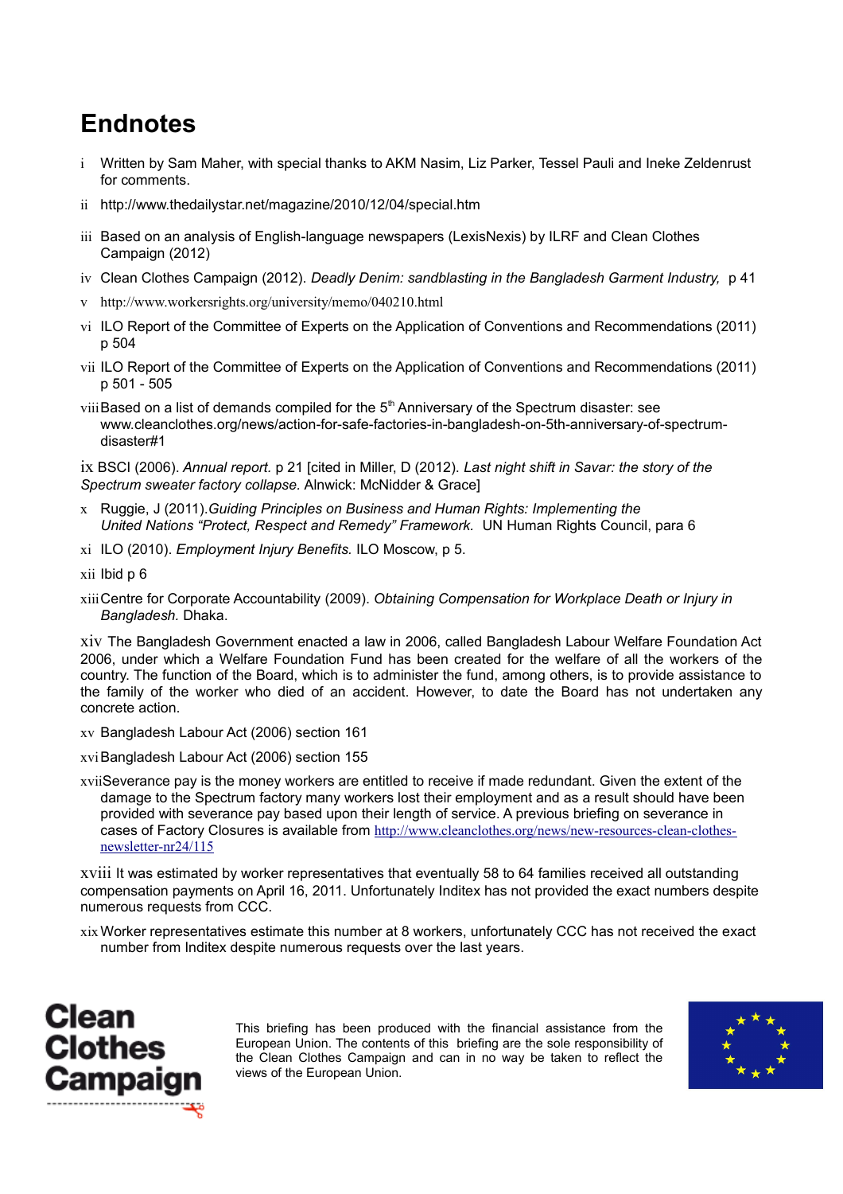# Endnotes

i Written by Sam Maher, with special thanks to AKM Nasim, Liz Parker, Tessel Pauli and Ineke Zeldenrust for comments.

ii http://www.thedailystar.net/magazine/2010/12/04/special.htm

iii Based on an analysis of English-language newspapers (LexisNexis) by ILRF and Clean Clothes Campaign (2012)

iv Clean Clothes Campaign (2012). *Deadly Denim: sandblasting in the Bangladesh Garment Industry,* p 41

v http://www.workersrights.org/university/memo/040210.html

vi ILO Report of the Committee of Experts on the Application of Conventions and Recommendations (2011) p 504

vii ILO Report of the Committee of Experts on the Application of Conventions and Recommendations (2011) p 501 - 505

viii Based on a list of demands compiled for the 5th Anniversary of the Spectrum disaster: see www.cleanclothes.org/news/action-for-safe-factories-in-bangladesh-on-5th-anniversary-of-spectrum-disaster#1

ix BSCI (2006). *Annual report.* p 21 [cited in Miller, D (2012). *Last night shift in Savar: the story of the Spectrum sweater factory collapse.* Alnwick: McNidder & Grace]

x Ruggie, J (2011).*Guiding Principles on Business and Human Rights: Implementing the United Nations "Protect, Respect and Remedy" Framework.* UN Human Rights Council, para 6

xi ILO (2010). *Employment Injury Benefits.* ILO Moscow, p 5.

xii Ibid p 6

xiii Centre for Corporate Accountability (2009). *Obtaining Compensation for Workplace Death or Injury in Bangladesh.* Dhaka.

xiv The Bangladesh Government enacted a law in 2006, called Bangladesh Labour Welfare Foundation Act 2006, under which a Welfare Foundation Fund has been created for the welfare of all the workers of the country. The function of the Board, which is to administer the fund, among others, is to provide assistance to the family of the worker who died of an accident. However, to date the Board has not undertaken any concrete action.

xv Bangladesh Labour Act (2006) section 161

xvi Bangladesh Labour Act (2006) section 155

xvii Severance pay is the money workers are entitled to receive if made redundant. Given the extent of the damage to the Spectrum factory many workers lost their employment and as a result should have been provided with severance pay based upon their length of service. A previous briefing on severance in cases of Factory Closures is available from http://www.cleanclothes.org/news/new-resources-clean-clothes-newsletter-nr24/115

xviii It was estimated by worker representatives that eventually 58 to 64 families received all outstanding compensation payments on April 16, 2011. Unfortunately Inditex has not provided the exact numbers despite numerous requests from CCC.

xix Worker representatives estimate this number at 8 workers, unfortunately CCC has not received the exact number from Inditex despite numerous requests over the last years.

Clean Clothes Campaign

This briefing has been produced with the financial assistance from the European Union. The contents of this briefing are the sole responsibility of the Clean Clothes Campaign and can in no way be taken to reflect the views of the European Union.